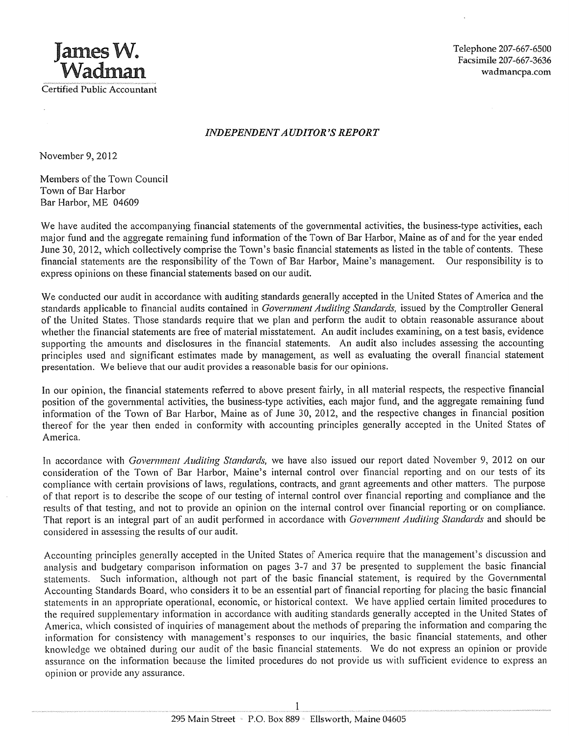**James W. Wadman**
Certified Public Accountant

Telephone 207-667-6500
Facsimile 207-667-3636
wadmancpa.com

## *INDEPENDENT AUDITOR'S REPORT*

November 9, 2012

Members of the Town Council
Town of Bar Harbor
Bar Harbor, ME 04609

We have audited the accompanying financial statements of the governmental activities, the business-type activities, each major fund and the aggregate remaining fund information of the Town of Bar Harbor, Maine as of and for the year ended June 30, 2012, which collectively comprise the Town's basic financial statements as listed in the table of contents. These financial statements are the responsibility of the Town of Bar Harbor, Maine's management. Our responsibility is to express opinions on these financial statements based on our audit.

We conducted our audit in accordance with auditing standards generally accepted in the United States of America and the standards applicable to financial audits contained in *Government Auditing Standards,* issued by the Comptroller General of the United States. Those standards require that we plan and perform the audit to obtain reasonable assurance about whether the financial statements are free of material misstatement. An audit includes examining, on a test basis, evidence supporting the amounts and disclosures in the financial statements. An audit also includes assessing the accounting principles used and significant estimates made by management, as well as evaluating the overall financial statement presentation. We believe that our audit provides a reasonable basis for our opinions.

In our opinion, the financial statements referred to above present fairly, in all material respects, the respective financial position of the governmental activities, the business-type activities, each major fund, and the aggregate remaining fund information of the Town of Bar Harbor, Maine as of June 30, 2012, and the respective changes in financial position thereof for the year then ended in conformity with accounting principles generally accepted in the United States of America.

In accordance with *Government Auditing Standards,* we have also issued our report dated November 9, 2012 on our consideration of the Town of Bar Harbor, Maine's internal control over financial reporting and on our tests of its compliance with certain provisions of laws, regulations, contracts, and grant agreements and other matters. The purpose of that report is to describe the scope of our testing of internal control over financial reporting and compliance and the results of that testing, and not to provide an opinion on the internal control over financial reporting or on compliance. That report is an integral part of an audit performed in accordance with *Government Auditing Standards* and should be considered in assessing the results of our audit.

Accounting principles generally accepted in the United States of America require that the management's discussion and analysis and budgetary comparison information on pages 3-7 and 37 be presented to supplement the basic financial statements. Such information, although not part of the basic financial statement, is required by the Governmental Accounting Standards Board, who considers it to be an essential part of financial reporting for placing the basic financial statements in an appropriate operational, economic, or historical context. We have applied certain limited procedures to the required supplementary information in accordance with auditing standards generally accepted in the United States of America, which consisted of inquiries of management about the methods of preparing the information and comparing the information for consistency with management's responses to our inquiries, the basic financial statements, and other knowledge we obtained during our audit of the basic financial statements. We do not express an opinion or provide assurance on the information because the limited procedures do not provide us with sufficient evidence to express an opinion or provide any assurance.

295 Main Street · P.O. Box 889 · Ellsworth, Maine 04605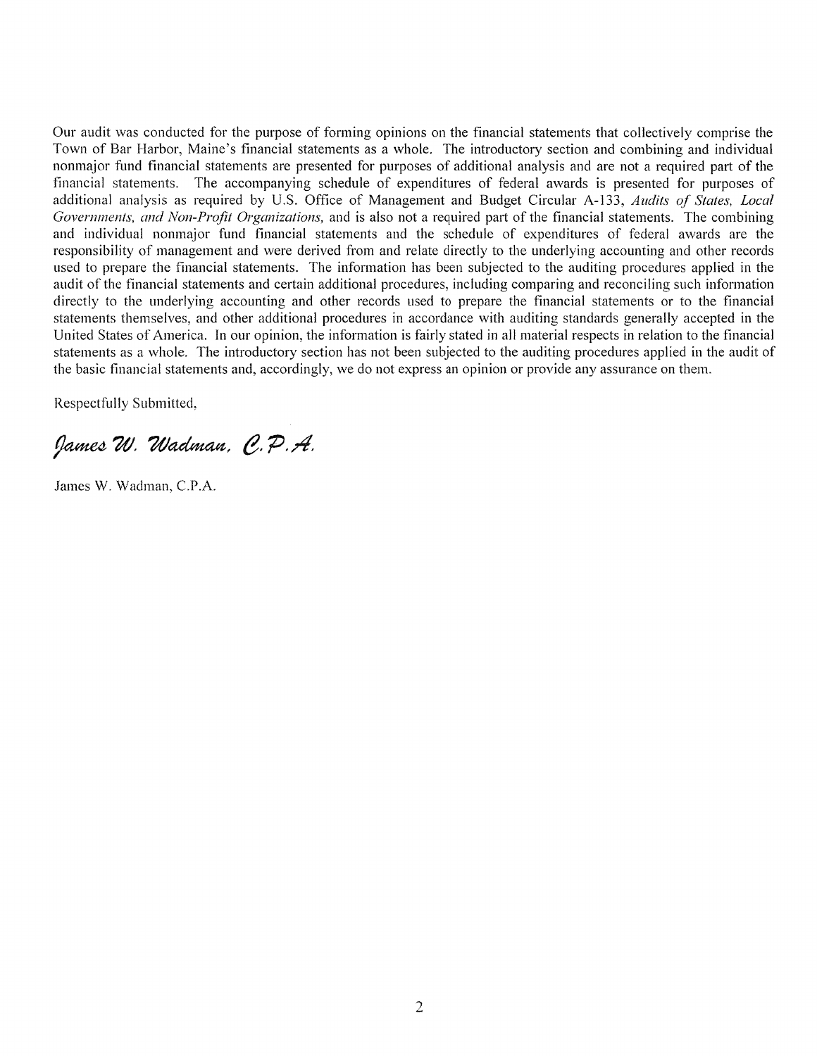Our audit was conducted for the purpose of forming opinions on the financial statements that collectively comprise the Town of Bar Harbor, Maine's financial statements as a whole. The introductory section and combining and individual nonmajor fund financial statements are presented for purposes of additional analysis and are not a required part of the financial statements. The accompanying schedule of expenditures of federal awards is presented for purposes of additional analysis as required by U.S. Office of Management and Budget Circular A-133, *Audits of States, Local Governments, and Non-Profit Organizations,* and is also not a required part of the financial statements. The combining and individual nonmajor fund financial statements and the schedule of expenditures of federal awards are the responsibility of management and were derived from and relate directly to the underlying accounting and other records used to prepare the financial statements. The information has been subjected to the auditing procedures applied in the audit of the financial statements and certain additional procedures, including comparing and reconciling such information directly to the underlying accounting and other records used to prepare the financial statements or to the financial statements themselves, and other additional procedures in accordance with auditing standards generally accepted in the United States of America. In our opinion, the information is fairly stated in all material respects in relation to the financial statements as a whole. The introductory section has not been subjected to the auditing procedures applied in the audit of the basic financial statements and, accordingly, we do not express an opinion or provide any assurance on them.

Respectfully Submitted,

*James W. Wadman, C.P.A.*

James W. Wadman, C.P.A.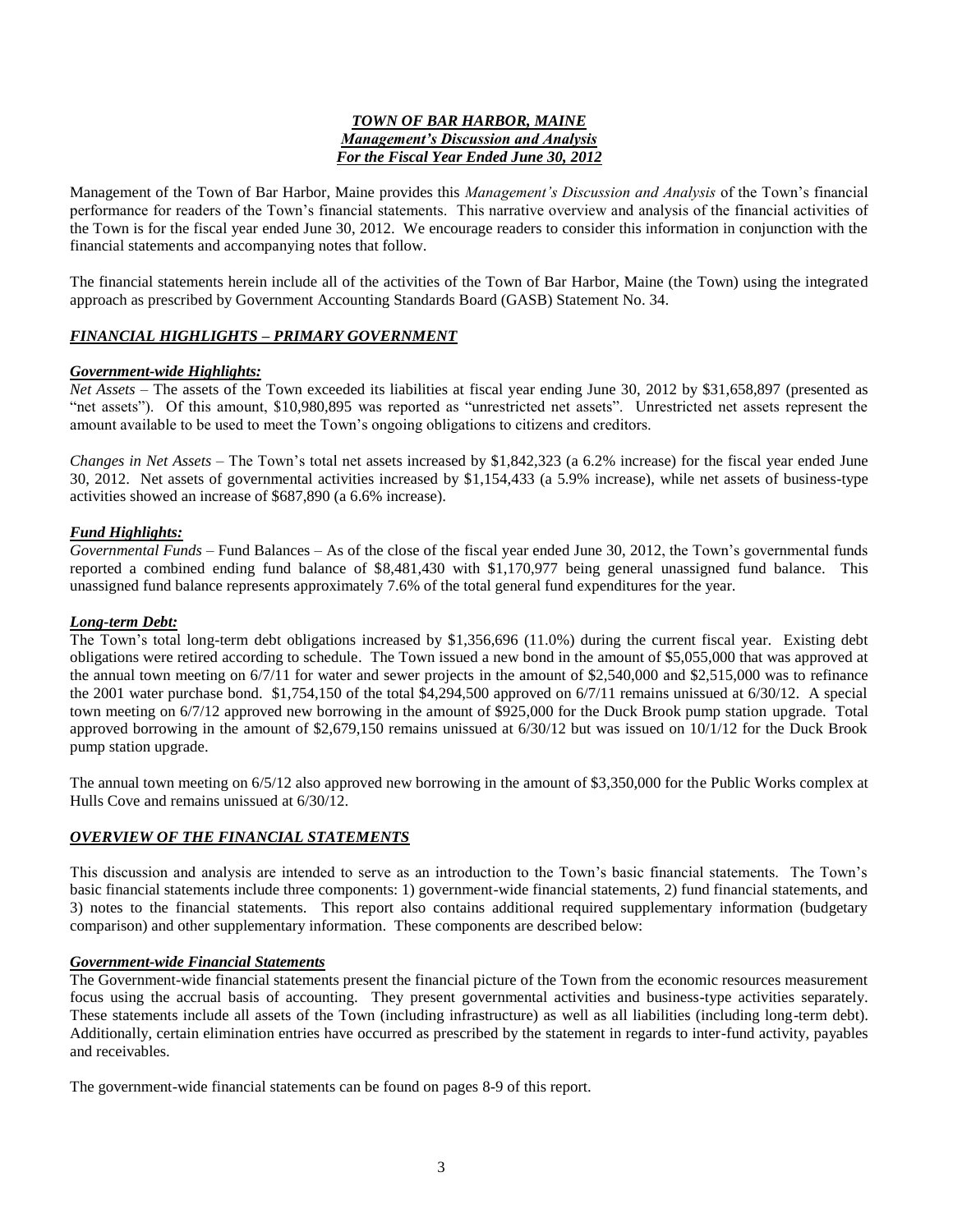***TOWN OF BAR HARBOR, MAINE***
***Management's Discussion and Analysis***
***For the Fiscal Year Ended June 30, 2012***

Management of the Town of Bar Harbor, Maine provides this *Management's Discussion and Analysis* of the Town's financial performance for readers of the Town's financial statements. This narrative overview and analysis of the financial activities of the Town is for the fiscal year ended June 30, 2012. We encourage readers to consider this information in conjunction with the financial statements and accompanying notes that follow.

The financial statements herein include all of the activities of the Town of Bar Harbor, Maine (the Town) using the integrated approach as prescribed by Government Accounting Standards Board (GASB) Statement No. 34.

## ***FINANCIAL HIGHLIGHTS – PRIMARY GOVERNMENT***

### ***Government-wide Highlights:***

*Net Assets* – The assets of the Town exceeded its liabilities at fiscal year ending June 30, 2012 by $31,658,897 (presented as "net assets"). Of this amount, $10,980,895 was reported as "unrestricted net assets". Unrestricted net assets represent the amount available to be used to meet the Town's ongoing obligations to citizens and creditors.

*Changes in Net Assets* – The Town's total net assets increased by $1,842,323 (a 6.2% increase) for the fiscal year ended June 30, 2012. Net assets of governmental activities increased by $1,154,433 (a 5.9% increase), while net assets of business-type activities showed an increase of $687,890 (a 6.6% increase).

### ***Fund Highlights:***

*Governmental Funds* – Fund Balances – As of the close of the fiscal year ended June 30, 2012, the Town's governmental funds reported a combined ending fund balance of $8,481,430 with $1,170,977 being general unassigned fund balance. This unassigned fund balance represents approximately 7.6% of the total general fund expenditures for the year.

### ***Long-term Debt:***

The Town's total long-term debt obligations increased by $1,356,696 (11.0%) during the current fiscal year. Existing debt obligations were retired according to schedule. The Town issued a new bond in the amount of $5,055,000 that was approved at the annual town meeting on 6/7/11 for water and sewer projects in the amount of $2,540,000 and $2,515,000 was to refinance the 2001 water purchase bond. $1,754,150 of the total $4,294,500 approved on 6/7/11 remains unissued at 6/30/12. A special town meeting on 6/7/12 approved new borrowing in the amount of $925,000 for the Duck Brook pump station upgrade. Total approved borrowing in the amount of $2,679,150 remains unissued at 6/30/12 but was issued on 10/1/12 for the Duck Brook pump station upgrade.

The annual town meeting on 6/5/12 also approved new borrowing in the amount of $3,350,000 for the Public Works complex at Hulls Cove and remains unissued at 6/30/12.

## ***OVERVIEW OF THE FINANCIAL STATEMENTS***

This discussion and analysis are intended to serve as an introduction to the Town's basic financial statements. The Town's basic financial statements include three components: 1) government-wide financial statements, 2) fund financial statements, and 3) notes to the financial statements. This report also contains additional required supplementary information (budgetary comparison) and other supplementary information. These components are described below:

### ***Government-wide Financial Statements***

The Government-wide financial statements present the financial picture of the Town from the economic resources measurement focus using the accrual basis of accounting. They present governmental activities and business-type activities separately. These statements include all assets of the Town (including infrastructure) as well as all liabilities (including long-term debt). Additionally, certain elimination entries have occurred as prescribed by the statement in regards to inter-fund activity, payables and receivables.

The government-wide financial statements can be found on pages 8-9 of this report.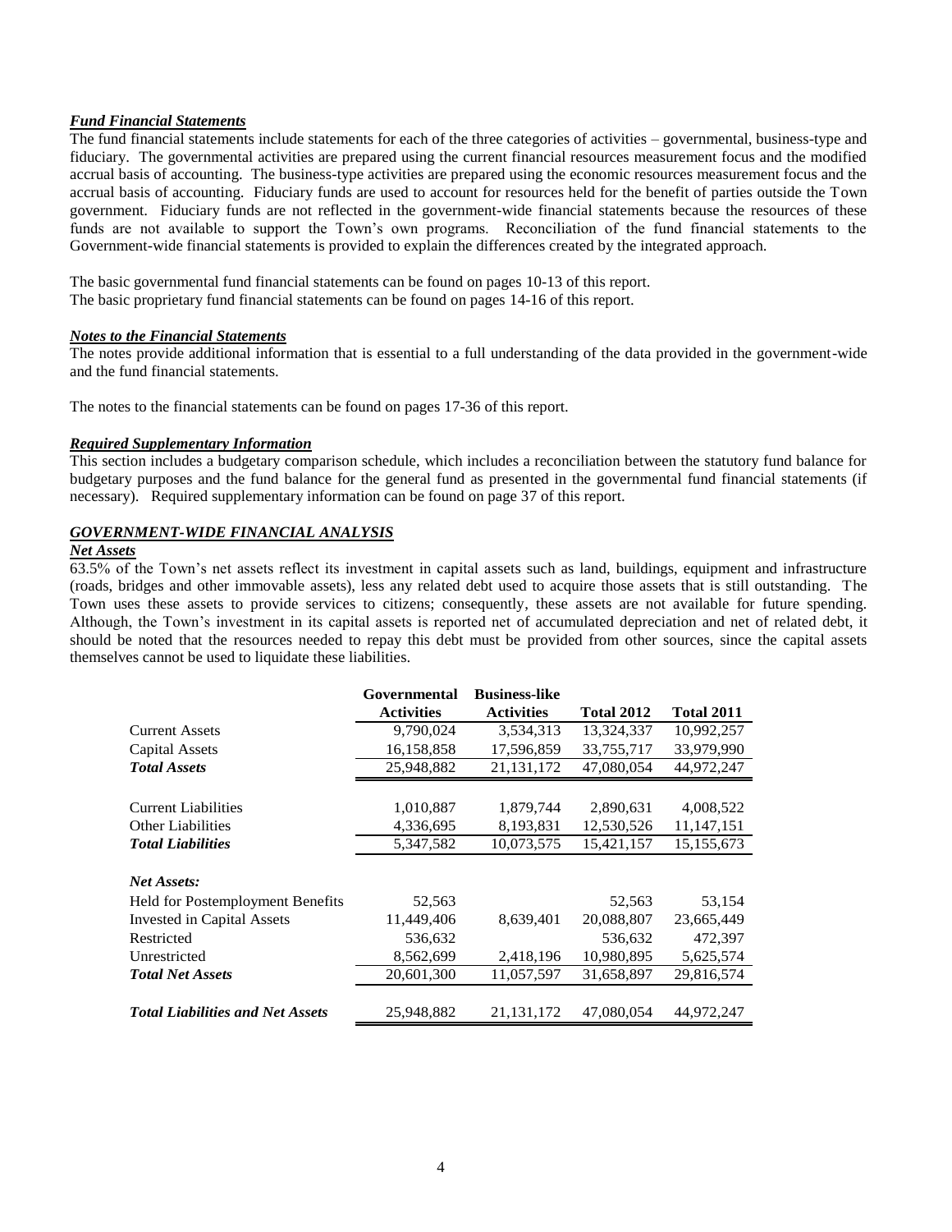### *Fund Financial Statements*

The fund financial statements include statements for each of the three categories of activities – governmental, business-type and fiduciary. The governmental activities are prepared using the current financial resources measurement focus and the modified accrual basis of accounting. The business-type activities are prepared using the economic resources measurement focus and the accrual basis of accounting. Fiduciary funds are used to account for resources held for the benefit of parties outside the Town government. Fiduciary funds are not reflected in the government-wide financial statements because the resources of these funds are not available to support the Town's own programs. Reconciliation of the fund financial statements to the Government-wide financial statements is provided to explain the differences created by the integrated approach.

The basic governmental fund financial statements can be found on pages 10-13 of this report.
The basic proprietary fund financial statements can be found on pages 14-16 of this report.

### *Notes to the Financial Statements*

The notes provide additional information that is essential to a full understanding of the data provided in the government-wide and the fund financial statements.

The notes to the financial statements can be found on pages 17-36 of this report.

### *Required Supplementary Information*

This section includes a budgetary comparison schedule, which includes a reconciliation between the statutory fund balance for budgetary purposes and the fund balance for the general fund as presented in the governmental fund financial statements (if necessary). Required supplementary information can be found on page 37 of this report.

## *GOVERNMENT-WIDE FINANCIAL ANALYSIS*

### *Net Assets*

63.5% of the Town's net assets reflect its investment in capital assets such as land, buildings, equipment and infrastructure (roads, bridges and other immovable assets), less any related debt used to acquire those assets that is still outstanding. The Town uses these assets to provide services to citizens; consequently, these assets are not available for future spending. Although, the Town's investment in its capital assets is reported net of accumulated depreciation and net of related debt, it should be noted that the resources needed to repay this debt must be provided from other sources, since the capital assets themselves cannot be used to liquidate these liabilities.

| | Governmental Activities | Business-like Activities | Total 2012 | Total 2011 |
|---|---|---|---|---|
| Current Assets | 9,790,024 | 3,534,313 | 13,324,337 | 10,992,257 |
| Capital Assets | 16,158,858 | 17,596,859 | 33,755,717 | 33,979,990 |
| ***Total Assets*** | 25,948,882 | 21,131,172 | 47,080,054 | 44,972,247 |
| | | | | |
| Current Liabilities | 1,010,887 | 1,879,744 | 2,890,631 | 4,008,522 |
| Other Liabilities | 4,336,695 | 8,193,831 | 12,530,526 | 11,147,151 |
| ***Total Liabilities*** | 5,347,582 | 10,073,575 | 15,421,157 | 15,155,673 |
| | | | | |
| ***Net Assets:*** | | | | |
| Held for Postemployment Benefits | 52,563 | | 52,563 | 53,154 |
| Invested in Capital Assets | 11,449,406 | 8,639,401 | 20,088,807 | 23,665,449 |
| Restricted | 536,632 | | 536,632 | 472,397 |
| Unrestricted | 8,562,699 | 2,418,196 | 10,980,895 | 5,625,574 |
| ***Total Net Assets*** | 20,601,300 | 11,057,597 | 31,658,897 | 29,816,574 |
| | | | | |
| ***Total Liabilities and Net Assets*** | 25,948,882 | 21,131,172 | 47,080,054 | 44,972,247 |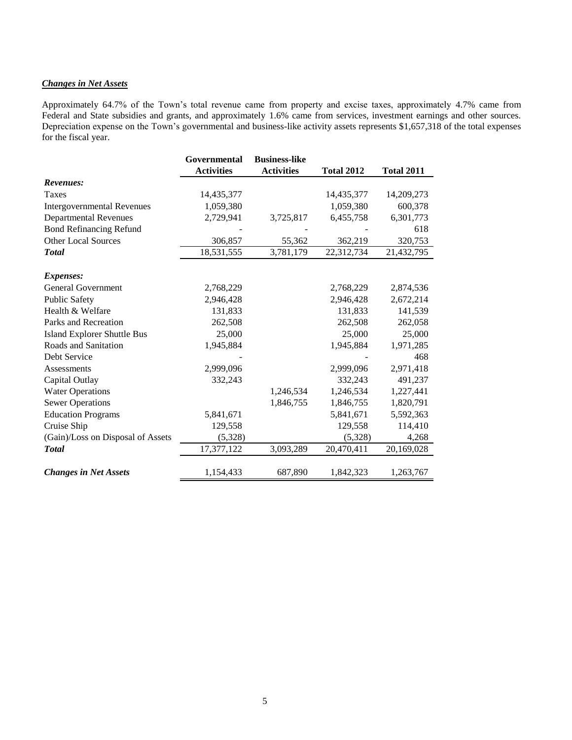### ***Changes in Net Assets***

Approximately 64.7% of the Town's total revenue came from property and excise taxes, approximately 4.7% came from Federal and State subsidies and grants, and approximately 1.6% came from services, investment earnings and other sources. Depreciation expense on the Town's governmental and business-like activity assets represents $1,657,318 of the total expenses for the fiscal year.

| | Governmental Activities | Business-like Activities | Total 2012 | Total 2011 |
|---|---|---|---|---|
| ***Revenues:*** | | | | |
| Taxes | 14,435,377 | | 14,435,377 | 14,209,273 |
| Intergovernmental Revenues | 1,059,380 | | 1,059,380 | 600,378 |
| Departmental Revenues | 2,729,941 | 3,725,817 | 6,455,758 | 6,301,773 |
| Bond Refinancing Refund | - | - | - | 618 |
| Other Local Sources | 306,857 | 55,362 | 362,219 | 320,753 |
| ***Total*** | 18,531,555 | 3,781,179 | 22,312,734 | 21,432,795 |
| ***Expenses:*** | | | | |
| General Government | 2,768,229 | | 2,768,229 | 2,874,536 |
| Public Safety | 2,946,428 | | 2,946,428 | 2,672,214 |
| Health & Welfare | 131,833 | | 131,833 | 141,539 |
| Parks and Recreation | 262,508 | | 262,508 | 262,058 |
| Island Explorer Shuttle Bus | 25,000 | | 25,000 | 25,000 |
| Roads and Sanitation | 1,945,884 | | 1,945,884 | 1,971,285 |
| Debt Service | - | | - | 468 |
| Assessments | 2,999,096 | | 2,999,096 | 2,971,418 |
| Capital Outlay | 332,243 | | 332,243 | 491,237 |
| Water Operations | | 1,246,534 | 1,246,534 | 1,227,441 |
| Sewer Operations | | 1,846,755 | 1,846,755 | 1,820,791 |
| Education Programs | 5,841,671 | | 5,841,671 | 5,592,363 |
| Cruise Ship | 129,558 | | 129,558 | 114,410 |
| (Gain)/Loss on Disposal of Assets | (5,328) | | (5,328) | 4,268 |
| ***Total*** | 17,377,122 | 3,093,289 | 20,470,411 | 20,169,028 |
| ***Changes in Net Assets*** | 1,154,433 | 687,890 | 1,842,323 | 1,263,767 |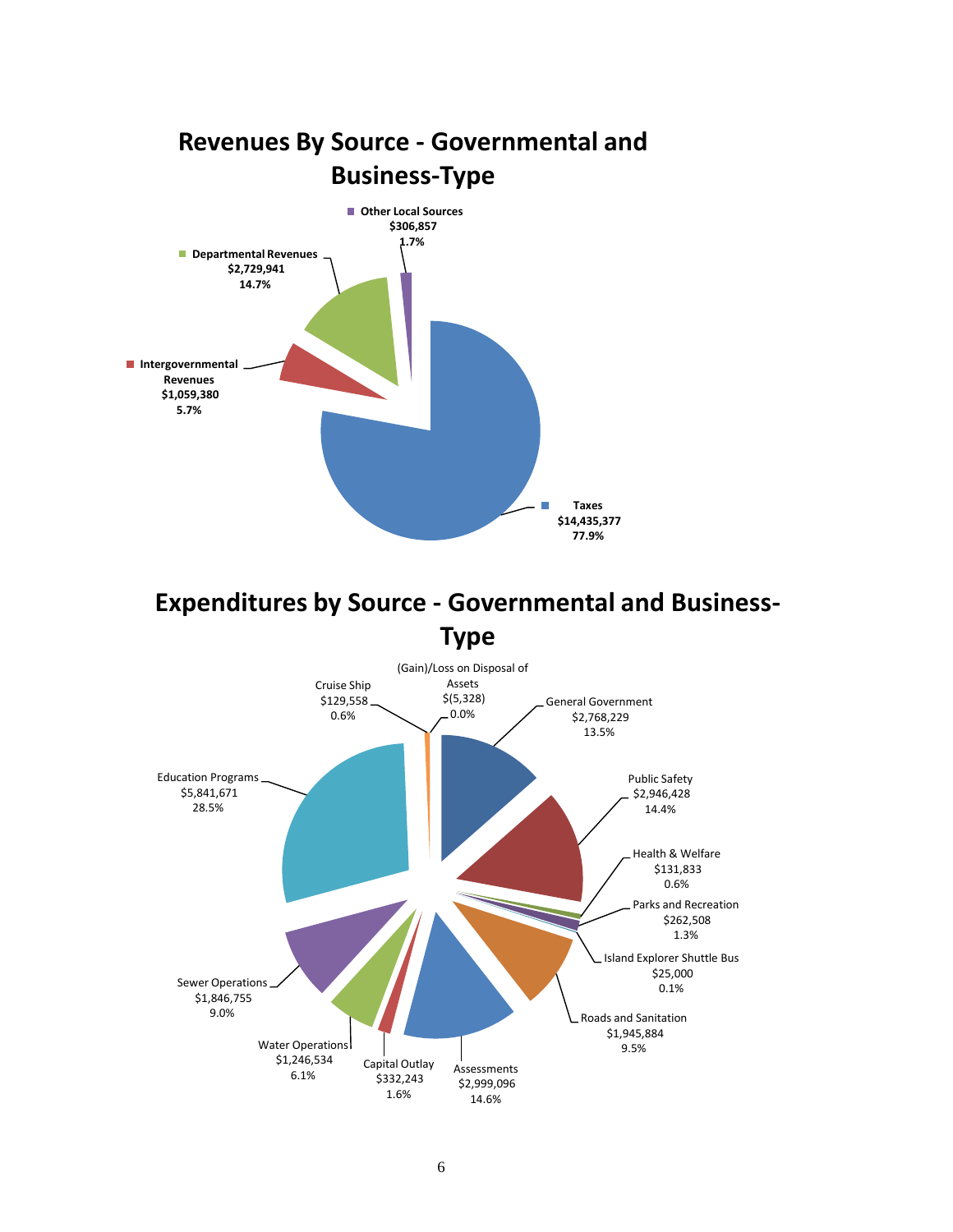## Revenues By Source - Governmental and Business-Type

| Source | Amount | Percent |
|---|---|---|
| Taxes | $14,435,377 | 77.9% |
| Intergovernmental Revenues | $1,059,380 | 5.7% |
| Departmental Revenues | $2,729,941 | 14.7% |
| Other Local Sources | $306,857 | 1.7% |

## Expenditures by Source - Governmental and Business-Type

| Source | Amount | Percent |
|---|---|---|
| General Government | $2,768,229 | 13.5% |
| Public Safety | $2,946,428 | 14.4% |
| Health & Welfare | $131,833 | 0.6% |
| Parks and Recreation | $262,508 | 1.3% |
| Island Explorer Shuttle Bus | $25,000 | 0.1% |
| Roads and Sanitation | $1,945,884 | 9.5% |
| Assessments | $2,999,096 | 14.6% |
| Capital Outlay | $332,243 | 1.6% |
| Water Operations | $1,246,534 | 6.1% |
| Sewer Operations | $1,846,755 | 9.0% |
| Education Programs | $5,841,671 | 28.5% |
| Cruise Ship | $129,558 | 0.6% |
| (Gain)/Loss on Disposal of Assets | $(5,328) | 0.0% |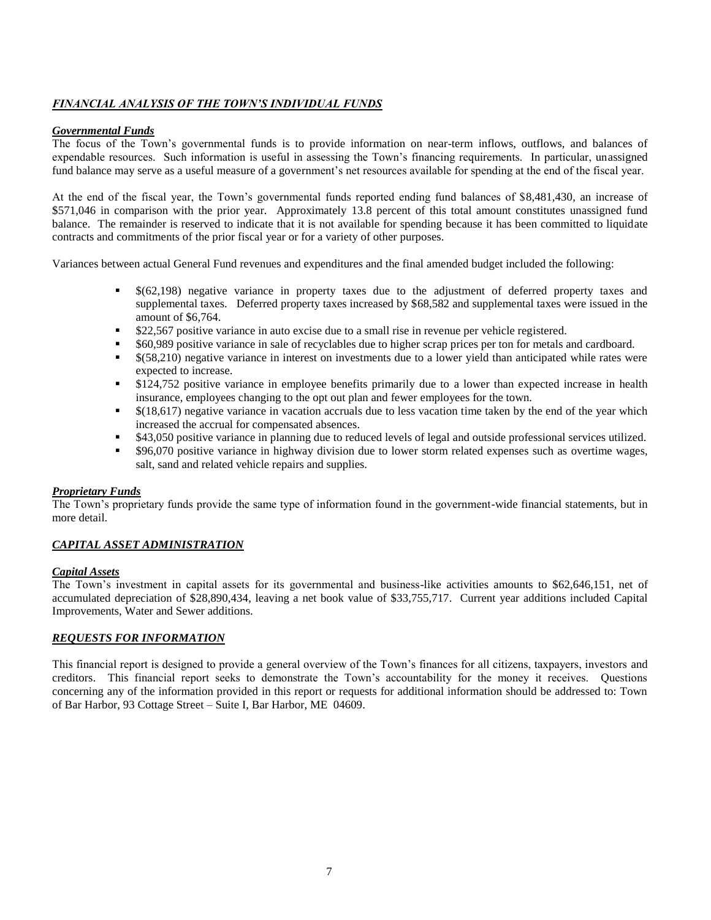## *FINANCIAL ANALYSIS OF THE TOWN'S INDIVIDUAL FUNDS*

### *Governmental Funds*

The focus of the Town's governmental funds is to provide information on near-term inflows, outflows, and balances of expendable resources. Such information is useful in assessing the Town's financing requirements. In particular, unassigned fund balance may serve as a useful measure of a government's net resources available for spending at the end of the fiscal year.

At the end of the fiscal year, the Town's governmental funds reported ending fund balances of $8,481,430, an increase of $571,046 in comparison with the prior year. Approximately 13.8 percent of this total amount constitutes unassigned fund balance. The remainder is reserved to indicate that it is not available for spending because it has been committed to liquidate contracts and commitments of the prior fiscal year or for a variety of other purposes.

Variances between actual General Fund revenues and expenditures and the final amended budget included the following:

- $(62,198) negative variance in property taxes due to the adjustment of deferred property taxes and supplemental taxes. Deferred property taxes increased by $68,582 and supplemental taxes were issued in the amount of $6,764.
- $22,567 positive variance in auto excise due to a small rise in revenue per vehicle registered.
- $60,989 positive variance in sale of recyclables due to higher scrap prices per ton for metals and cardboard.
- $(58,210) negative variance in interest on investments due to a lower yield than anticipated while rates were expected to increase.
- $124,752 positive variance in employee benefits primarily due to a lower than expected increase in health insurance, employees changing to the opt out plan and fewer employees for the town.
- $(18,617) negative variance in vacation accruals due to less vacation time taken by the end of the year which increased the accrual for compensated absences.
- $43,050 positive variance in planning due to reduced levels of legal and outside professional services utilized.
- $96,070 positive variance in highway division due to lower storm related expenses such as overtime wages, salt, sand and related vehicle repairs and supplies.

### *Proprietary Funds*

The Town's proprietary funds provide the same type of information found in the government-wide financial statements, but in more detail.

## *CAPITAL ASSET ADMINISTRATION*

### *Capital Assets*

The Town's investment in capital assets for its governmental and business-like activities amounts to $62,646,151, net of accumulated depreciation of $28,890,434, leaving a net book value of $33,755,717. Current year additions included Capital Improvements, Water and Sewer additions.

## *REQUESTS FOR INFORMATION*

This financial report is designed to provide a general overview of the Town's finances for all citizens, taxpayers, investors and creditors. This financial report seeks to demonstrate the Town's accountability for the money it receives. Questions concerning any of the information provided in this report or requests for additional information should be addressed to: Town of Bar Harbor, 93 Cottage Street – Suite I, Bar Harbor, ME 04609.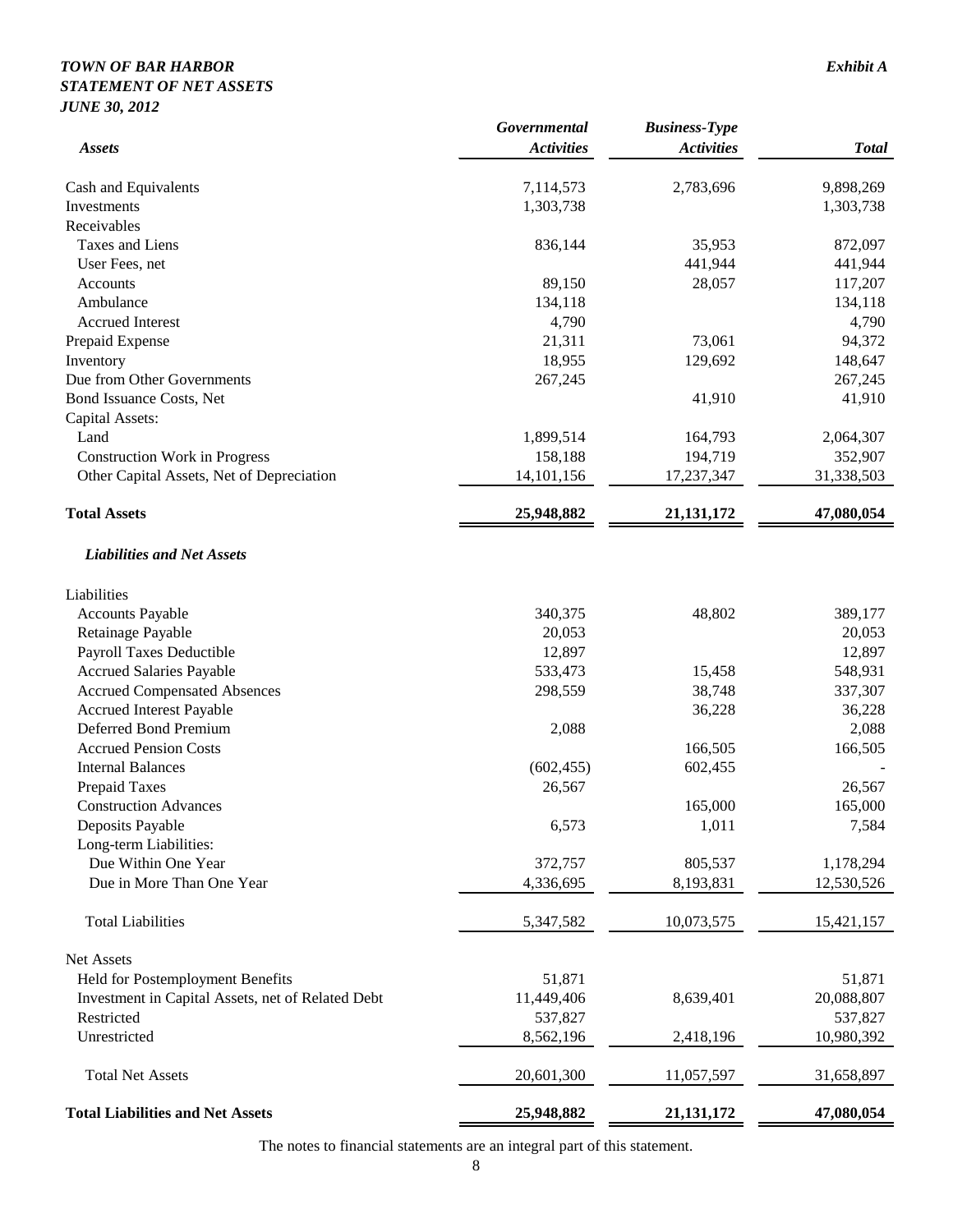***TOWN OF BAR HARBOR***
***STATEMENT OF NET ASSETS***
***JUNE 30, 2012***

***Exhibit A***

| ***Assets*** | ***Governmental Activities*** | ***Business-Type Activities*** | ***Total*** |
|---|---|---|---|
| Cash and Equivalents | 7,114,573 | 2,783,696 | 9,898,269 |
| Investments | 1,303,738 | | 1,303,738 |
| Receivables | | | |
| Taxes and Liens | 836,144 | 35,953 | 872,097 |
| User Fees, net | | 441,944 | 441,944 |
| Accounts | 89,150 | 28,057 | 117,207 |
| Ambulance | 134,118 | | 134,118 |
| Accrued Interest | 4,790 | | 4,790 |
| Prepaid Expense | 21,311 | 73,061 | 94,372 |
| Inventory | 18,955 | 129,692 | 148,647 |
| Due from Other Governments | 267,245 | | 267,245 |
| Bond Issuance Costs, Net | | 41,910 | 41,910 |
| Capital Assets: | | | |
| Land | 1,899,514 | 164,793 | 2,064,307 |
| Construction Work in Progress | 158,188 | 194,719 | 352,907 |
| Other Capital Assets, Net of Depreciation | 14,101,156 | 17,237,347 | 31,338,503 |
| **Total Assets** | **25,948,882** | **21,131,172** | **47,080,054** |
| ***Liabilities and Net Assets*** | | | |
| Liabilities | | | |
| Accounts Payable | 340,375 | 48,802 | 389,177 |
| Retainage Payable | 20,053 | | 20,053 |
| Payroll Taxes Deductible | 12,897 | | 12,897 |
| Accrued Salaries Payable | 533,473 | 15,458 | 548,931 |
| Accrued Compensated Absences | 298,559 | 38,748 | 337,307 |
| Accrued Interest Payable | | 36,228 | 36,228 |
| Deferred Bond Premium | 2,088 | | 2,088 |
| Accrued Pension Costs | | 166,505 | 166,505 |
| Internal Balances | (602,455) | 602,455 | - |
| Prepaid Taxes | 26,567 | | 26,567 |
| Construction Advances | | 165,000 | 165,000 |
| Deposits Payable | 6,573 | 1,011 | 7,584 |
| Long-term Liabilities: | | | |
| Due Within One Year | 372,757 | 805,537 | 1,178,294 |
| Due in More Than One Year | 4,336,695 | 8,193,831 | 12,530,526 |
| Total Liabilities | 5,347,582 | 10,073,575 | 15,421,157 |
| Net Assets | | | |
| Held for Postemployment Benefits | 51,871 | | 51,871 |
| Investment in Capital Assets, net of Related Debt | 11,449,406 | 8,639,401 | 20,088,807 |
| Restricted | 537,827 | | 537,827 |
| Unrestricted | 8,562,196 | 2,418,196 | 10,980,392 |
| Total Net Assets | 20,601,300 | 11,057,597 | 31,658,897 |
| **Total Liabilities and Net Assets** | **25,948,882** | **21,131,172** | **47,080,054** |

The notes to financial statements are an integral part of this statement.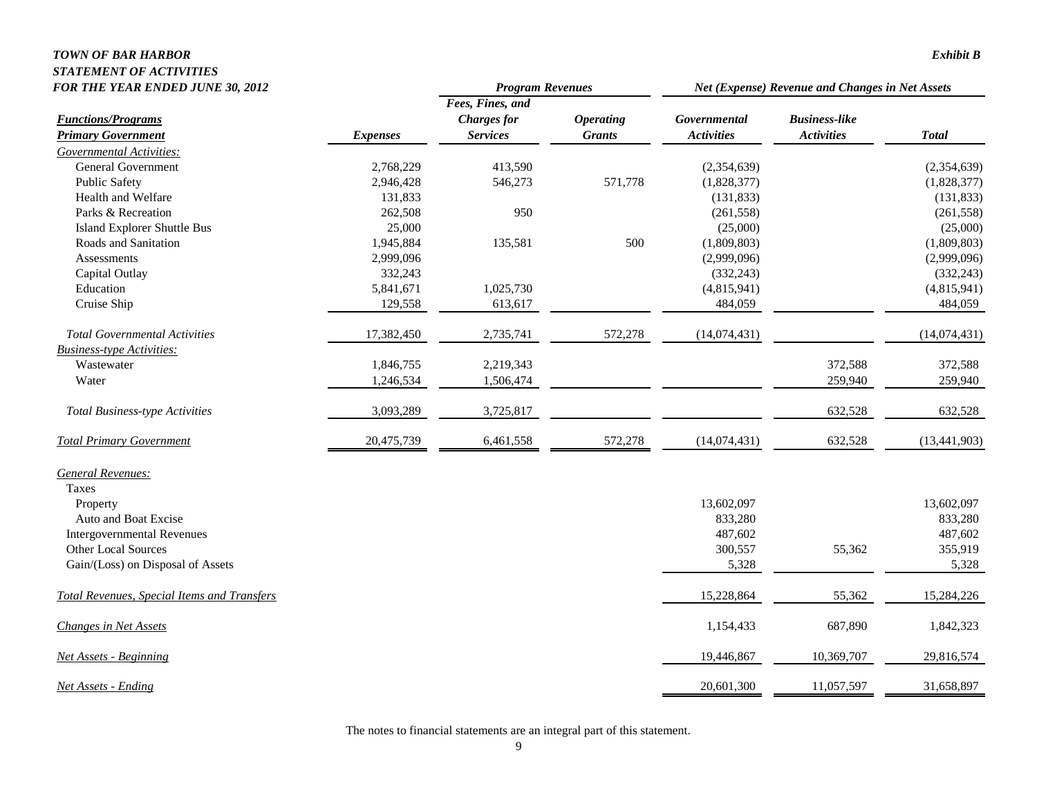***TOWN OF BAR HARBOR***
***STATEMENT OF ACTIVITIES***
***FOR THE YEAR ENDED JUNE 30, 2012***

***Exhibit B***

| | | *Program Revenues* | | *Net (Expense) Revenue and Changes in Net Assets* | | |
|---|---|---|---|---|---|---|
| ***Functions/Programs*** <br> ***Primary Government*** | ***Expenses*** | ***Fees, Fines, and Charges for Services*** | ***Operating Grants*** | ***Governmental Activities*** | ***Business-like Activities*** | ***Total*** |
| *Governmental Activities:* | | | | | | |
| General Government | 2,768,229 | 413,590 | | (2,354,639) | | (2,354,639) |
| Public Safety | 2,946,428 | 546,273 | 571,778 | (1,828,377) | | (1,828,377) |
| Health and Welfare | 131,833 | | | (131,833) | | (131,833) |
| Parks & Recreation | 262,508 | 950 | | (261,558) | | (261,558) |
| Island Explorer Shuttle Bus | 25,000 | | | (25,000) | | (25,000) |
| Roads and Sanitation | 1,945,884 | 135,581 | 500 | (1,809,803) | | (1,809,803) |
| Assessments | 2,999,096 | | | (2,999,096) | | (2,999,096) |
| Capital Outlay | 332,243 | | | (332,243) | | (332,243) |
| Education | 5,841,671 | 1,025,730 | | (4,815,941) | | (4,815,941) |
| Cruise Ship | 129,558 | 613,617 | | 484,059 | | 484,059 |
| *Total Governmental Activities* | 17,382,450 | 2,735,741 | 572,278 | (14,074,431) | | (14,074,431) |
| *Business-type Activities:* | | | | | | |
| Wastewater | 1,846,755 | 2,219,343 | | | 372,588 | 372,588 |
| Water | 1,246,534 | 1,506,474 | | | 259,940 | 259,940 |
| *Total Business-type Activities* | 3,093,289 | 3,725,817 | | | 632,528 | 632,528 |
| *Total Primary Government* | 20,475,739 | 6,461,558 | 572,278 | (14,074,431) | 632,528 | (13,441,903) |
| *General Revenues:* | | | | | | |
| Taxes | | | | | | |
| Property | | | | 13,602,097 | | 13,602,097 |
| Auto and Boat Excise | | | | 833,280 | | 833,280 |
| Intergovernmental Revenues | | | | 487,602 | | 487,602 |
| Other Local Sources | | | | 300,557 | 55,362 | 355,919 |
| Gain/(Loss) on Disposal of Assets | | | | 5,328 | | 5,328 |
| *Total Revenues, Special Items and Transfers* | | | | 15,228,864 | 55,362 | 15,284,226 |
| *Changes in Net Assets* | | | | 1,154,433 | 687,890 | 1,842,323 |
| *Net Assets - Beginning* | | | | 19,446,867 | 10,369,707 | 29,816,574 |
| *Net Assets - Ending* | | | | 20,601,300 | 11,057,597 | 31,658,897 |

The notes to financial statements are an integral part of this statement.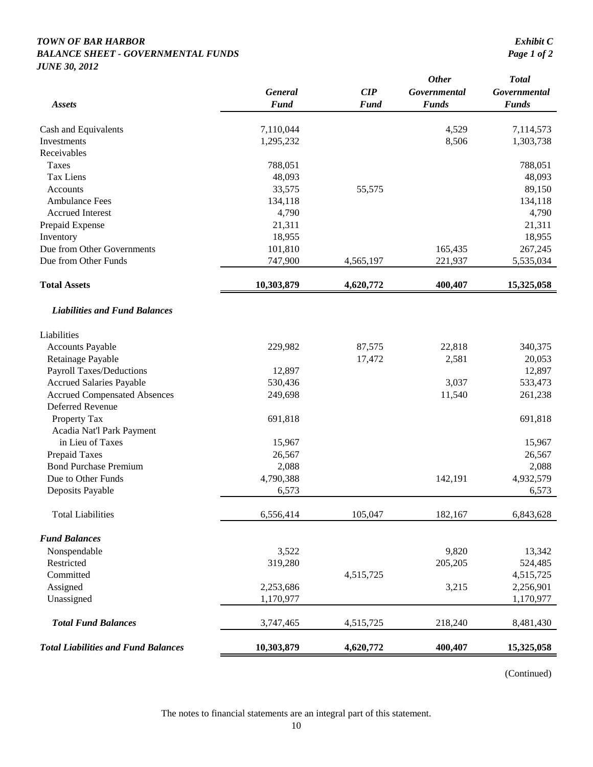***TOWN OF BAR HARBOR***
***BALANCE SHEET - GOVERNMENTAL FUNDS***
***JUNE 30, 2012***

***Exhibit C***
***Page 1 of 2***

| ***Assets*** | ***General Fund*** | ***CIP Fund*** | ***Other Governmental Funds*** | ***Total Governmental Funds*** |
|---|---|---|---|---|
| Cash and Equivalents | 7,110,044 | | 4,529 | 7,114,573 |
| Investments | 1,295,232 | | 8,506 | 1,303,738 |
| Receivables | | | | |
| Taxes | 788,051 | | | 788,051 |
| Tax Liens | 48,093 | | | 48,093 |
| Accounts | 33,575 | 55,575 | | 89,150 |
| Ambulance Fees | 134,118 | | | 134,118 |
| Accrued Interest | 4,790 | | | 4,790 |
| Prepaid Expense | 21,311 | | | 21,311 |
| Inventory | 18,955 | | | 18,955 |
| Due from Other Governments | 101,810 | | 165,435 | 267,245 |
| Due from Other Funds | 747,900 | 4,565,197 | 221,937 | 5,535,034 |
| **Total Assets** | **10,303,879** | **4,620,772** | **400,407** | **15,325,058** |
| ***Liabilities and Fund Balances*** | | | | |
| Liabilities | | | | |
| Accounts Payable | 229,982 | 87,575 | 22,818 | 340,375 |
| Retainage Payable | | 17,472 | 2,581 | 20,053 |
| Payroll Taxes/Deductions | 12,897 | | | 12,897 |
| Accrued Salaries Payable | 530,436 | | 3,037 | 533,473 |
| Accrued Compensated Absences | 249,698 | | 11,540 | 261,238 |
| Deferred Revenue | | | | |
| Property Tax | 691,818 | | | 691,818 |
| Acadia Nat'l Park Payment in Lieu of Taxes | 15,967 | | | 15,967 |
| Prepaid Taxes | 26,567 | | | 26,567 |
| Bond Purchase Premium | 2,088 | | | 2,088 |
| Due to Other Funds | 4,790,388 | | 142,191 | 4,932,579 |
| Deposits Payable | 6,573 | | | 6,573 |
| Total Liabilities | 6,556,414 | 105,047 | 182,167 | 6,843,628 |
| ***Fund Balances*** | | | | |
| Nonspendable | 3,522 | | 9,820 | 13,342 |
| Restricted | 319,280 | | 205,205 | 524,485 |
| Committed | | 4,515,725 | | 4,515,725 |
| Assigned | 2,253,686 | | 3,215 | 2,256,901 |
| Unassigned | 1,170,977 | | | 1,170,977 |
| ***Total Fund Balances*** | 3,747,465 | 4,515,725 | 218,240 | 8,481,430 |
| ***Total Liabilities and Fund Balances*** | **10,303,879** | **4,620,772** | **400,407** | **15,325,058** |

(Continued)

The notes to financial statements are an integral part of this statement.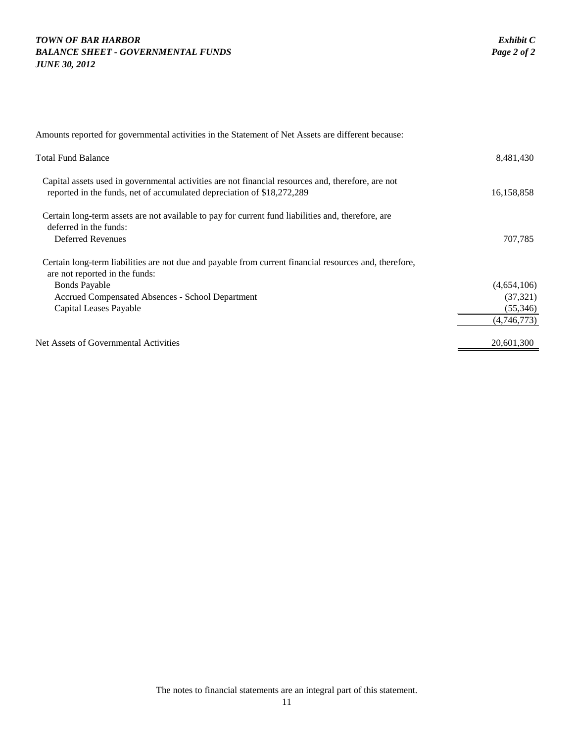*TOWN OF BAR HARBOR*
*BALANCE SHEET - GOVERNMENTAL FUNDS*
*JUNE 30, 2012*

*Exhibit C*
*Page 2 of 2*

Amounts reported for governmental activities in the Statement of Net Assets are different because:

| | | |
|---|---|---|
| Total Fund Balance | | 8,481,430 |
| Capital assets used in governmental activities are not financial resources and, therefore, are not reported in the funds, net of accumulated depreciation of $18,272,289 | | 16,158,858 |
| Certain long-term assets are not available to pay for current fund liabilities and, therefore, are deferred in the funds: | | |
| Deferred Revenues | | 707,785 |
| Certain long-term liabilities are not due and payable from current financial resources and, therefore, are not reported in the funds: | | |
| Bonds Payable | | (4,654,106) |
| Accrued Compensated Absences - School Department | | (37,321) |
| Capital Leases Payable | | (55,346) |
| | | (4,746,773) |
| Net Assets of Governmental Activities | | 20,601,300 |

The notes to financial statements are an integral part of this statement.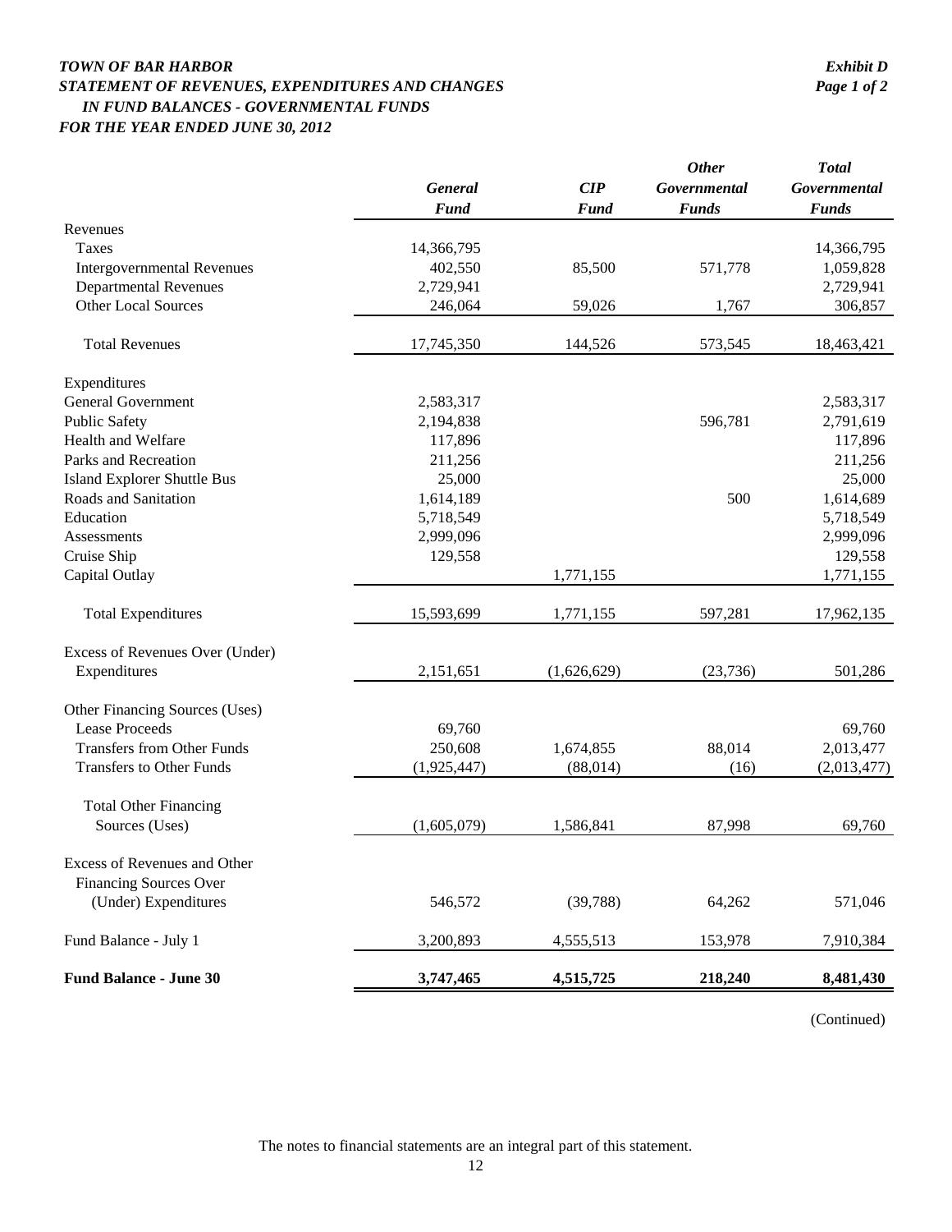***TOWN OF BAR HARBOR*** ***Exhibit D***

***STATEMENT OF REVENUES, EXPENDITURES AND CHANGES*** ***Page 1 of 2***

***IN FUND BALANCES - GOVERNMENTAL FUNDS***

***FOR THE YEAR ENDED JUNE 30, 2012***

| | *General Fund* | *CIP Fund* | *Other Governmental Funds* | *Total Governmental Funds* |
|---|---|---|---|---|
| Revenues | | | | |
| Taxes | 14,366,795 | | | 14,366,795 |
| Intergovernmental Revenues | 402,550 | 85,500 | 571,778 | 1,059,828 |
| Departmental Revenues | 2,729,941 | | | 2,729,941 |
| Other Local Sources | 246,064 | 59,026 | 1,767 | 306,857 |
| Total Revenues | 17,745,350 | 144,526 | 573,545 | 18,463,421 |
| Expenditures | | | | |
| General Government | 2,583,317 | | | 2,583,317 |
| Public Safety | 2,194,838 | | 596,781 | 2,791,619 |
| Health and Welfare | 117,896 | | | 117,896 |
| Parks and Recreation | 211,256 | | | 211,256 |
| Island Explorer Shuttle Bus | 25,000 | | | 25,000 |
| Roads and Sanitation | 1,614,189 | | 500 | 1,614,689 |
| Education | 5,718,549 | | | 5,718,549 |
| Assessments | 2,999,096 | | | 2,999,096 |
| Cruise Ship | 129,558 | | | 129,558 |
| Capital Outlay | | 1,771,155 | | 1,771,155 |
| Total Expenditures | 15,593,699 | 1,771,155 | 597,281 | 17,962,135 |
| Excess of Revenues Over (Under) Expenditures | 2,151,651 | (1,626,629) | (23,736) | 501,286 |
| Other Financing Sources (Uses) | | | | |
| Lease Proceeds | 69,760 | | | 69,760 |
| Transfers from Other Funds | 250,608 | 1,674,855 | 88,014 | 2,013,477 |
| Transfers to Other Funds | (1,925,447) | (88,014) | (16) | (2,013,477) |
| Total Other Financing Sources (Uses) | (1,605,079) | 1,586,841 | 87,998 | 69,760 |
| Excess of Revenues and Other Financing Sources Over (Under) Expenditures | 546,572 | (39,788) | 64,262 | 571,046 |
| Fund Balance - July 1 | 3,200,893 | 4,555,513 | 153,978 | 7,910,384 |
| **Fund Balance - June 30** | **3,747,465** | **4,515,725** | **218,240** | **8,481,430** |

(Continued)

The notes to financial statements are an integral part of this statement.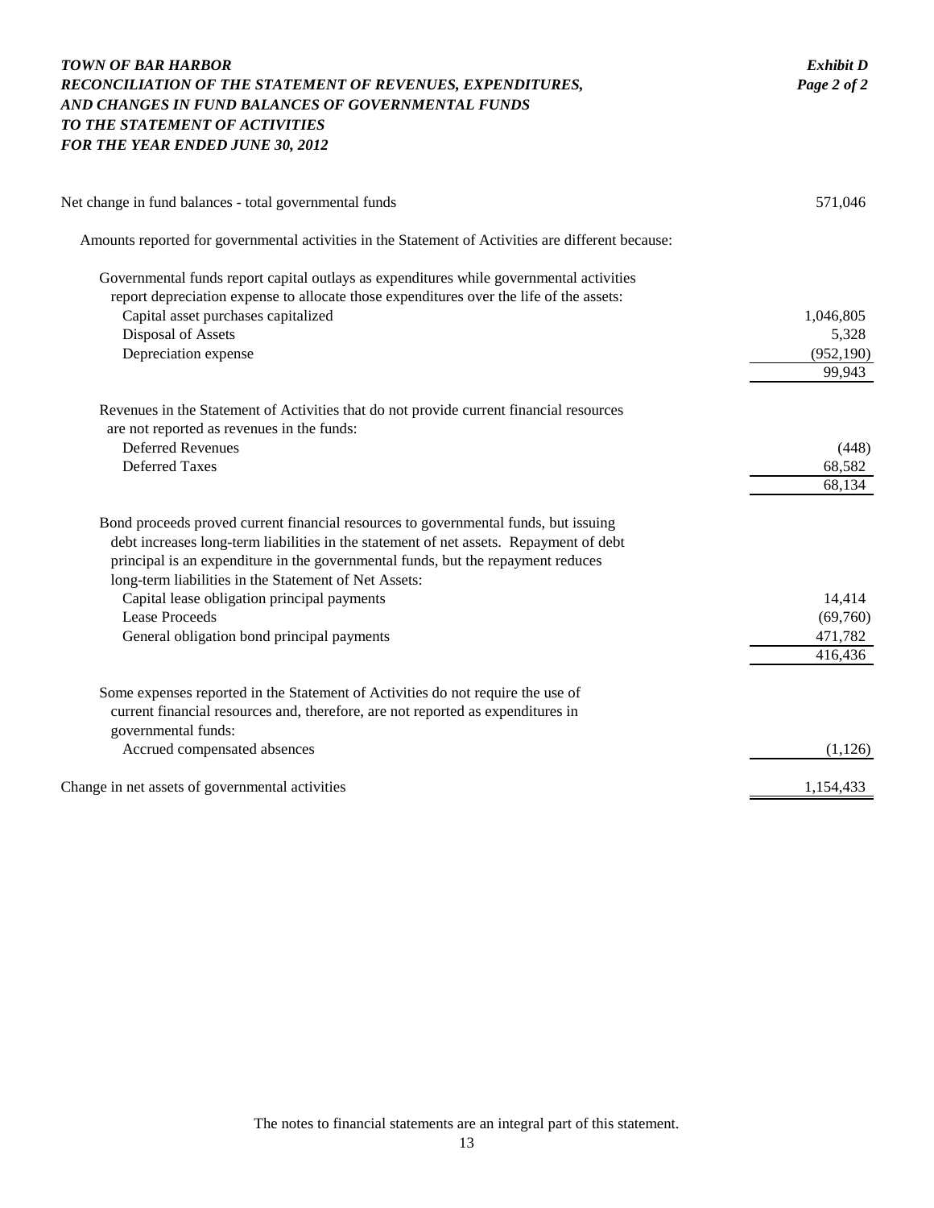**TOWN OF BAR HARBOR**
**RECONCILIATION OF THE STATEMENT OF REVENUES, EXPENDITURES, AND CHANGES IN FUND BALANCES OF GOVERNMENTAL FUNDS TO THE STATEMENT OF ACTIVITIES**
**FOR THE YEAR ENDED JUNE 30, 2012**

*Exhibit D*
*Page 2 of 2*

| | |
|---|---|
| Net change in fund balances - total governmental funds | 571,046 |
| Amounts reported for governmental activities in the Statement of Activities are different because: | |
| Governmental funds report capital outlays as expenditures while governmental activities report depreciation expense to allocate those expenditures over the life of the assets: | |
| Capital asset purchases capitalized | 1,046,805 |
| Disposal of Assets | 5,328 |
| Depreciation expense | (952,190) |
| | 99,943 |
| Revenues in the Statement of Activities that do not provide current financial resources are not reported as revenues in the funds: | |
| Deferred Revenues | (448) |
| Deferred Taxes | 68,582 |
| | 68,134 |
| Bond proceeds proved current financial resources to governmental funds, but issuing debt increases long-term liabilities in the statement of net assets. Repayment of debt principal is an expenditure in the governmental funds, but the repayment reduces long-term liabilities in the Statement of Net Assets: | |
| Capital lease obligation principal payments | 14,414 |
| Lease Proceeds | (69,760) |
| General obligation bond principal payments | 471,782 |
| | 416,436 |
| Some expenses reported in the Statement of Activities do not require the use of current financial resources and, therefore, are not reported as expenditures in governmental funds: | |
| Accrued compensated absences | (1,126) |
| Change in net assets of governmental activities | 1,154,433 |

The notes to financial statements are an integral part of this statement.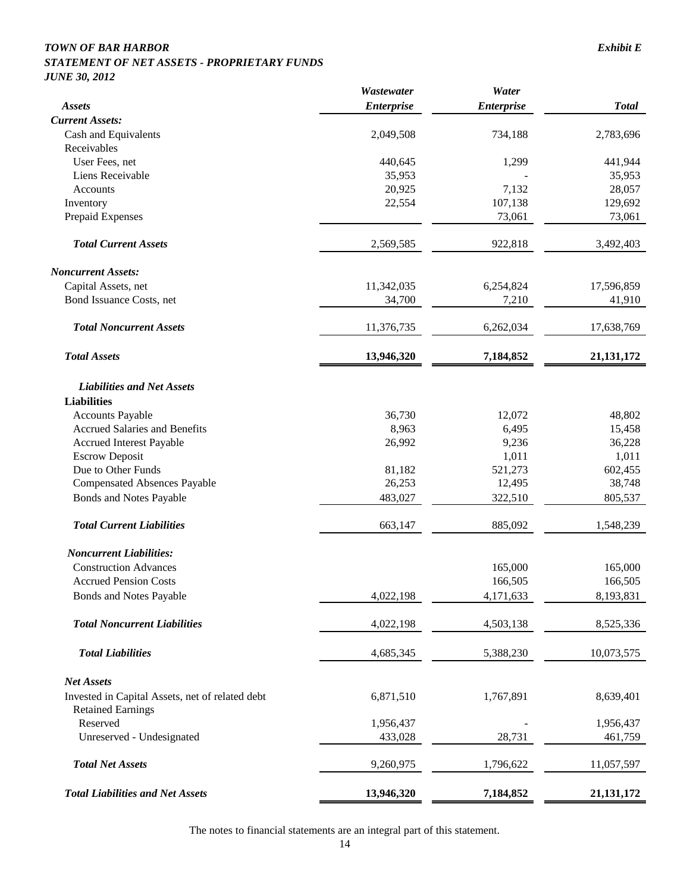***TOWN OF BAR HARBOR*** ***Exhibit E***
***STATEMENT OF NET ASSETS - PROPRIETARY FUNDS***
***JUNE 30, 2012***

| *Assets* | *Wastewater Enterprise* | *Water Enterprise* | *Total* |
|---|---|---|---|
| ***Current Assets:*** | | | |
| Cash and Equivalents | 2,049,508 | 734,188 | 2,783,696 |
| Receivables | | | |
| User Fees, net | 440,645 | 1,299 | 441,944 |
| Liens Receivable | 35,953 | - | 35,953 |
| Accounts | 20,925 | 7,132 | 28,057 |
| Inventory | 22,554 | 107,138 | 129,692 |
| Prepaid Expenses | | 73,061 | 73,061 |
| ***Total Current Assets*** | 2,569,585 | 922,818 | 3,492,403 |
| ***Noncurrent Assets:*** | | | |
| Capital Assets, net | 11,342,035 | 6,254,824 | 17,596,859 |
| Bond Issuance Costs, net | 34,700 | 7,210 | 41,910 |
| ***Total Noncurrent Assets*** | 11,376,735 | 6,262,034 | 17,638,769 |
| ***Total Assets*** | **13,946,320** | **7,184,852** | **21,131,172** |
| ***Liabilities and Net Assets*** | | | |
| **Liabilities** | | | |
| Accounts Payable | 36,730 | 12,072 | 48,802 |
| Accrued Salaries and Benefits | 8,963 | 6,495 | 15,458 |
| Accrued Interest Payable | 26,992 | 9,236 | 36,228 |
| Escrow Deposit | | 1,011 | 1,011 |
| Due to Other Funds | 81,182 | 521,273 | 602,455 |
| Compensated Absences Payable | 26,253 | 12,495 | 38,748 |
| Bonds and Notes Payable | 483,027 | 322,510 | 805,537 |
| ***Total Current Liabilities*** | 663,147 | 885,092 | 1,548,239 |
| ***Noncurrent Liabilities:*** | | | |
| Construction Advances | | 165,000 | 165,000 |
| Accrued Pension Costs | | 166,505 | 166,505 |
| Bonds and Notes Payable | 4,022,198 | 4,171,633 | 8,193,831 |
| ***Total Noncurrent Liabilities*** | 4,022,198 | 4,503,138 | 8,525,336 |
| ***Total Liabilities*** | 4,685,345 | 5,388,230 | 10,073,575 |
| ***Net Assets*** | | | |
| Invested in Capital Assets, net of related debt | 6,871,510 | 1,767,891 | 8,639,401 |
| Retained Earnings | | | |
| Reserved | 1,956,437 | - | 1,956,437 |
| Unreserved - Undesignated | 433,028 | 28,731 | 461,759 |
| ***Total Net Assets*** | 9,260,975 | 1,796,622 | 11,057,597 |
| ***Total Liabilities and Net Assets*** | **13,946,320** | **7,184,852** | **21,131,172** |

The notes to financial statements are an integral part of this statement.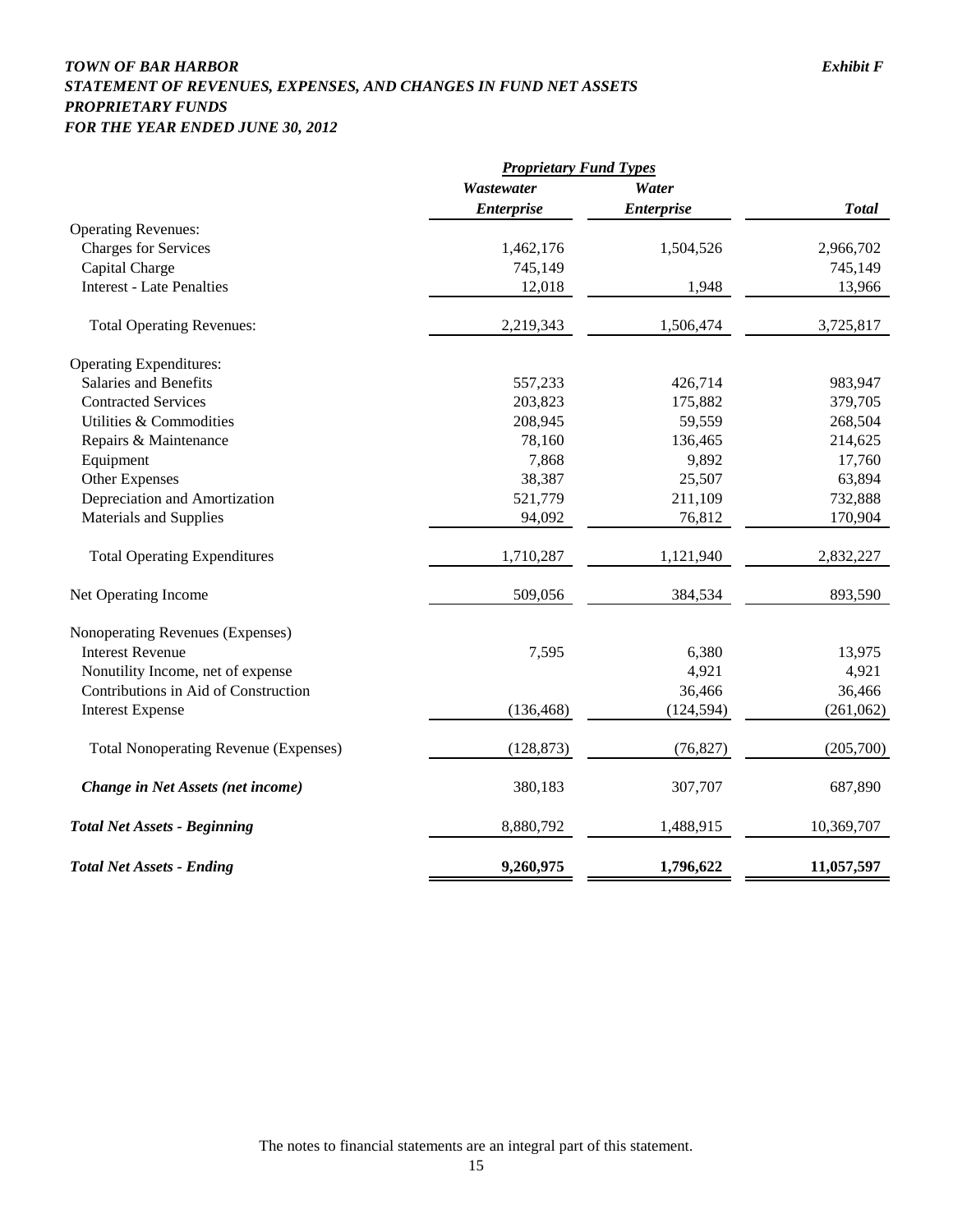***TOWN OF BAR HARBOR*** ***Exhibit F***

***STATEMENT OF REVENUES, EXPENSES, AND CHANGES IN FUND NET ASSETS***

***PROPRIETARY FUNDS***

***FOR THE YEAR ENDED JUNE 30, 2012***

| | ***Proprietary Fund Types*** | | |
|---|---|---|---|
| | ***Wastewater Enterprise*** | ***Water Enterprise*** | ***Total*** |
| Operating Revenues: | | | |
| Charges for Services | 1,462,176 | 1,504,526 | 2,966,702 |
| Capital Charge | 745,149 | | 745,149 |
| Interest - Late Penalties | 12,018 | 1,948 | 13,966 |
| Total Operating Revenues: | 2,219,343 | 1,506,474 | 3,725,817 |
| Operating Expenditures: | | | |
| Salaries and Benefits | 557,233 | 426,714 | 983,947 |
| Contracted Services | 203,823 | 175,882 | 379,705 |
| Utilities & Commodities | 208,945 | 59,559 | 268,504 |
| Repairs & Maintenance | 78,160 | 136,465 | 214,625 |
| Equipment | 7,868 | 9,892 | 17,760 |
| Other Expenses | 38,387 | 25,507 | 63,894 |
| Depreciation and Amortization | 521,779 | 211,109 | 732,888 |
| Materials and Supplies | 94,092 | 76,812 | 170,904 |
| Total Operating Expenditures | 1,710,287 | 1,121,940 | 2,832,227 |
| Net Operating Income | 509,056 | 384,534 | 893,590 |
| Nonoperating Revenues (Expenses) | | | |
| Interest Revenue | 7,595 | 6,380 | 13,975 |
| Nonutility Income, net of expense | | 4,921 | 4,921 |
| Contributions in Aid of Construction | | 36,466 | 36,466 |
| Interest Expense | (136,468) | (124,594) | (261,062) |
| Total Nonoperating Revenue (Expenses) | (128,873) | (76,827) | (205,700) |
| ***Change in Net Assets (net income)*** | 380,183 | 307,707 | 687,890 |
| ***Total Net Assets - Beginning*** | 8,880,792 | 1,488,915 | 10,369,707 |
| ***Total Net Assets - Ending*** | **9,260,975** | **1,796,622** | **11,057,597** |

The notes to financial statements are an integral part of this statement.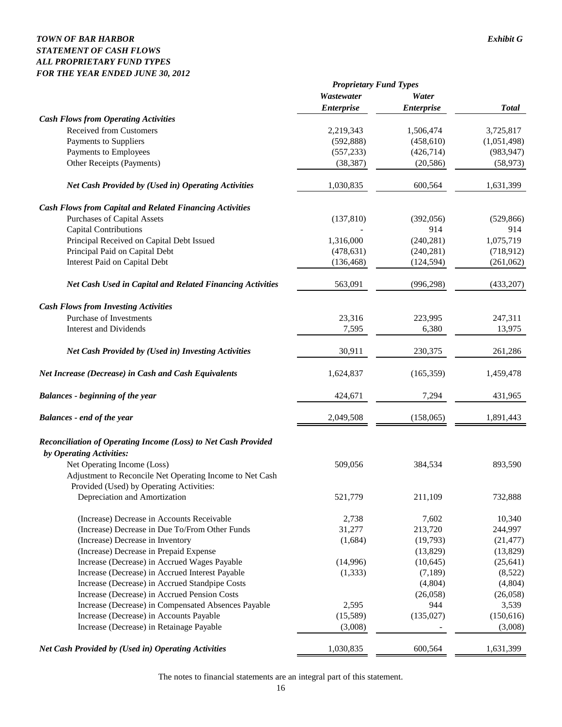***TOWN OF BAR HARBOR***
***STATEMENT OF CASH FLOWS***
***ALL PROPRIETARY FUND TYPES***
***FOR THE YEAR ENDED JUNE 30, 2012***

***Exhibit G***

| | *Proprietary Fund Types* | | |
|---|---|---|---|
| | ***Wastewater Enterprise*** | ***Water Enterprise*** | ***Total*** |
| ***Cash Flows from Operating Activities*** | | | |
| Received from Customers | 2,219,343 | 1,506,474 | 3,725,817 |
| Payments to Suppliers | (592,888) | (458,610) | (1,051,498) |
| Payments to Employees | (557,233) | (426,714) | (983,947) |
| Other Receipts (Payments) | (38,387) | (20,586) | (58,973) |
| ***Net Cash Provided by (Used in) Operating Activities*** | 1,030,835 | 600,564 | 1,631,399 |
| ***Cash Flows from Capital and Related Financing Activities*** | | | |
| Purchases of Capital Assets | (137,810) | (392,056) | (529,866) |
| Capital Contributions | - | 914 | 914 |
| Principal Received on Capital Debt Issued | 1,316,000 | (240,281) | 1,075,719 |
| Principal Paid on Capital Debt | (478,631) | (240,281) | (718,912) |
| Interest Paid on Capital Debt | (136,468) | (124,594) | (261,062) |
| ***Net Cash Used in Capital and Related Financing Activities*** | 563,091 | (996,298) | (433,207) |
| ***Cash Flows from Investing Activities*** | | | |
| Purchase of Investments | 23,316 | 223,995 | 247,311 |
| Interest and Dividends | 7,595 | 6,380 | 13,975 |
| ***Net Cash Provided by (Used in) Investing Activities*** | 30,911 | 230,375 | 261,286 |
| ***Net Increase (Decrease) in Cash and Cash Equivalents*** | 1,624,837 | (165,359) | 1,459,478 |
| ***Balances - beginning of the year*** | 424,671 | 7,294 | 431,965 |
| ***Balances - end of the year*** | 2,049,508 | (158,065) | 1,891,443 |
| ***Reconciliation of Operating Income (Loss) to Net Cash Provided by Operating Activities:*** | | | |
| Net Operating Income (Loss) | 509,056 | 384,534 | 893,590 |
| Adjustment to Reconcile Net Operating Income to Net Cash Provided (Used) by Operating Activities: | | | |
| Depreciation and Amortization | 521,779 | 211,109 | 732,888 |
| (Increase) Decrease in Accounts Receivable | 2,738 | 7,602 | 10,340 |
| (Increase) Decrease in Due To/From Other Funds | 31,277 | 213,720 | 244,997 |
| (Increase) Decrease in Inventory | (1,684) | (19,793) | (21,477) |
| (Increase) Decrease in Prepaid Expense | | (13,829) | (13,829) |
| Increase (Decrease) in Accrued Wages Payable | (14,996) | (10,645) | (25,641) |
| Increase (Decrease) in Accrued Interest Payable | (1,333) | (7,189) | (8,522) |
| Increase (Decrease) in Accrued Standpipe Costs | | (4,804) | (4,804) |
| Increase (Decrease) in Accrued Pension Costs | | (26,058) | (26,058) |
| Increase (Decrease) in Compensated Absences Payable | 2,595 | 944 | 3,539 |
| Increase (Decrease) in Accounts Payable | (15,589) | (135,027) | (150,616) |
| Increase (Decrease) in Retainage Payable | (3,008) | - | (3,008) |
| ***Net Cash Provided by (Used in) Operating Activities*** | 1,030,835 | 600,564 | 1,631,399 |

The notes to financial statements are an integral part of this statement.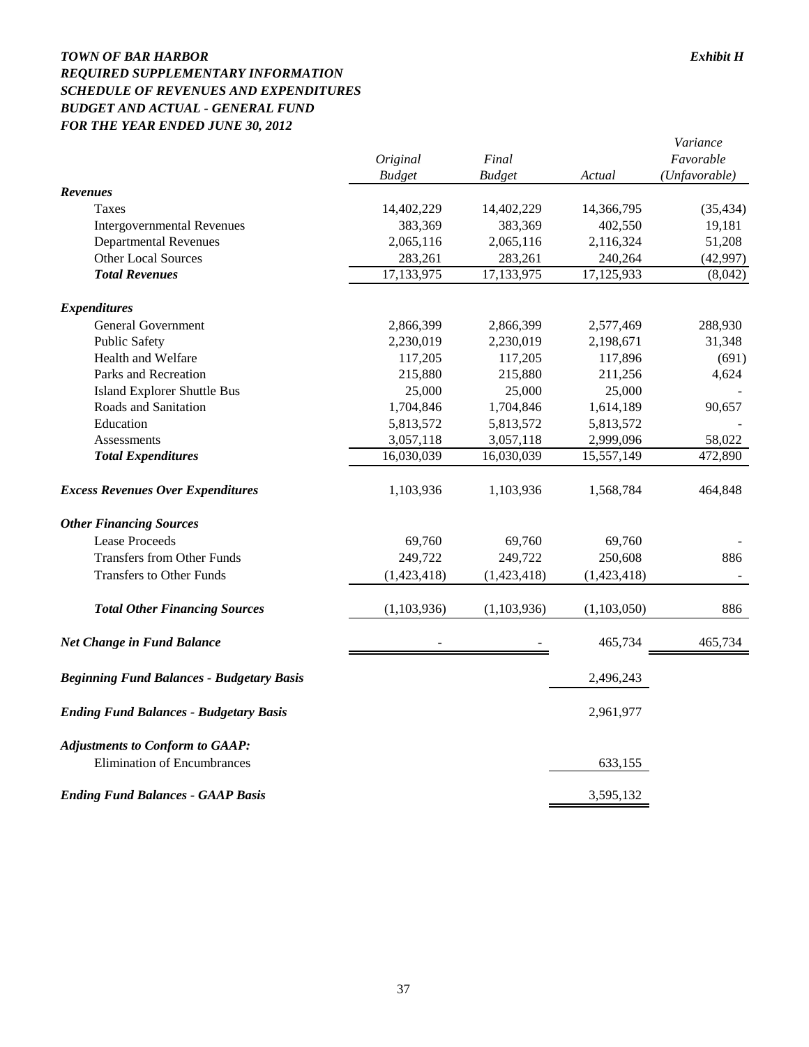***TOWN OF BAR HARBOR*** — ***Exhibit H***

***REQUIRED SUPPLEMENTARY INFORMATION***

***SCHEDULE OF REVENUES AND EXPENDITURES***

***BUDGET AND ACTUAL - GENERAL FUND***

***FOR THE YEAR ENDED JUNE 30, 2012***

| | *Original Budget* | *Final Budget* | *Actual* | *Variance Favorable (Unfavorable)* |
|---|---|---|---|---|
| ***Revenues*** | | | | |
| Taxes | 14,402,229 | 14,402,229 | 14,366,795 | (35,434) |
| Intergovernmental Revenues | 383,369 | 383,369 | 402,550 | 19,181 |
| Departmental Revenues | 2,065,116 | 2,065,116 | 2,116,324 | 51,208 |
| Other Local Sources | 283,261 | 283,261 | 240,264 | (42,997) |
| ***Total Revenues*** | 17,133,975 | 17,133,975 | 17,125,933 | (8,042) |
| ***Expenditures*** | | | | |
| General Government | 2,866,399 | 2,866,399 | 2,577,469 | 288,930 |
| Public Safety | 2,230,019 | 2,230,019 | 2,198,671 | 31,348 |
| Health and Welfare | 117,205 | 117,205 | 117,896 | (691) |
| Parks and Recreation | 215,880 | 215,880 | 211,256 | 4,624 |
| Island Explorer Shuttle Bus | 25,000 | 25,000 | 25,000 | - |
| Roads and Sanitation | 1,704,846 | 1,704,846 | 1,614,189 | 90,657 |
| Education | 5,813,572 | 5,813,572 | 5,813,572 | - |
| Assessments | 3,057,118 | 3,057,118 | 2,999,096 | 58,022 |
| ***Total Expenditures*** | 16,030,039 | 16,030,039 | 15,557,149 | 472,890 |
| ***Excess Revenues Over Expenditures*** | 1,103,936 | 1,103,936 | 1,568,784 | 464,848 |
| ***Other Financing Sources*** | | | | |
| Lease Proceeds | 69,760 | 69,760 | 69,760 | - |
| Transfers from Other Funds | 249,722 | 249,722 | 250,608 | 886 |
| Transfers to Other Funds | (1,423,418) | (1,423,418) | (1,423,418) | - |
| ***Total Other Financing Sources*** | (1,103,936) | (1,103,936) | (1,103,050) | 886 |
| ***Net Change in Fund Balance*** | - | - | 465,734 | 465,734 |
| ***Beginning Fund Balances - Budgetary Basis*** | | | 2,496,243 | |
| ***Ending Fund Balances - Budgetary Basis*** | | | 2,961,977 | |
| ***Adjustments to Conform to GAAP:*** | | | | |
| Elimination of Encumbrances | | | 633,155 | |
| ***Ending Fund Balances - GAAP Basis*** | | | 3,595,132 | |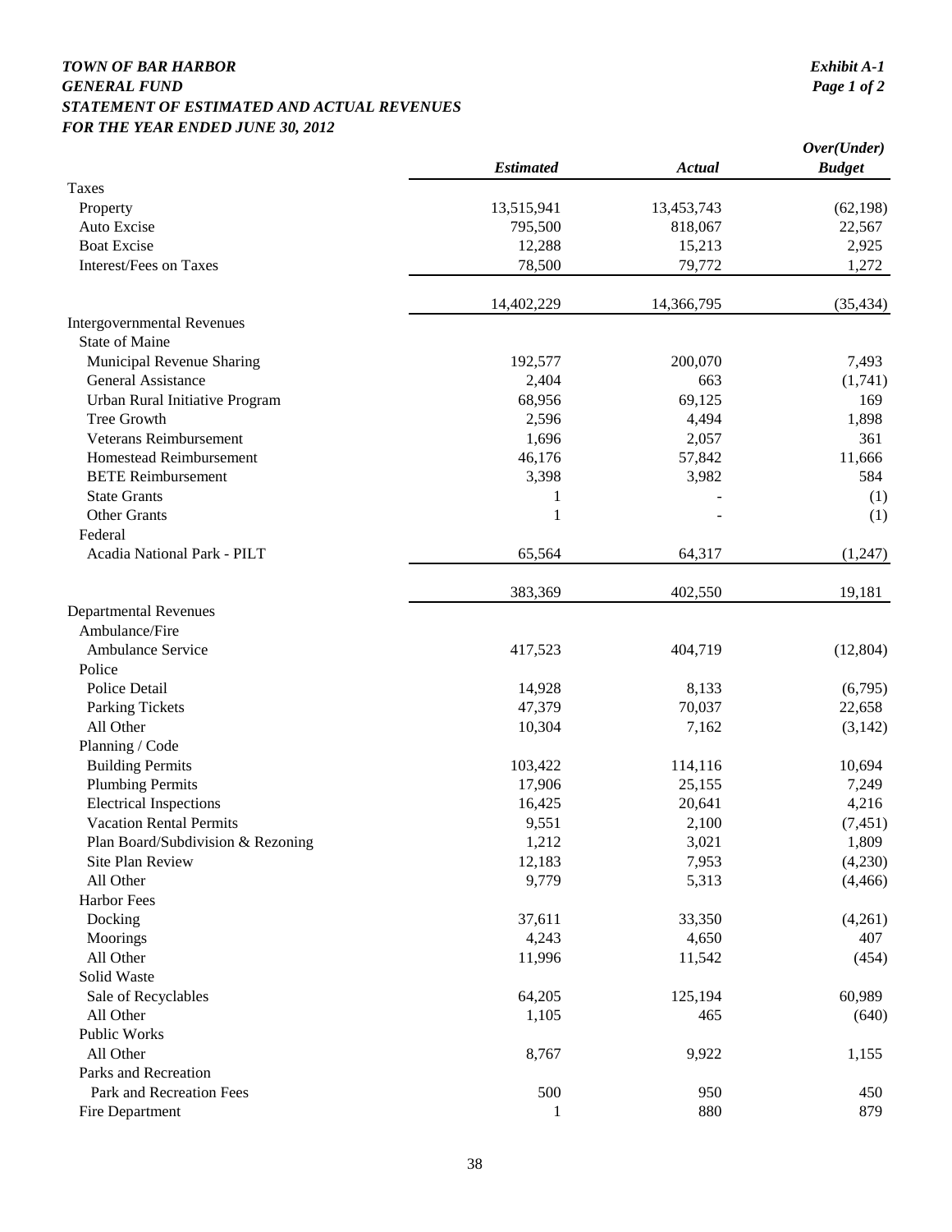***TOWN OF BAR HARBOR***
***GENERAL FUND***
***STATEMENT OF ESTIMATED AND ACTUAL REVENUES***
***FOR THE YEAR ENDED JUNE 30, 2012***

*Exhibit A-1*
*Page 1 of 2*

| | *Estimated* | *Actual* | *Over(Under) Budget* |
|---|---|---|---|
| Taxes | | | |
| Property | 13,515,941 | 13,453,743 | (62,198) |
| Auto Excise | 795,500 | 818,067 | 22,567 |
| Boat Excise | 12,288 | 15,213 | 2,925 |
| Interest/Fees on Taxes | 78,500 | 79,772 | 1,272 |
| | 14,402,229 | 14,366,795 | (35,434) |
| Intergovernmental Revenues | | | |
| State of Maine | | | |
| Municipal Revenue Sharing | 192,577 | 200,070 | 7,493 |
| General Assistance | 2,404 | 663 | (1,741) |
| Urban Rural Initiative Program | 68,956 | 69,125 | 169 |
| Tree Growth | 2,596 | 4,494 | 1,898 |
| Veterans Reimbursement | 1,696 | 2,057 | 361 |
| Homestead Reimbursement | 46,176 | 57,842 | 11,666 |
| BETE Reimbursement | 3,398 | 3,982 | 584 |
| State Grants | 1 | - | (1) |
| Other Grants | 1 | - | (1) |
| Federal | | | |
| Acadia National Park - PILT | 65,564 | 64,317 | (1,247) |
| | 383,369 | 402,550 | 19,181 |
| Departmental Revenues | | | |
| Ambulance/Fire | | | |
| Ambulance Service | 417,523 | 404,719 | (12,804) |
| Police | | | |
| Police Detail | 14,928 | 8,133 | (6,795) |
| Parking Tickets | 47,379 | 70,037 | 22,658 |
| All Other | 10,304 | 7,162 | (3,142) |
| Planning / Code | | | |
| Building Permits | 103,422 | 114,116 | 10,694 |
| Plumbing Permits | 17,906 | 25,155 | 7,249 |
| Electrical Inspections | 16,425 | 20,641 | 4,216 |
| Vacation Rental Permits | 9,551 | 2,100 | (7,451) |
| Plan Board/Subdivision & Rezoning | 1,212 | 3,021 | 1,809 |
| Site Plan Review | 12,183 | 7,953 | (4,230) |
| All Other | 9,779 | 5,313 | (4,466) |
| Harbor Fees | | | |
| Docking | 37,611 | 33,350 | (4,261) |
| Moorings | 4,243 | 4,650 | 407 |
| All Other | 11,996 | 11,542 | (454) |
| Solid Waste | | | |
| Sale of Recyclables | 64,205 | 125,194 | 60,989 |
| All Other | 1,105 | 465 | (640) |
| Public Works | | | |
| All Other | 8,767 | 9,922 | 1,155 |
| Parks and Recreation | | | |
| Park and Recreation Fees | 500 | 950 | 450 |
| Fire Department | 1 | 880 | 879 |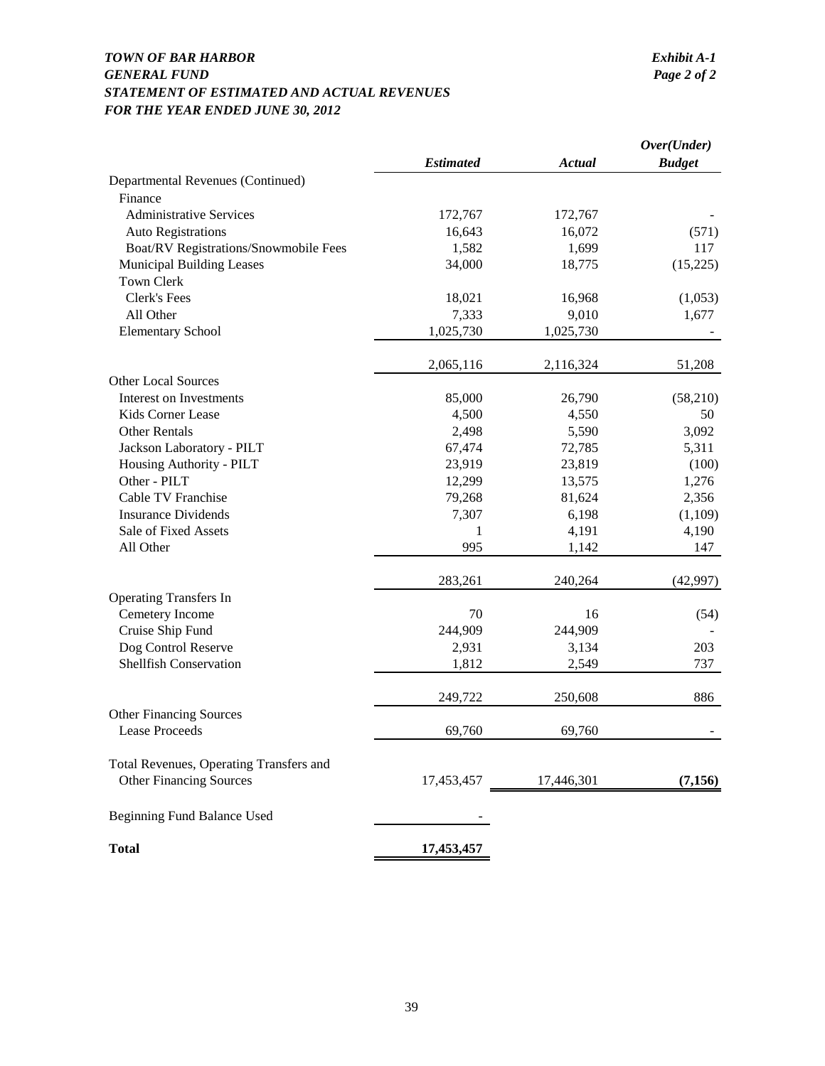***TOWN OF BAR HARBOR***
***GENERAL FUND***
***STATEMENT OF ESTIMATED AND ACTUAL REVENUES***
***FOR THE YEAR ENDED JUNE 30, 2012***

***Exhibit A-1***
***Page 2 of 2***

| | *Estimated* | *Actual* | *Over(Under) Budget* |
|---|---|---|---|
| Departmental Revenues (Continued) | | | |
| Finance | | | |
| Administrative Services | 172,767 | 172,767 | - |
| Auto Registrations | 16,643 | 16,072 | (571) |
| Boat/RV Registrations/Snowmobile Fees | 1,582 | 1,699 | 117 |
| Municipal Building Leases | 34,000 | 18,775 | (15,225) |
| Town Clerk | | | |
| Clerk's Fees | 18,021 | 16,968 | (1,053) |
| All Other | 7,333 | 9,010 | 1,677 |
| Elementary School | 1,025,730 | 1,025,730 | - |
| | 2,065,116 | 2,116,324 | 51,208 |
| Other Local Sources | | | |
| Interest on Investments | 85,000 | 26,790 | (58,210) |
| Kids Corner Lease | 4,500 | 4,550 | 50 |
| Other Rentals | 2,498 | 5,590 | 3,092 |
| Jackson Laboratory - PILT | 67,474 | 72,785 | 5,311 |
| Housing Authority - PILT | 23,919 | 23,819 | (100) |
| Other - PILT | 12,299 | 13,575 | 1,276 |
| Cable TV Franchise | 79,268 | 81,624 | 2,356 |
| Insurance Dividends | 7,307 | 6,198 | (1,109) |
| Sale of Fixed Assets | 1 | 4,191 | 4,190 |
| All Other | 995 | 1,142 | 147 |
| | 283,261 | 240,264 | (42,997) |
| Operating Transfers In | | | |
| Cemetery Income | 70 | 16 | (54) |
| Cruise Ship Fund | 244,909 | 244,909 | - |
| Dog Control Reserve | 2,931 | 3,134 | 203 |
| Shellfish Conservation | 1,812 | 2,549 | 737 |
| | 249,722 | 250,608 | 886 |
| Other Financing Sources | | | |
| Lease Proceeds | 69,760 | 69,760 | - |
| Total Revenues, Operating Transfers and Other Financing Sources | 17,453,457 | 17,446,301 | **(7,156)** |
| Beginning Fund Balance Used | - | | |
| **Total** | **17,453,457** | | |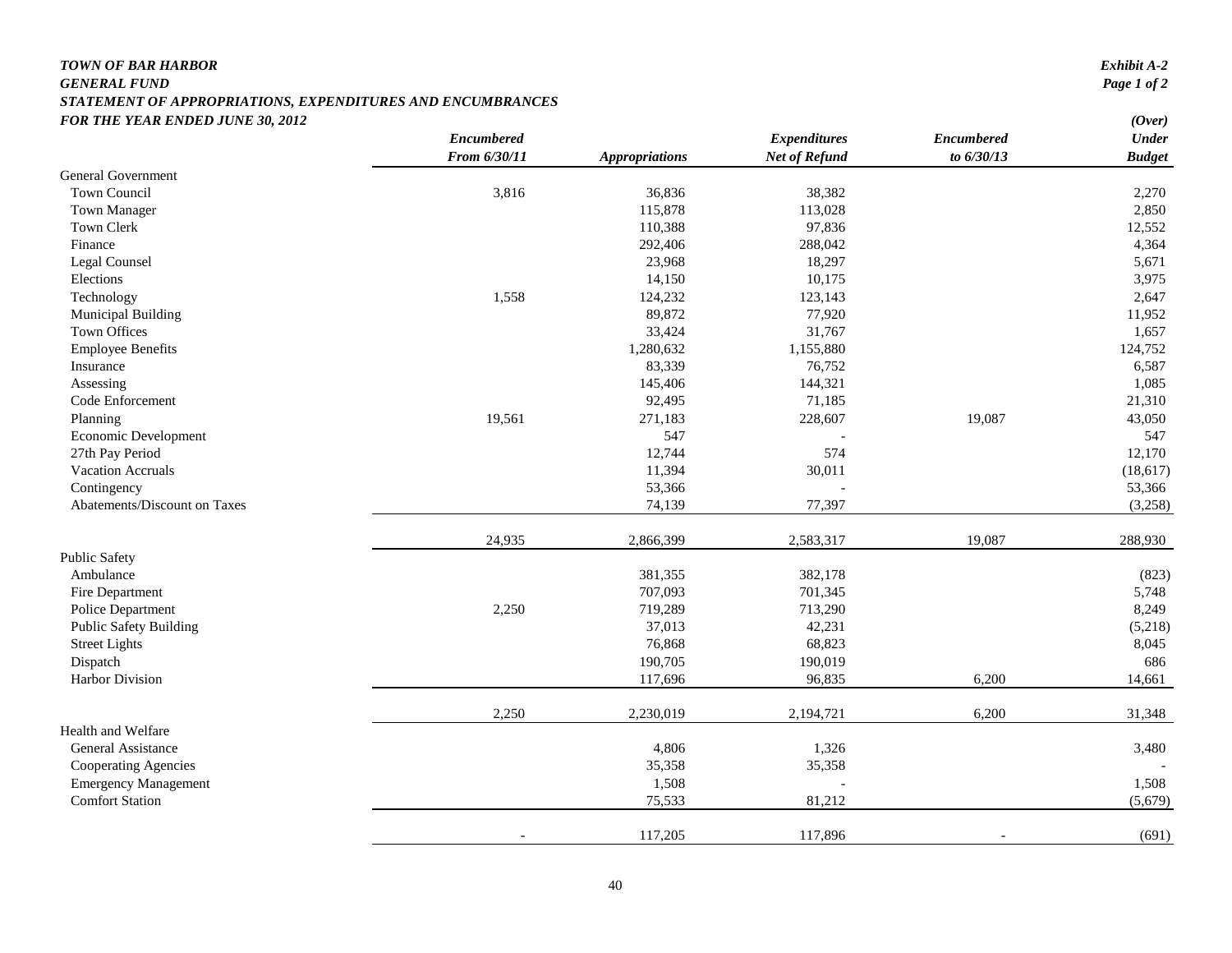***TOWN OF BAR HARBOR***
***GENERAL FUND***
***STATEMENT OF APPROPRIATIONS, EXPENDITURES AND ENCUMBRANCES***
***FOR THE YEAR ENDED JUNE 30, 2012***

*Exhibit A-2*
*Page 1 of 2*

| | *Encumbered From 6/30/11* | *Appropriations* | *Expenditures Net of Refund* | *Encumbered to 6/30/13* | *(Over) Under Budget* |
|---|---|---|---|---|---|
| General Government | | | | | |
| Town Council | 3,816 | 36,836 | 38,382 | | 2,270 |
| Town Manager | | 115,878 | 113,028 | | 2,850 |
| Town Clerk | | 110,388 | 97,836 | | 12,552 |
| Finance | | 292,406 | 288,042 | | 4,364 |
| Legal Counsel | | 23,968 | 18,297 | | 5,671 |
| Elections | | 14,150 | 10,175 | | 3,975 |
| Technology | 1,558 | 124,232 | 123,143 | | 2,647 |
| Municipal Building | | 89,872 | 77,920 | | 11,952 |
| Town Offices | | 33,424 | 31,767 | | 1,657 |
| Employee Benefits | | 1,280,632 | 1,155,880 | | 124,752 |
| Insurance | | 83,339 | 76,752 | | 6,587 |
| Assessing | | 145,406 | 144,321 | | 1,085 |
| Code Enforcement | | 92,495 | 71,185 | | 21,310 |
| Planning | 19,561 | 271,183 | 228,607 | 19,087 | 43,050 |
| Economic Development | | 547 | - | | 547 |
| 27th Pay Period | | 12,744 | 574 | | 12,170 |
| Vacation Accruals | | 11,394 | 30,011 | | (18,617) |
| Contingency | | 53,366 | - | | 53,366 |
| Abatements/Discount on Taxes | | 74,139 | 77,397 | | (3,258) |
| | 24,935 | 2,866,399 | 2,583,317 | 19,087 | 288,930 |
| Public Safety | | | | | |
| Ambulance | | 381,355 | 382,178 | | (823) |
| Fire Department | | 707,093 | 701,345 | | 5,748 |
| Police Department | 2,250 | 719,289 | 713,290 | | 8,249 |
| Public Safety Building | | 37,013 | 42,231 | | (5,218) |
| Street Lights | | 76,868 | 68,823 | | 8,045 |
| Dispatch | | 190,705 | 190,019 | | 686 |
| Harbor Division | | 117,696 | 96,835 | 6,200 | 14,661 |
| | 2,250 | 2,230,019 | 2,194,721 | 6,200 | 31,348 |
| Health and Welfare | | | | | |
| General Assistance | | 4,806 | 1,326 | | 3,480 |
| Cooperating Agencies | | 35,358 | 35,358 | | - |
| Emergency Management | | 1,508 | - | | 1,508 |
| Comfort Station | | 75,533 | 81,212 | | (5,679) |
| | - | 117,205 | 117,896 | - | (691) |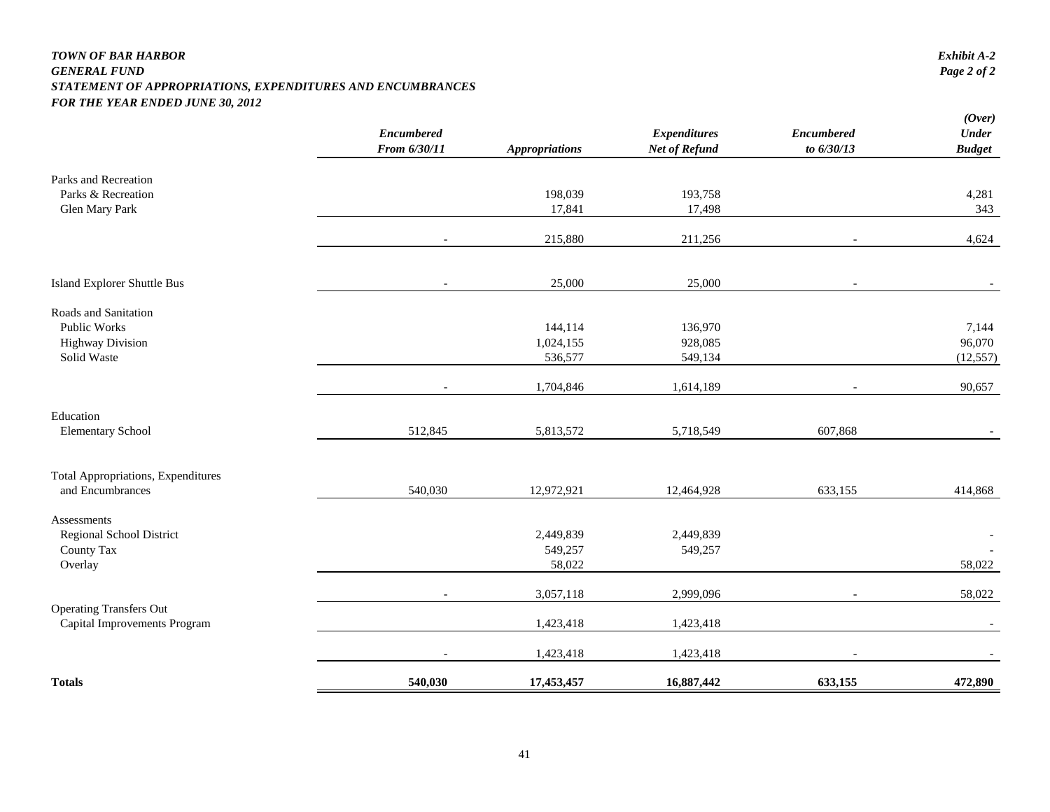***TOWN OF BAR HARBOR***
***GENERAL FUND***
***STATEMENT OF APPROPRIATIONS, EXPENDITURES AND ENCUMBRANCES***
***FOR THE YEAR ENDED JUNE 30, 2012***

***Exhibit A-2***
***Page 2 of 2***

| | *Encumbered From 6/30/11* | *Appropriations* | *Expenditures Net of Refund* | *Encumbered to 6/30/13* | *(Over) Under Budget* |
|---|---|---|---|---|---|
| Parks and Recreation | | | | | |
| Parks & Recreation | | 198,039 | 193,758 | | 4,281 |
| Glen Mary Park | | 17,841 | 17,498 | | 343 |
| | - | 215,880 | 211,256 | - | 4,624 |
| Island Explorer Shuttle Bus | - | 25,000 | 25,000 | - | - |
| Roads and Sanitation | | | | | |
| Public Works | | 144,114 | 136,970 | | 7,144 |
| Highway Division | | 1,024,155 | 928,085 | | 96,070 |
| Solid Waste | | 536,577 | 549,134 | | (12,557) |
| | - | 1,704,846 | 1,614,189 | - | 90,657 |
| Education | | | | | |
| Elementary School | 512,845 | 5,813,572 | 5,718,549 | 607,868 | - |
| Total Appropriations, Expenditures and Encumbrances | 540,030 | 12,972,921 | 12,464,928 | 633,155 | 414,868 |
| Assessments | | | | | |
| Regional School District | | 2,449,839 | 2,449,839 | | - |
| County Tax | | 549,257 | 549,257 | | - |
| Overlay | | 58,022 | | | 58,022 |
| | - | 3,057,118 | 2,999,096 | - | 58,022 |
| Operating Transfers Out | | | | | |
| Capital Improvements Program | | 1,423,418 | 1,423,418 | | - |
| | - | 1,423,418 | 1,423,418 | - | - |
| **Totals** | **540,030** | **17,453,457** | **16,887,442** | **633,155** | **472,890** |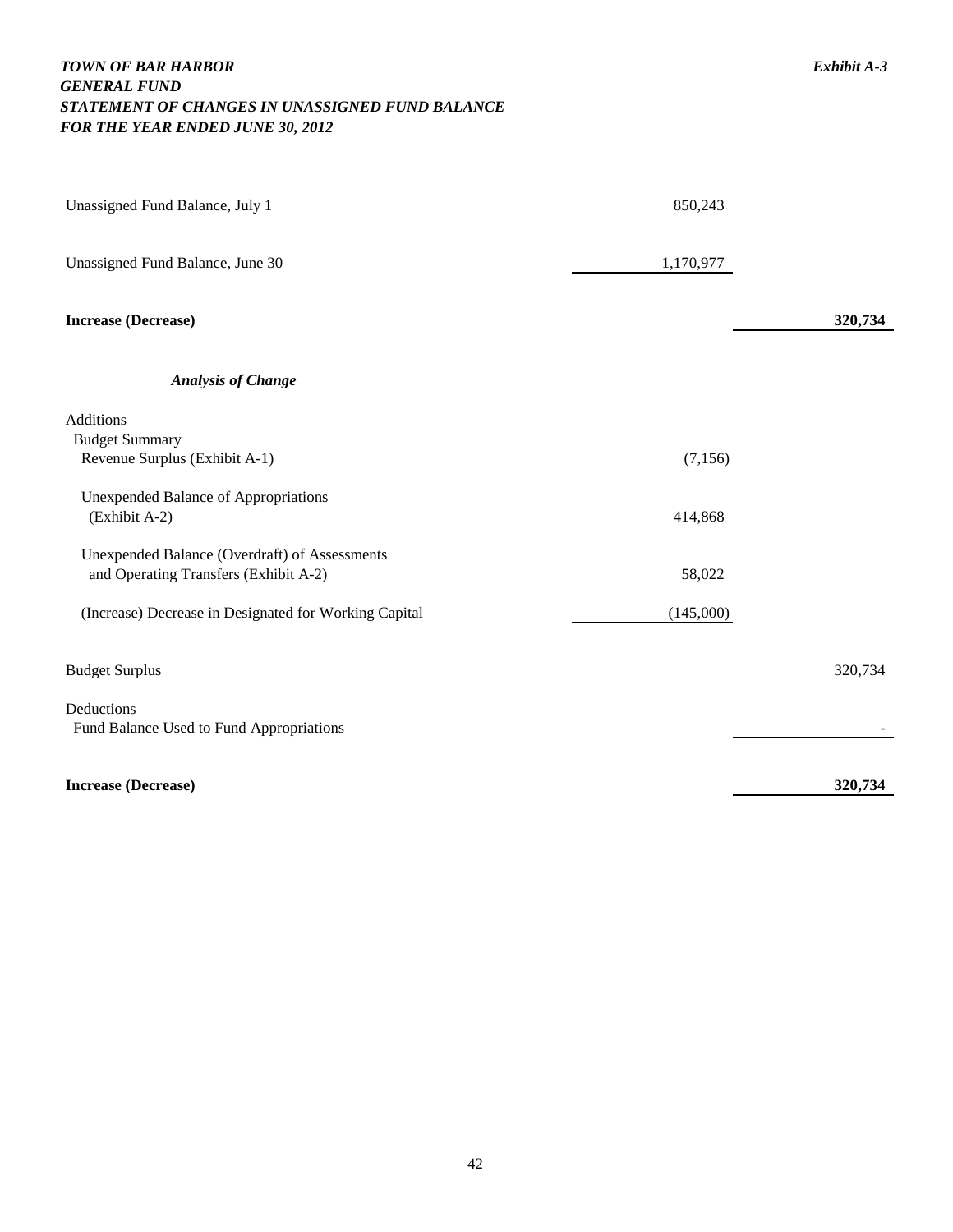# *TOWN OF BAR HARBOR*
## *GENERAL FUND*
## *STATEMENT OF CHANGES IN UNASSIGNED FUND BALANCE*
## *FOR THE YEAR ENDED JUNE 30, 2012*

*Exhibit A-3*

| | | |
|---|---|---|
| Unassigned Fund Balance, July 1 | 850,243 | |
| Unassigned Fund Balance, June 30 | 1,170,977 | |
| **Increase (Decrease)** | | **320,734** |
| ***Analysis of Change*** | | |
| Additions | | |
| Budget Summary | | |
| Revenue Surplus (Exhibit A-1) | (7,156) | |
| Unexpended Balance of Appropriations (Exhibit A-2) | 414,868 | |
| Unexpended Balance (Overdraft) of Assessments and Operating Transfers (Exhibit A-2) | 58,022 | |
| (Increase) Decrease in Designated for Working Capital | (145,000) | |
| Budget Surplus | | 320,734 |
| Deductions | | |
| Fund Balance Used to Fund Appropriations | | - |
| **Increase (Decrease)** | | **320,734** |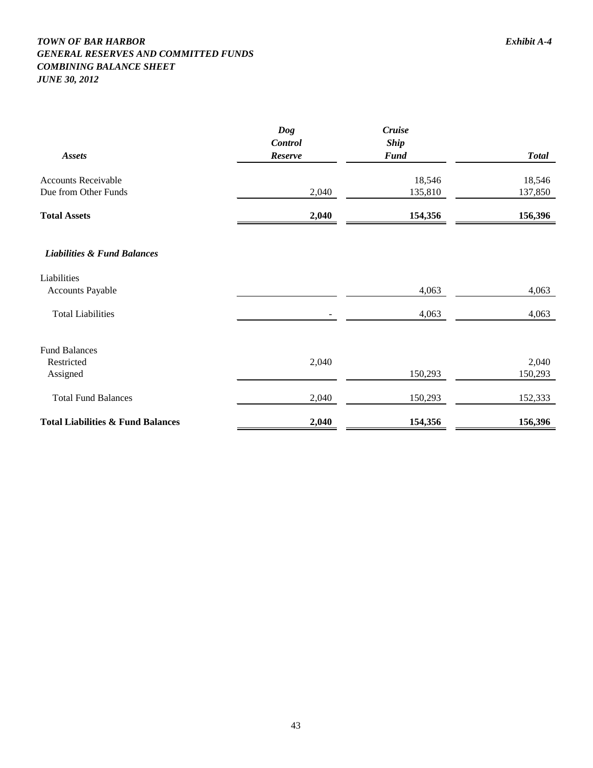***TOWN OF BAR HARBOR*** ***Exhibit A-4***
***GENERAL RESERVES AND COMMITTED FUNDS***
***COMBINING BALANCE SHEET***
***JUNE 30, 2012***

| *Assets* | *Dog Control Reserve* | *Cruise Ship Fund* | *Total* |
|---|---:|---:|---:|
| Accounts Receivable | | 18,546 | 18,546 |
| Due from Other Funds | 2,040 | 135,810 | 137,850 |
| **Total Assets** | **2,040** | **154,356** | **156,396** |
| ***Liabilities & Fund Balances*** | | | |
| Liabilities | | | |
| Accounts Payable | | 4,063 | 4,063 |
| Total Liabilities | - | 4,063 | 4,063 |
| Fund Balances | | | |
| Restricted | 2,040 | | 2,040 |
| Assigned | | 150,293 | 150,293 |
| Total Fund Balances | 2,040 | 150,293 | 152,333 |
| **Total Liabilities & Fund Balances** | **2,040** | **154,356** | **156,396** |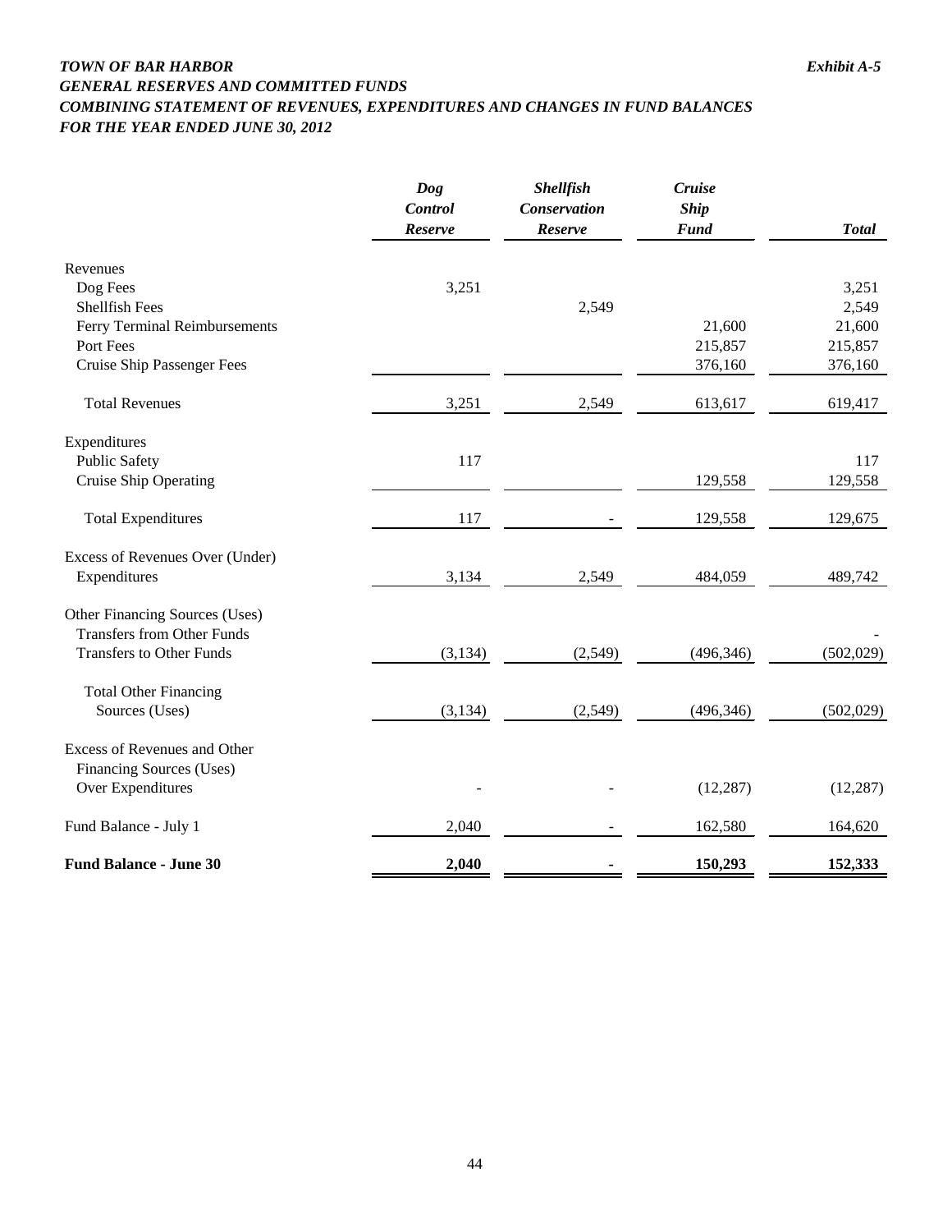***TOWN OF BAR HARBOR*** ***Exhibit A-5***

***GENERAL RESERVES AND COMMITTED FUNDS***

***COMBINING STATEMENT OF REVENUES, EXPENDITURES AND CHANGES IN FUND BALANCES***

***FOR THE YEAR ENDED JUNE 30, 2012***

| | *Dog Control Reserve* | *Shellfish Conservation Reserve* | *Cruise Ship Fund* | *Total* |
|---|---|---|---|---|
| Revenues | | | | |
| Dog Fees | 3,251 | | | 3,251 |
| Shellfish Fees | | 2,549 | | 2,549 |
| Ferry Terminal Reimbursements | | | 21,600 | 21,600 |
| Port Fees | | | 215,857 | 215,857 |
| Cruise Ship Passenger Fees | | | 376,160 | 376,160 |
| Total Revenues | 3,251 | 2,549 | 613,617 | 619,417 |
| Expenditures | | | | |
| Public Safety | 117 | | | 117 |
| Cruise Ship Operating | | | 129,558 | 129,558 |
| Total Expenditures | 117 | - | 129,558 | 129,675 |
| Excess of Revenues Over (Under) Expenditures | 3,134 | 2,549 | 484,059 | 489,742 |
| Other Financing Sources (Uses) | | | | |
| Transfers from Other Funds | | | | - |
| Transfers to Other Funds | (3,134) | (2,549) | (496,346) | (502,029) |
| Total Other Financing Sources (Uses) | (3,134) | (2,549) | (496,346) | (502,029) |
| Excess of Revenues and Other Financing Sources (Uses) Over Expenditures | - | - | (12,287) | (12,287) |
| Fund Balance - July 1 | 2,040 | - | 162,580 | 164,620 |
| **Fund Balance - June 30** | **2,040** | **-** | **150,293** | **152,333** |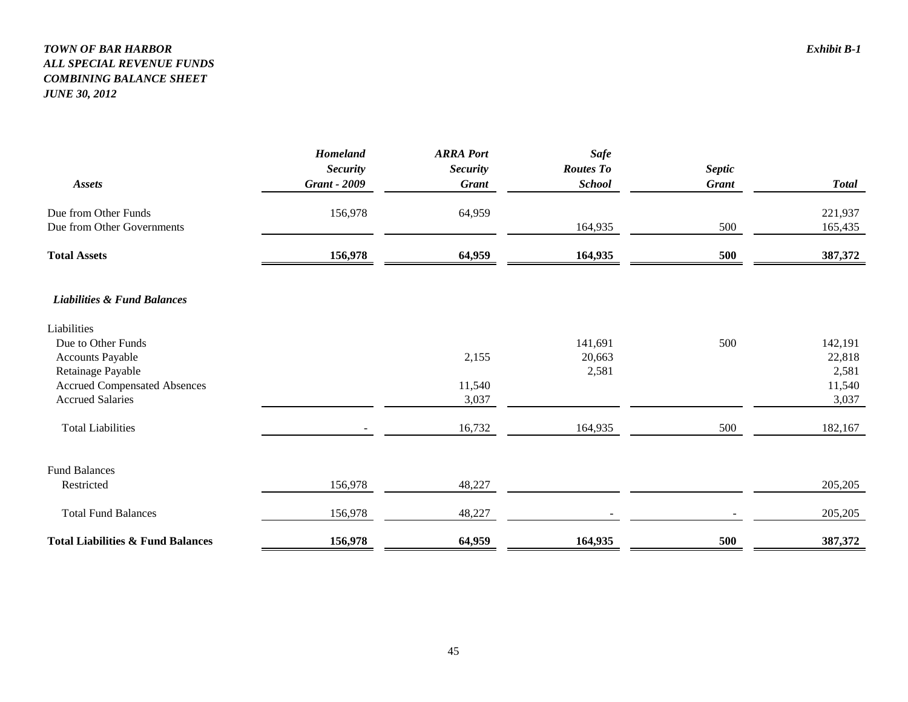*TOWN OF BAR HARBOR*
*ALL SPECIAL REVENUE FUNDS*
*COMBINING BALANCE SHEET*
*JUNE 30, 2012*

*Exhibit B-1*

| ***Assets*** | ***Homeland Security Grant - 2009*** | ***ARRA Port Security Grant*** | ***Safe Routes To School*** | ***Septic Grant*** | ***Total*** |
|---|---|---|---|---|---|
| Due from Other Funds | 156,978 | 64,959 | | | 221,937 |
| Due from Other Governments | | | 164,935 | 500 | 165,435 |
| **Total Assets** | **156,978** | **64,959** | **164,935** | **500** | **387,372** |
| ***Liabilities & Fund Balances*** | | | | | |
| Liabilities | | | | | |
| Due to Other Funds | | | 141,691 | 500 | 142,191 |
| Accounts Payable | | 2,155 | 20,663 | | 22,818 |
| Retainage Payable | | | 2,581 | | 2,581 |
| Accrued Compensated Absences | | 11,540 | | | 11,540 |
| Accrued Salaries | | 3,037 | | | 3,037 |
| Total Liabilities | - | 16,732 | 164,935 | 500 | 182,167 |
| Fund Balances | | | | | |
| Restricted | 156,978 | 48,227 | | | 205,205 |
| Total Fund Balances | 156,978 | 48,227 | - | - | 205,205 |
| **Total Liabilities & Fund Balances** | **156,978** | **64,959** | **164,935** | **500** | **387,372** |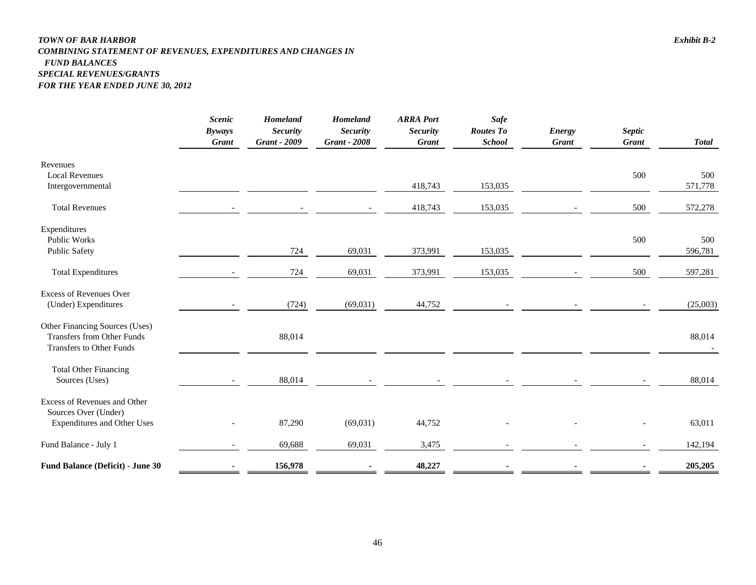*TOWN OF BAR HARBOR*
*COMBINING STATEMENT OF REVENUES, EXPENDITURES AND CHANGES IN FUND BALANCES*
*SPECIAL REVENUES/GRANTS*
*FOR THE YEAR ENDED JUNE 30, 2012*

*Exhibit B-2*

| | *Scenic Byways Grant* | *Homeland Security Grant - 2009* | *Homeland Security Grant - 2008* | *ARRA Port Security Grant* | *Safe Routes To School* | *Energy Grant* | *Septic Grant* | *Total* |
|---|---|---|---|---|---|---|---|---|
| Revenues | | | | | | | | |
| Local Revenues | | | | | | | 500 | 500 |
| Intergovernmental | | | | 418,743 | 153,035 | | | 571,778 |
| Total Revenues | - | - | - | 418,743 | 153,035 | - | 500 | 572,278 |
| Expenditures | | | | | | | | |
| Public Works | | | | | | | 500 | 500 |
| Public Safety | | 724 | 69,031 | 373,991 | 153,035 | | | 596,781 |
| Total Expenditures | - | 724 | 69,031 | 373,991 | 153,035 | - | 500 | 597,281 |
| Excess of Revenues Over (Under) Expenditures | - | (724) | (69,031) | 44,752 | - | - | - | (25,003) |
| Other Financing Sources (Uses) | | | | | | | | |
| Transfers from Other Funds | | 88,014 | | | | | | 88,014 |
| Transfers to Other Funds | | | | | | | | - |
| Total Other Financing Sources (Uses) | - | 88,014 | - | - | - | - | - | 88,014 |
| Excess of Revenues and Other Sources Over (Under) Expenditures and Other Uses | - | 87,290 | (69,031) | 44,752 | - | - | - | 63,011 |
| Fund Balance - July 1 | - | 69,688 | 69,031 | 3,475 | - | - | - | 142,194 |
| **Fund Balance (Deficit) - June 30** | **-** | **156,978** | **-** | **48,227** | **-** | **-** | **-** | **205,205** |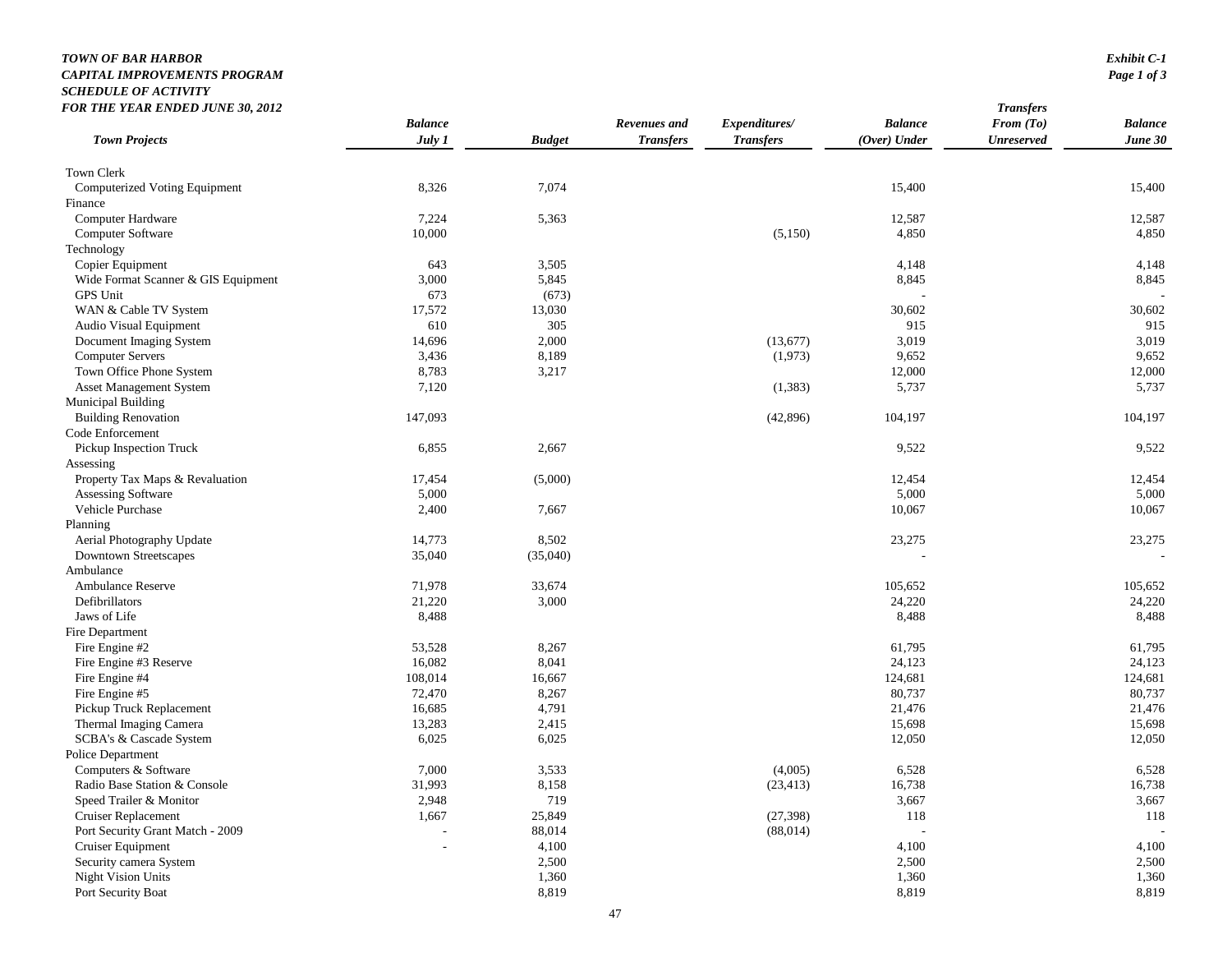***TOWN OF BAR HARBOR***
***CAPITAL IMPROVEMENTS PROGRAM***
***SCHEDULE OF ACTIVITY***
***FOR THE YEAR ENDED JUNE 30, 2012***

***Exhibit C-1***
***Page 1 of 3***

| *Town Projects* | *Balance July 1* | *Budget* | *Revenues and Transfers* | *Expenditures/ Transfers* | *Balance (Over) Under* | *Transfers From (To) Unreserved* | *Balance June 30* |
|---|---|---|---|---|---|---|---|
| Town Clerk | | | | | | | |
| Computerized Voting Equipment | 8,326 | 7,074 | | | 15,400 | | 15,400 |
| Finance | | | | | | | |
| Computer Hardware | 7,224 | 5,363 | | | 12,587 | | 12,587 |
| Computer Software | 10,000 | | | (5,150) | 4,850 | | 4,850 |
| Technology | | | | | | | |
| Copier Equipment | 643 | 3,505 | | | 4,148 | | 4,148 |
| Wide Format Scanner & GIS Equipment | 3,000 | 5,845 | | | 8,845 | | 8,845 |
| GPS Unit | 673 | (673) | | | - | | - |
| WAN & Cable TV System | 17,572 | 13,030 | | | 30,602 | | 30,602 |
| Audio Visual Equipment | 610 | 305 | | | 915 | | 915 |
| Document Imaging System | 14,696 | 2,000 | | (13,677) | 3,019 | | 3,019 |
| Computer Servers | 3,436 | 8,189 | | (1,973) | 9,652 | | 9,652 |
| Town Office Phone System | 8,783 | 3,217 | | | 12,000 | | 12,000 |
| Asset Management System | 7,120 | | | (1,383) | 5,737 | | 5,737 |
| Municipal Building | | | | | | | |
| Building Renovation | 147,093 | | | (42,896) | 104,197 | | 104,197 |
| Code Enforcement | | | | | | | |
| Pickup Inspection Truck | 6,855 | 2,667 | | | 9,522 | | 9,522 |
| Assessing | | | | | | | |
| Property Tax Maps & Revaluation | 17,454 | (5,000) | | | 12,454 | | 12,454 |
| Assessing Software | 5,000 | | | | 5,000 | | 5,000 |
| Vehicle Purchase | 2,400 | 7,667 | | | 10,067 | | 10,067 |
| Planning | | | | | | | |
| Aerial Photography Update | 14,773 | 8,502 | | | 23,275 | | 23,275 |
| Downtown Streetscapes | 35,040 | (35,040) | | | - | | - |
| Ambulance | | | | | | | |
| Ambulance Reserve | 71,978 | 33,674 | | | 105,652 | | 105,652 |
| Defibrillators | 21,220 | 3,000 | | | 24,220 | | 24,220 |
| Jaws of Life | 8,488 | | | | 8,488 | | 8,488 |
| Fire Department | | | | | | | |
| Fire Engine #2 | 53,528 | 8,267 | | | 61,795 | | 61,795 |
| Fire Engine #3 Reserve | 16,082 | 8,041 | | | 24,123 | | 24,123 |
| Fire Engine #4 | 108,014 | 16,667 | | | 124,681 | | 124,681 |
| Fire Engine #5 | 72,470 | 8,267 | | | 80,737 | | 80,737 |
| Pickup Truck Replacement | 16,685 | 4,791 | | | 21,476 | | 21,476 |
| Thermal Imaging Camera | 13,283 | 2,415 | | | 15,698 | | 15,698 |
| SCBA's & Cascade System | 6,025 | 6,025 | | | 12,050 | | 12,050 |
| Police Department | | | | | | | |
| Computers & Software | 7,000 | 3,533 | | (4,005) | 6,528 | | 6,528 |
| Radio Base Station & Console | 31,993 | 8,158 | | (23,413) | 16,738 | | 16,738 |
| Speed Trailer & Monitor | 2,948 | 719 | | | 3,667 | | 3,667 |
| Cruiser Replacement | 1,667 | 25,849 | | (27,398) | 118 | | 118 |
| Port Security Grant Match - 2009 | - | 88,014 | | (88,014) | - | | - |
| Cruiser Equipment | - | 4,100 | | | 4,100 | | 4,100 |
| Security camera System | | 2,500 | | | 2,500 | | 2,500 |
| Night Vision Units | | 1,360 | | | 1,360 | | 1,360 |
| Port Security Boat | | 8,819 | | | 8,819 | | 8,819 |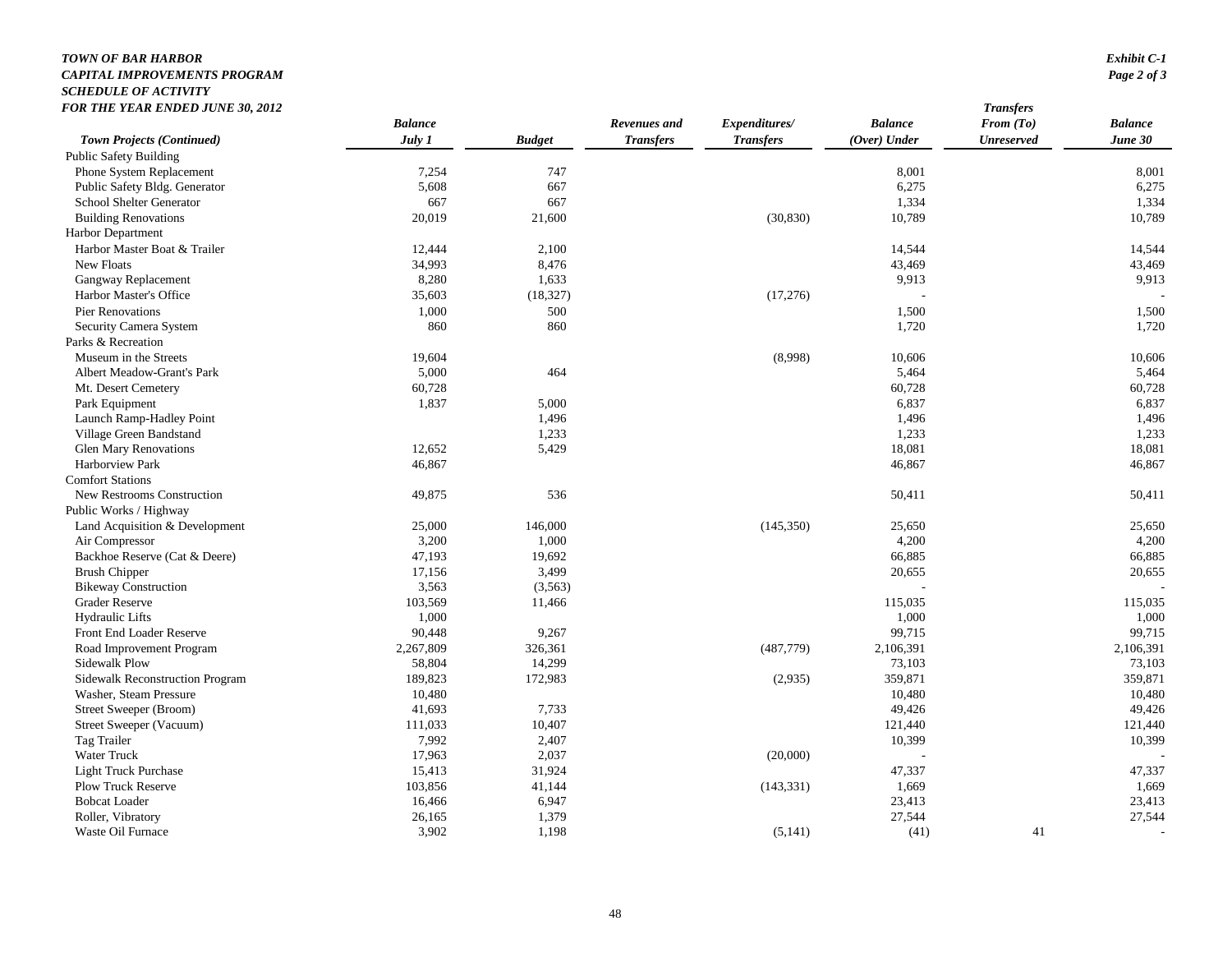***TOWN OF BAR HARBOR***
***CAPITAL IMPROVEMENTS PROGRAM***
***SCHEDULE OF ACTIVITY***
***FOR THE YEAR ENDED JUNE 30, 2012***

***Exhibit C-1***
***Page 2 of 3***

| *Town Projects (Continued)* | *Balance July 1* | *Budget* | *Revenues and Transfers* | *Expenditures/ Transfers* | *Balance (Over) Under* | *Transfers From (To) Unreserved* | *Balance June 30* |
|---|---|---|---|---|---|---|---|
| Public Safety Building | | | | | | | |
| Phone System Replacement | 7,254 | 747 | | | 8,001 | | 8,001 |
| Public Safety Bldg. Generator | 5,608 | 667 | | | 6,275 | | 6,275 |
| School Shelter Generator | 667 | 667 | | | 1,334 | | 1,334 |
| Building Renovations | 20,019 | 21,600 | | (30,830) | 10,789 | | 10,789 |
| Harbor Department | | | | | | | |
| Harbor Master Boat & Trailer | 12,444 | 2,100 | | | 14,544 | | 14,544 |
| New Floats | 34,993 | 8,476 | | | 43,469 | | 43,469 |
| Gangway Replacement | 8,280 | 1,633 | | | 9,913 | | 9,913 |
| Harbor Master's Office | 35,603 | (18,327) | | (17,276) | - | | - |
| Pier Renovations | 1,000 | 500 | | | 1,500 | | 1,500 |
| Security Camera System | 860 | 860 | | | 1,720 | | 1,720 |
| Parks & Recreation | | | | | | | |
| Museum in the Streets | 19,604 | | | (8,998) | 10,606 | | 10,606 |
| Albert Meadow-Grant's Park | 5,000 | 464 | | | 5,464 | | 5,464 |
| Mt. Desert Cemetery | 60,728 | | | | 60,728 | | 60,728 |
| Park Equipment | 1,837 | 5,000 | | | 6,837 | | 6,837 |
| Launch Ramp-Hadley Point | | 1,496 | | | 1,496 | | 1,496 |
| Village Green Bandstand | | 1,233 | | | 1,233 | | 1,233 |
| Glen Mary Renovations | 12,652 | 5,429 | | | 18,081 | | 18,081 |
| Harborview Park | 46,867 | | | | 46,867 | | 46,867 |
| Comfort Stations | | | | | | | |
| New Restrooms Construction | 49,875 | 536 | | | 50,411 | | 50,411 |
| Public Works / Highway | | | | | | | |
| Land Acquisition & Development | 25,000 | 146,000 | | (145,350) | 25,650 | | 25,650 |
| Air Compressor | 3,200 | 1,000 | | | 4,200 | | 4,200 |
| Backhoe Reserve (Cat & Deere) | 47,193 | 19,692 | | | 66,885 | | 66,885 |
| Brush Chipper | 17,156 | 3,499 | | | 20,655 | | 20,655 |
| Bikeway Construction | 3,563 | (3,563) | | | - | | - |
| Grader Reserve | 103,569 | 11,466 | | | 115,035 | | 115,035 |
| Hydraulic Lifts | 1,000 | | | | 1,000 | | 1,000 |
| Front End Loader Reserve | 90,448 | 9,267 | | | 99,715 | | 99,715 |
| Road Improvement Program | 2,267,809 | 326,361 | | (487,779) | 2,106,391 | | 2,106,391 |
| Sidewalk Plow | 58,804 | 14,299 | | | 73,103 | | 73,103 |
| Sidewalk Reconstruction Program | 189,823 | 172,983 | | (2,935) | 359,871 | | 359,871 |
| Washer, Steam Pressure | 10,480 | | | | 10,480 | | 10,480 |
| Street Sweeper (Broom) | 41,693 | 7,733 | | | 49,426 | | 49,426 |
| Street Sweeper (Vacuum) | 111,033 | 10,407 | | | 121,440 | | 121,440 |
| Tag Trailer | 7,992 | 2,407 | | | 10,399 | | 10,399 |
| Water Truck | 17,963 | 2,037 | | (20,000) | - | | - |
| Light Truck Purchase | 15,413 | 31,924 | | | 47,337 | | 47,337 |
| Plow Truck Reserve | 103,856 | 41,144 | | (143,331) | 1,669 | | 1,669 |
| Bobcat Loader | 16,466 | 6,947 | | | 23,413 | | 23,413 |
| Roller, Vibratory | 26,165 | 1,379 | | | 27,544 | | 27,544 |
| Waste Oil Furnace | 3,902 | 1,198 | | (5,141) | (41) | 41 | - |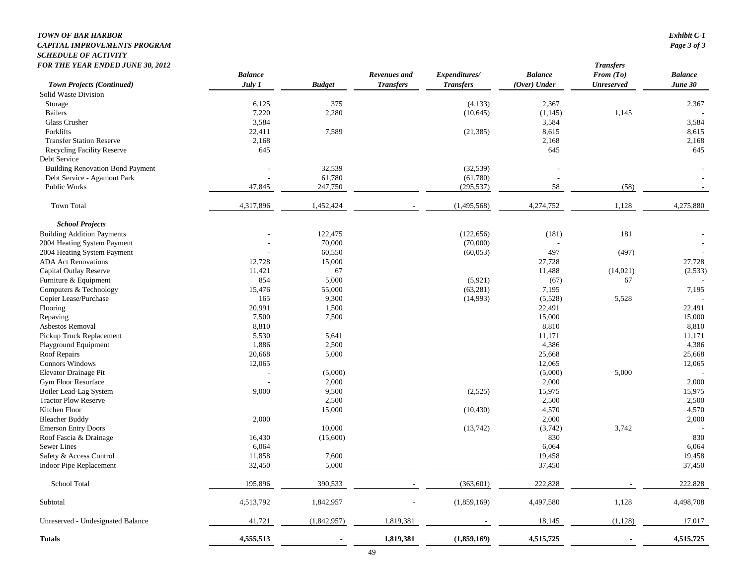# TOWN OF BAR HARBOR
## CAPITAL IMPROVEMENTS PROGRAM
## SCHEDULE OF ACTIVITY
## FOR THE YEAR ENDED JUNE 30, 2012

*Exhibit C-1*
*Page 3 of 3*

| *Town Projects (Continued)* | *Balance July 1* | *Budget* | *Revenues and Transfers* | *Expenditures/ Transfers* | *Balance (Over) Under* | *Transfers From (To) Unreserved* | *Balance June 30* |
|---|---|---|---|---|---|---|---|
| Solid Waste Division | | | | | | | |
| Storage | 6,125 | 375 | | (4,133) | 2,367 | | 2,367 |
| Bailers | 7,220 | 2,280 | | (10,645) | (1,145) | 1,145 | - |
| Glass Crusher | 3,584 | | | | 3,584 | | 3,584 |
| Forklifts | 22,411 | 7,589 | | (21,385) | 8,615 | | 8,615 |
| Transfer Station Reserve | 2,168 | | | | 2,168 | | 2,168 |
| Recycling Facility Reserve | 645 | | | | 645 | | 645 |
| Debt Service | | | | | | | |
| Building Renovation Bond Payment | - | 32,539 | | (32,539) | - | | - |
| Debt Service - Agamont Park | - | 61,780 | | (61,780) | - | | - |
| Public Works | 47,845 | 247,750 | | (295,537) | 58 | (58) | - |
| Town Total | 4,317,896 | 1,452,424 | - | (1,495,568) | 4,274,752 | 1,128 | 4,275,880 |
| ***School Projects*** | | | | | | | |
| Building Addition Payments | - | 122,475 | | (122,656) | (181) | 181 | - |
| 2004 Heating System Payment | - | 70,000 | | (70,000) | - | | - |
| 2004 Heating System Payment | - | 60,550 | | (60,053) | 497 | (497) | - |
| ADA Act Renovations | 12,728 | 15,000 | | | 27,728 | | 27,728 |
| Capital Outlay Reserve | 11,421 | 67 | | | 11,488 | (14,021) | (2,533) |
| Furniture & Equipment | 854 | 5,000 | | (5,921) | (67) | 67 | - |
| Computers & Technology | 15,476 | 55,000 | | (63,281) | 7,195 | | 7,195 |
| Copier Lease/Purchase | 165 | 9,300 | | (14,993) | (5,528) | 5,528 | - |
| Flooring | 20,991 | 1,500 | | | 22,491 | | 22,491 |
| Repaving | 7,500 | 7,500 | | | 15,000 | | 15,000 |
| Asbestos Removal | 8,810 | | | | 8,810 | | 8,810 |
| Pickup Truck Replacement | 5,530 | 5,641 | | | 11,171 | | 11,171 |
| Playground Equipment | 1,886 | 2,500 | | | 4,386 | | 4,386 |
| Roof Repairs | 20,668 | 5,000 | | | 25,668 | | 25,668 |
| Connors Windows | 12,065 | | | | 12,065 | | 12,065 |
| Elevator Drainage Pit | - | (5,000) | | | (5,000) | 5,000 | - |
| Gym Floor Resurface | - | 2,000 | | | 2,000 | | 2,000 |
| Boiler Lead-Lag System | 9,000 | 9,500 | | (2,525) | 15,975 | | 15,975 |
| Tractor Plow Reserve | | 2,500 | | | 2,500 | | 2,500 |
| Kitchen Floor | | 15,000 | | (10,430) | 4,570 | | 4,570 |
| Bleacher Buddy | 2,000 | | | | 2,000 | | 2,000 |
| Emerson Entry Doors | | 10,000 | | (13,742) | (3,742) | 3,742 | - |
| Roof Fascia & Drainage | 16,430 | (15,600) | | | 830 | | 830 |
| Sewer Lines | 6,064 | | | | 6,064 | | 6,064 |
| Safety & Access Control | 11,858 | 7,600 | | | 19,458 | | 19,458 |
| Indoor Pipe Replacement | 32,450 | 5,000 | | | 37,450 | | 37,450 |
| School Total | 195,896 | 390,533 | - | (363,601) | 222,828 | - | 222,828 |
| Subtotal | 4,513,792 | 1,842,957 | - | (1,859,169) | 4,497,580 | 1,128 | 4,498,708 |
| Unreserved - Undesignated Balance | 41,721 | (1,842,957) | 1,819,381 | - | 18,145 | (1,128) | 17,017 |
| **Totals** | **4,555,513** | **-** | **1,819,381** | **(1,859,169)** | **4,515,725** | **-** | **4,515,725** |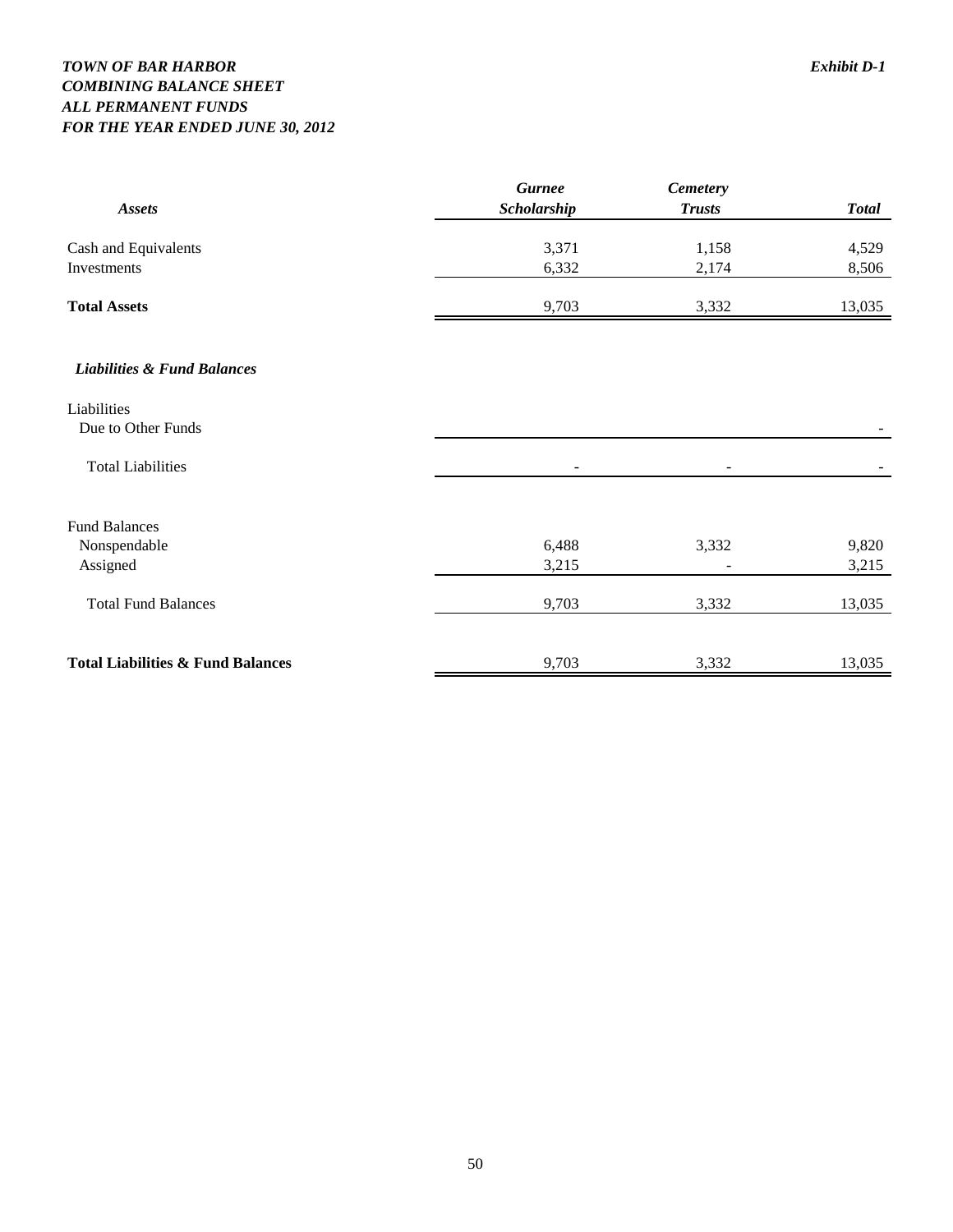***TOWN OF BAR HARBOR*** ***Exhibit D-1***
***COMBINING BALANCE SHEET***
***ALL PERMANENT FUNDS***
***FOR THE YEAR ENDED JUNE 30, 2012***

| ***Assets*** | ***Gurnee Scholarship*** | ***Cemetery Trusts*** | ***Total*** |
|---|---|---|---|
| Cash and Equivalents | 3,371 | 1,158 | 4,529 |
| Investments | 6,332 | 2,174 | 8,506 |
| **Total Assets** | 9,703 | 3,332 | 13,035 |
| ***Liabilities & Fund Balances*** | | | |
| Liabilities | | | |
| Due to Other Funds | | | - |
| Total Liabilities | - | - | - |
| Fund Balances | | | |
| Nonspendable | 6,488 | 3,332 | 9,820 |
| Assigned | 3,215 | - | 3,215 |
| Total Fund Balances | 9,703 | 3,332 | 13,035 |
| **Total Liabilities & Fund Balances** | 9,703 | 3,332 | 13,035 |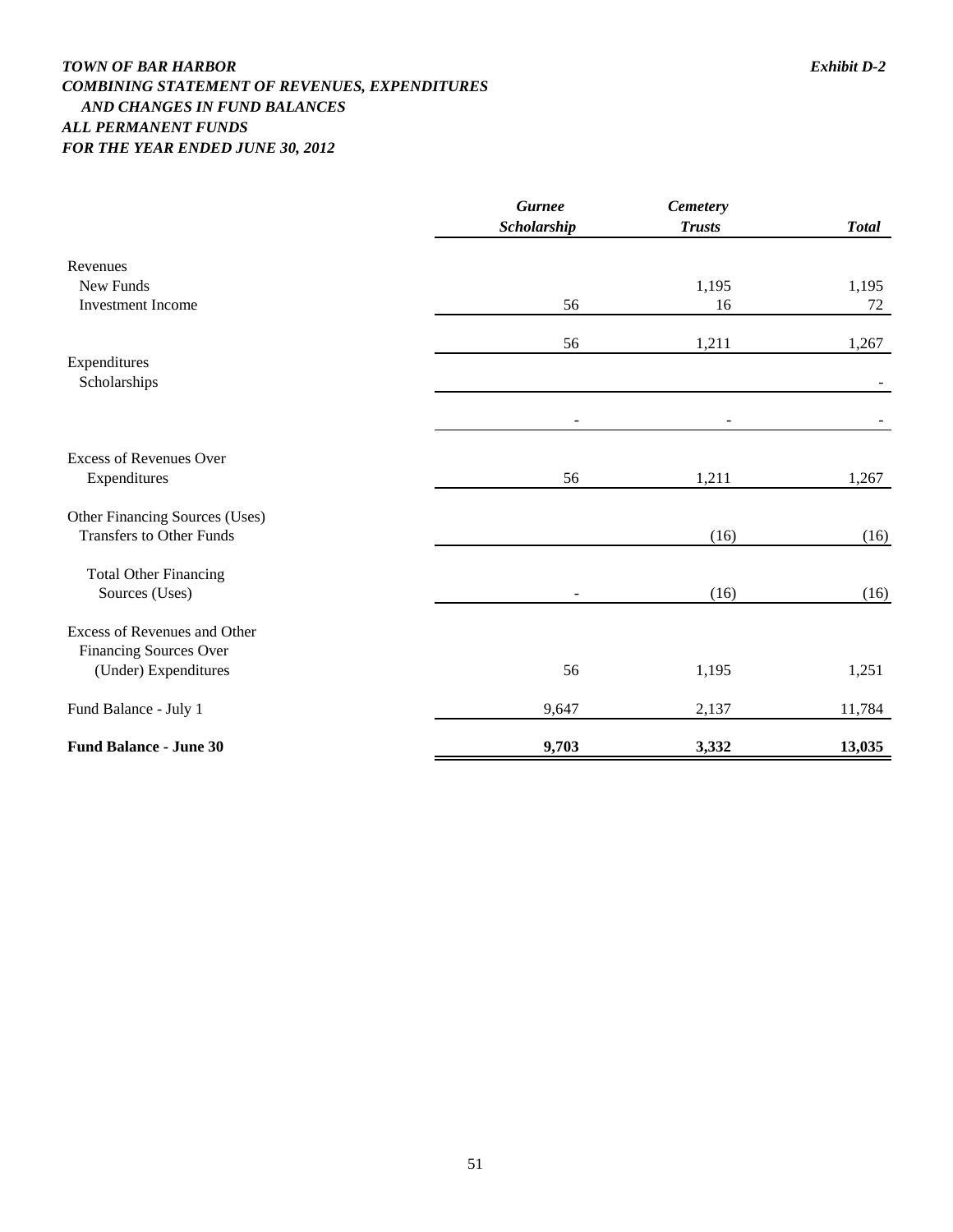*TOWN OF BAR HARBOR* *Exhibit D-2*

***COMBINING STATEMENT OF REVENUES, EXPENDITURES AND CHANGES IN FUND BALANCES***

***ALL PERMANENT FUNDS***

***FOR THE YEAR ENDED JUNE 30, 2012***

| | *Gurnee Scholarship* | *Cemetery Trusts* | *Total* |
|---|---|---|---|
| Revenues | | | |
| New Funds | | 1,195 | 1,195 |
| Investment Income | 56 | 16 | 72 |
| | 56 | 1,211 | 1,267 |
| Expenditures | | | |
| Scholarships | | | - |
| | - | - | - |
| Excess of Revenues Over Expenditures | 56 | 1,211 | 1,267 |
| Other Financing Sources (Uses) | | | |
| Transfers to Other Funds | | (16) | (16) |
| Total Other Financing Sources (Uses) | - | (16) | (16) |
| Excess of Revenues and Other Financing Sources Over (Under) Expenditures | 56 | 1,195 | 1,251 |
| Fund Balance - July 1 | 9,647 | 2,137 | 11,784 |
| **Fund Balance - June 30** | **9,703** | **3,332** | **13,035** |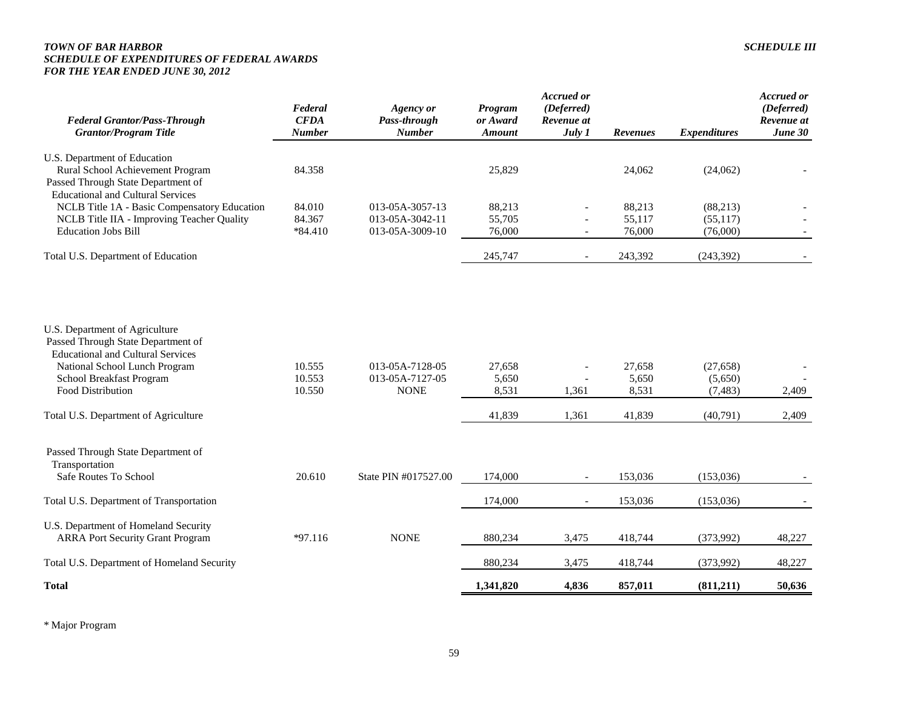***TOWN OF BAR HARBOR***
***SCHEDULE OF EXPENDITURES OF FEDERAL AWARDS***
***FOR THE YEAR ENDED JUNE 30, 2012***

***SCHEDULE III***

| *Federal Grantor/Pass-Through Grantor/Program Title* | *Federal CFDA Number* | *Agency or Pass-through Number* | *Program or Award Amount* | *Accrued or (Deferred) Revenue at July 1* | *Revenues* | *Expenditures* | *Accrued or (Deferred) Revenue at June 30* |
|---|---|---|---|---|---|---|---|
| U.S. Department of Education | | | | | | | |
| Rural School Achievement Program | 84.358 | | 25,829 | | 24,062 | (24,062) | - |
| Passed Through State Department of Educational and Cultural Services | | | | | | | |
| NCLB Title 1A - Basic Compensatory Education | 84.010 | 013-05A-3057-13 | 88,213 | - | 88,213 | (88,213) | - |
| NCLB Title IIA - Improving Teacher Quality | 84.367 | 013-05A-3042-11 | 55,705 | - | 55,117 | (55,117) | - |
| Education Jobs Bill | *84.410 | 013-05A-3009-10 | 76,000 | - | 76,000 | (76,000) | - |
| Total U.S. Department of Education | | | 245,747 | - | 243,392 | (243,392) | - |
| U.S. Department of Agriculture | | | | | | | |
| Passed Through State Department of Educational and Cultural Services | | | | | | | |
| National School Lunch Program | 10.555 | 013-05A-7128-05 | 27,658 | - | 27,658 | (27,658) | - |
| School Breakfast Program | 10.553 | 013-05A-7127-05 | 5,650 | - | 5,650 | (5,650) | - |
| Food Distribution | 10.550 | NONE | 8,531 | 1,361 | 8,531 | (7,483) | 2,409 |
| Total U.S. Department of Agriculture | | | 41,839 | 1,361 | 41,839 | (40,791) | 2,409 |
| Passed Through State Department of Transportation | | | | | | | |
| Safe Routes To School | 20.610 | State PIN #017527.00 | 174,000 | - | 153,036 | (153,036) | - |
| Total U.S. Department of Transportation | | | 174,000 | - | 153,036 | (153,036) | - |
| U.S. Department of Homeland Security | | | | | | | |
| ARRA Port Security Grant Program | *97.116 | NONE | 880,234 | 3,475 | 418,744 | (373,992) | 48,227 |
| Total U.S. Department of Homeland Security | | | 880,234 | 3,475 | 418,744 | (373,992) | 48,227 |
| **Total** | | | **1,341,820** | **4,836** | **857,011** | **(811,211)** | **50,636** |

* Major Program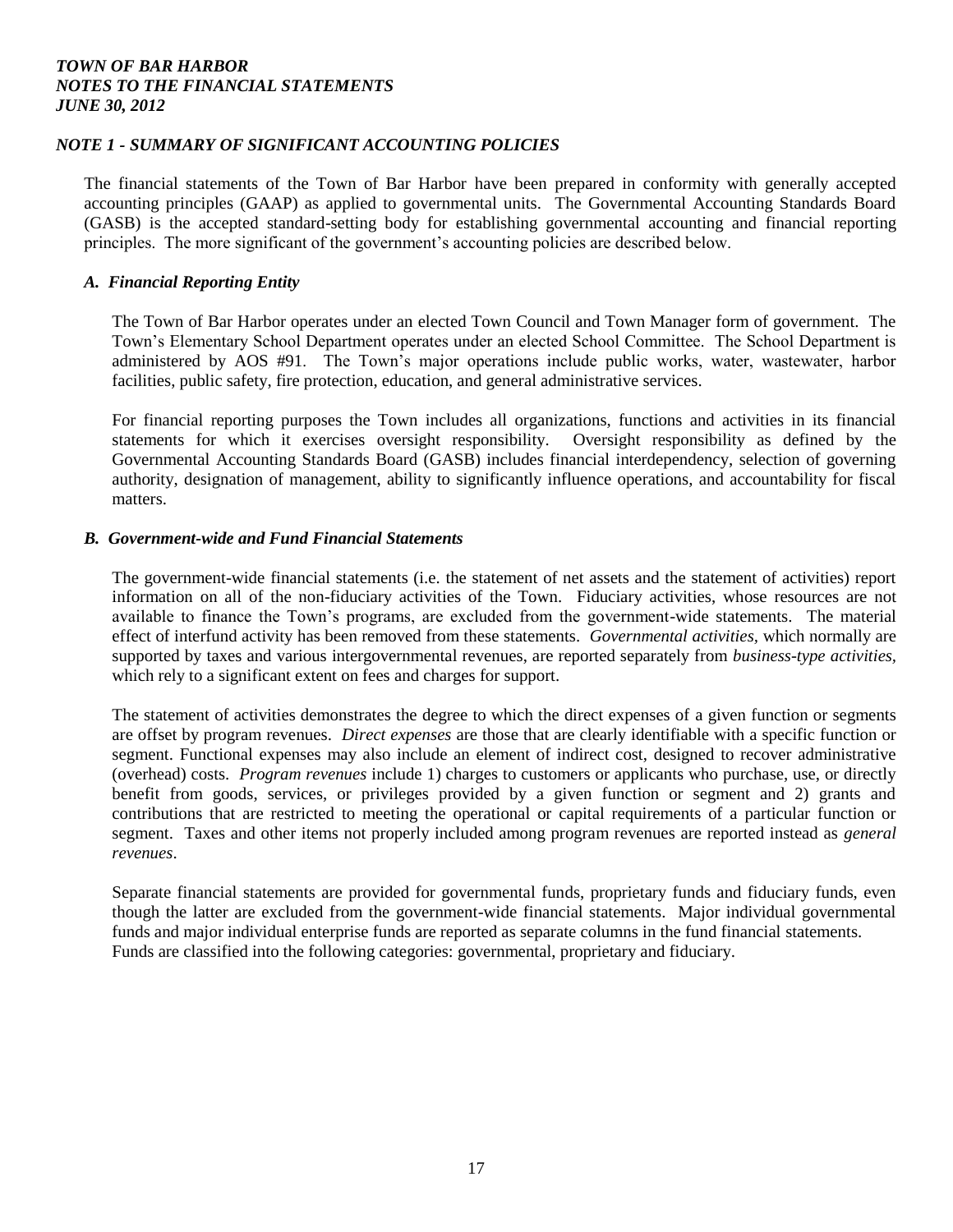## NOTE 1 - SUMMARY OF SIGNIFICANT ACCOUNTING POLICIES

The financial statements of the Town of Bar Harbor have been prepared in conformity with generally accepted accounting principles (GAAP) as applied to governmental units. The Governmental Accounting Standards Board (GASB) is the accepted standard-setting body for establishing governmental accounting and financial reporting principles. The more significant of the government's accounting policies are described below.

### A. Financial Reporting Entity

The Town of Bar Harbor operates under an elected Town Council and Town Manager form of government. The Town's Elementary School Department operates under an elected School Committee. The School Department is administered by AOS #91. The Town's major operations include public works, water, wastewater, harbor facilities, public safety, fire protection, education, and general administrative services.

For financial reporting purposes the Town includes all organizations, functions and activities in its financial statements for which it exercises oversight responsibility. Oversight responsibility as defined by the Governmental Accounting Standards Board (GASB) includes financial interdependency, selection of governing authority, designation of management, ability to significantly influence operations, and accountability for fiscal matters.

### B. Government-wide and Fund Financial Statements

The government-wide financial statements (i.e. the statement of net assets and the statement of activities) report information on all of the non-fiduciary activities of the Town. Fiduciary activities, whose resources are not available to finance the Town's programs, are excluded from the government-wide statements. The material effect of interfund activity has been removed from these statements. *Governmental activities,* which normally are supported by taxes and various intergovernmental revenues, are reported separately from *business-type activities,* which rely to a significant extent on fees and charges for support.

The statement of activities demonstrates the degree to which the direct expenses of a given function or segments are offset by program revenues. *Direct expenses* are those that are clearly identifiable with a specific function or segment. Functional expenses may also include an element of indirect cost, designed to recover administrative (overhead) costs. *Program revenues* include 1) charges to customers or applicants who purchase, use, or directly benefit from goods, services, or privileges provided by a given function or segment and 2) grants and contributions that are restricted to meeting the operational or capital requirements of a particular function or segment. Taxes and other items not properly included among program revenues are reported instead as *general revenues*.

Separate financial statements are provided for governmental funds, proprietary funds and fiduciary funds, even though the latter are excluded from the government-wide financial statements. Major individual governmental funds and major individual enterprise funds are reported as separate columns in the fund financial statements. Funds are classified into the following categories: governmental, proprietary and fiduciary.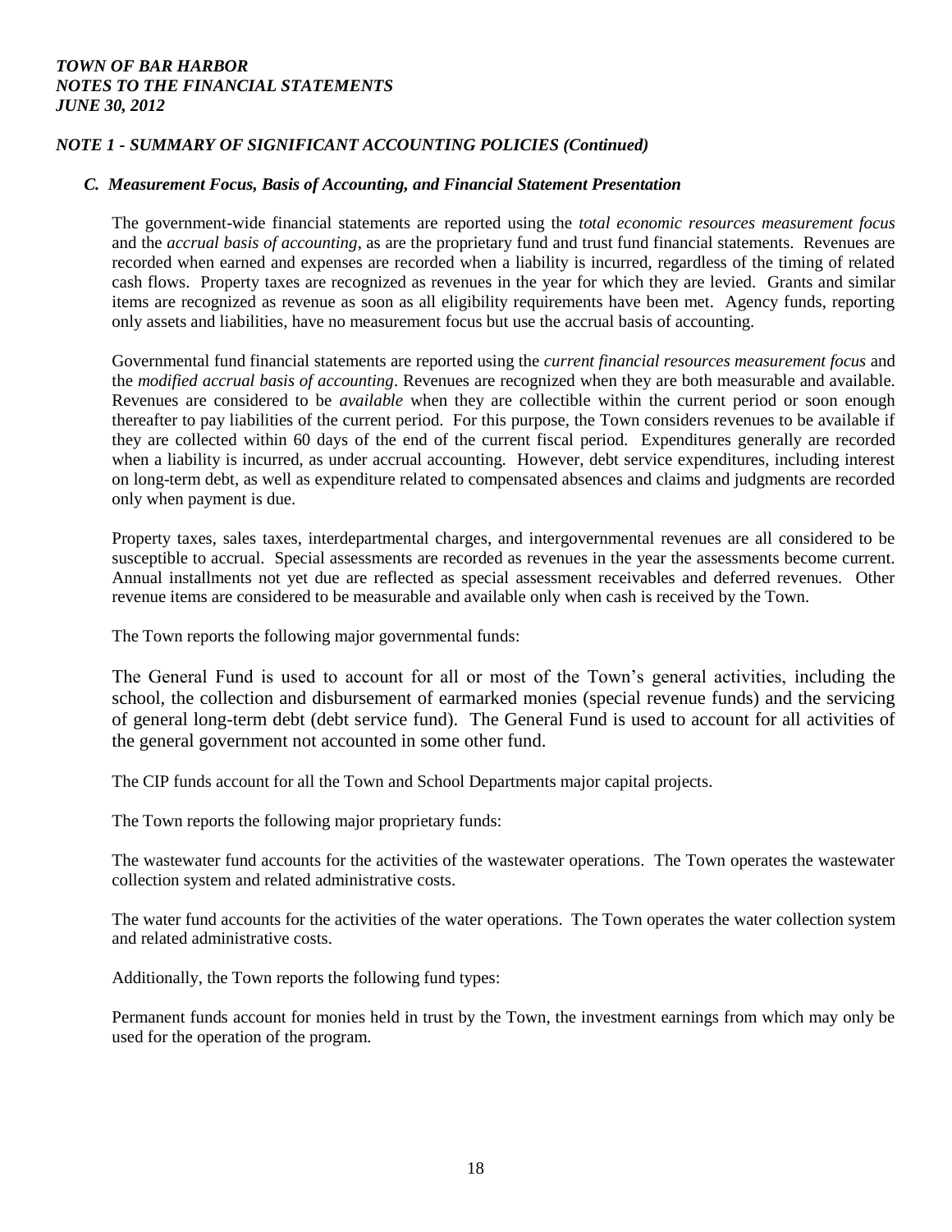*TOWN OF BAR HARBOR*
*NOTES TO THE FINANCIAL STATEMENTS*
*JUNE 30, 2012*

## *NOTE 1 - SUMMARY OF SIGNIFICANT ACCOUNTING POLICIES (Continued)*

### *C. Measurement Focus, Basis of Accounting, and Financial Statement Presentation*

The government-wide financial statements are reported using the *total economic resources measurement focus* and the *accrual basis of accounting*, as are the proprietary fund and trust fund financial statements. Revenues are recorded when earned and expenses are recorded when a liability is incurred, regardless of the timing of related cash flows. Property taxes are recognized as revenues in the year for which they are levied. Grants and similar items are recognized as revenue as soon as all eligibility requirements have been met. Agency funds, reporting only assets and liabilities, have no measurement focus but use the accrual basis of accounting.

Governmental fund financial statements are reported using the *current financial resources measurement focus* and the *modified accrual basis of accounting*. Revenues are recognized when they are both measurable and available. Revenues are considered to be *available* when they are collectible within the current period or soon enough thereafter to pay liabilities of the current period. For this purpose, the Town considers revenues to be available if they are collected within 60 days of the end of the current fiscal period. Expenditures generally are recorded when a liability is incurred, as under accrual accounting. However, debt service expenditures, including interest on long-term debt, as well as expenditure related to compensated absences and claims and judgments are recorded only when payment is due.

Property taxes, sales taxes, interdepartmental charges, and intergovernmental revenues are all considered to be susceptible to accrual. Special assessments are recorded as revenues in the year the assessments become current. Annual installments not yet due are reflected as special assessment receivables and deferred revenues. Other revenue items are considered to be measurable and available only when cash is received by the Town.

The Town reports the following major governmental funds:

The General Fund is used to account for all or most of the Town's general activities, including the school, the collection and disbursement of earmarked monies (special revenue funds) and the servicing of general long-term debt (debt service fund). The General Fund is used to account for all activities of the general government not accounted in some other fund.

The CIP funds account for all the Town and School Departments major capital projects.

The Town reports the following major proprietary funds:

The wastewater fund accounts for the activities of the wastewater operations. The Town operates the wastewater collection system and related administrative costs.

The water fund accounts for the activities of the water operations. The Town operates the water collection system and related administrative costs.

Additionally, the Town reports the following fund types:

Permanent funds account for monies held in trust by the Town, the investment earnings from which may only be used for the operation of the program.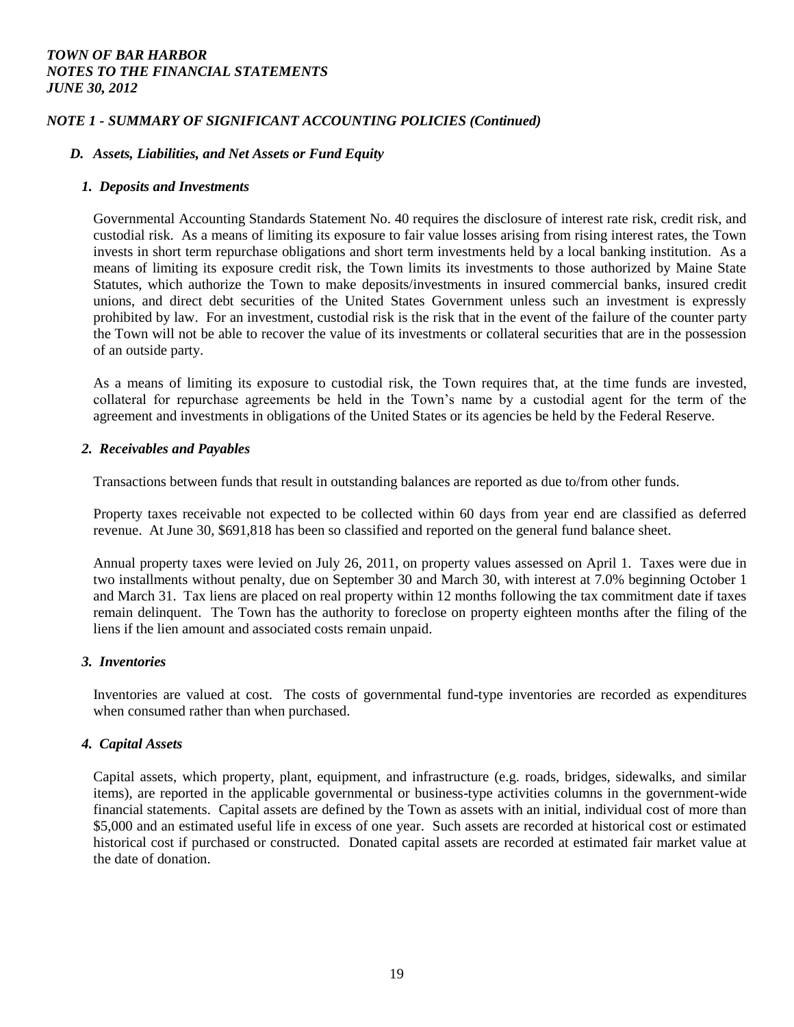## *NOTE 1 - SUMMARY OF SIGNIFICANT ACCOUNTING POLICIES (Continued)*

### *D. Assets, Liabilities, and Net Assets or Fund Equity*

#### *1. Deposits and Investments*

Governmental Accounting Standards Statement No. 40 requires the disclosure of interest rate risk, credit risk, and custodial risk. As a means of limiting its exposure to fair value losses arising from rising interest rates, the Town invests in short term repurchase obligations and short term investments held by a local banking institution. As a means of limiting its exposure credit risk, the Town limits its investments to those authorized by Maine State Statutes, which authorize the Town to make deposits/investments in insured commercial banks, insured credit unions, and direct debt securities of the United States Government unless such an investment is expressly prohibited by law. For an investment, custodial risk is the risk that in the event of the failure of the counter party the Town will not be able to recover the value of its investments or collateral securities that are in the possession of an outside party.

As a means of limiting its exposure to custodial risk, the Town requires that, at the time funds are invested, collateral for repurchase agreements be held in the Town's name by a custodial agent for the term of the agreement and investments in obligations of the United States or its agencies be held by the Federal Reserve.

#### *2. Receivables and Payables*

Transactions between funds that result in outstanding balances are reported as due to/from other funds.

Property taxes receivable not expected to be collected within 60 days from year end are classified as deferred revenue. At June 30, \$691,818 has been so classified and reported on the general fund balance sheet.

Annual property taxes were levied on July 26, 2011, on property values assessed on April 1. Taxes were due in two installments without penalty, due on September 30 and March 30, with interest at 7.0% beginning October 1 and March 31. Tax liens are placed on real property within 12 months following the tax commitment date if taxes remain delinquent. The Town has the authority to foreclose on property eighteen months after the filing of the liens if the lien amount and associated costs remain unpaid.

#### *3. Inventories*

Inventories are valued at cost. The costs of governmental fund-type inventories are recorded as expenditures when consumed rather than when purchased.

#### *4. Capital Assets*

Capital assets, which property, plant, equipment, and infrastructure (e.g. roads, bridges, sidewalks, and similar items), are reported in the applicable governmental or business-type activities columns in the government-wide financial statements. Capital assets are defined by the Town as assets with an initial, individual cost of more than \$5,000 and an estimated useful life in excess of one year. Such assets are recorded at historical cost or estimated historical cost if purchased or constructed. Donated capital assets are recorded at estimated fair market value at the date of donation.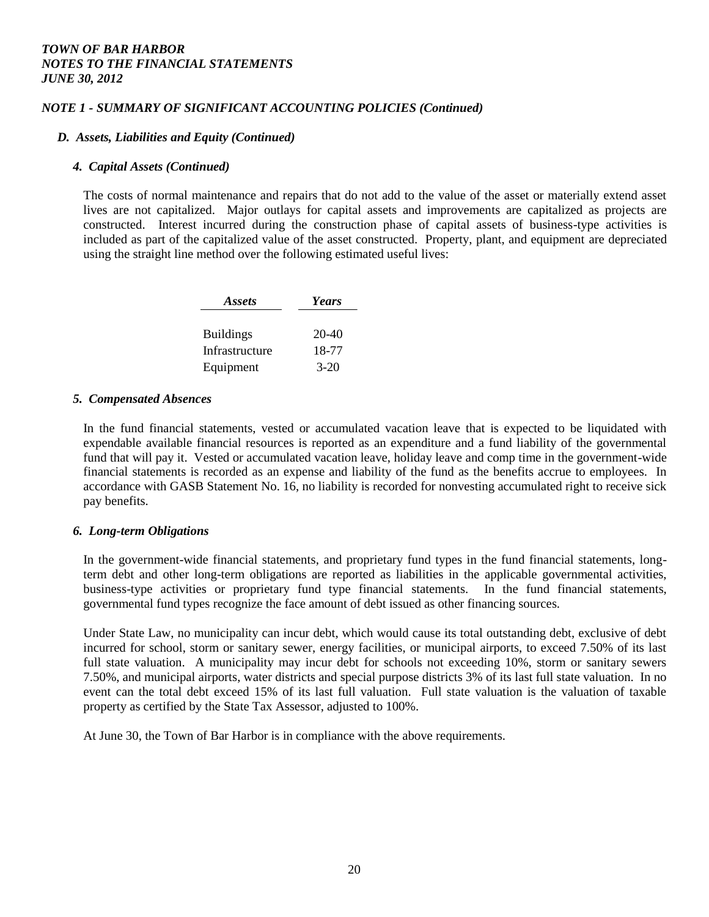### NOTE 1 - SUMMARY OF SIGNIFICANT ACCOUNTING POLICIES (Continued)

#### D. Assets, Liabilities and Equity (Continued)

##### 4. Capital Assets (Continued)

The costs of normal maintenance and repairs that do not add to the value of the asset or materially extend asset lives are not capitalized. Major outlays for capital assets and improvements are capitalized as projects are constructed. Interest incurred during the construction phase of capital assets of business-type activities is included as part of the capitalized value of the asset constructed. Property, plant, and equipment are depreciated using the straight line method over the following estimated useful lives:

| *Assets* | *Years* |
|---|---|
| Buildings | 20-40 |
| Infrastructure | 18-77 |
| Equipment | 3-20 |

##### 5. Compensated Absences

In the fund financial statements, vested or accumulated vacation leave that is expected to be liquidated with expendable available financial resources is reported as an expenditure and a fund liability of the governmental fund that will pay it. Vested or accumulated vacation leave, holiday leave and comp time in the government-wide financial statements is recorded as an expense and liability of the fund as the benefits accrue to employees. In accordance with GASB Statement No. 16, no liability is recorded for nonvesting accumulated right to receive sick pay benefits.

##### 6. Long-term Obligations

In the government-wide financial statements, and proprietary fund types in the fund financial statements, long-term debt and other long-term obligations are reported as liabilities in the applicable governmental activities, business-type activities or proprietary fund type financial statements. In the fund financial statements, governmental fund types recognize the face amount of debt issued as other financing sources.

Under State Law, no municipality can incur debt, which would cause its total outstanding debt, exclusive of debt incurred for school, storm or sanitary sewer, energy facilities, or municipal airports, to exceed 7.50% of its last full state valuation. A municipality may incur debt for schools not exceeding 10%, storm or sanitary sewers 7.50%, and municipal airports, water districts and special purpose districts 3% of its last full state valuation. In no event can the total debt exceed 15% of its last full valuation. Full state valuation is the valuation of taxable property as certified by the State Tax Assessor, adjusted to 100%.

At June 30, the Town of Bar Harbor is in compliance with the above requirements.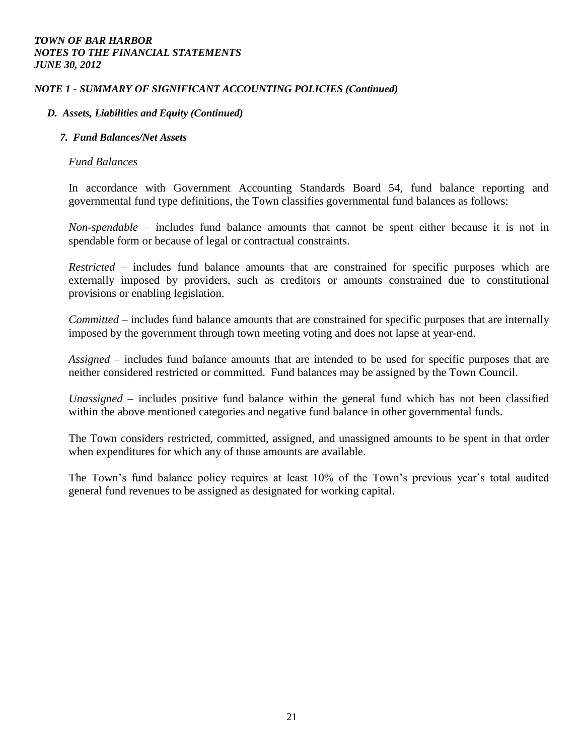*TOWN OF BAR HARBOR*
*NOTES TO THE FINANCIAL STATEMENTS*
*JUNE 30, 2012*

### *NOTE 1 - SUMMARY OF SIGNIFICANT ACCOUNTING POLICIES (Continued)*

#### *D. Assets, Liabilities and Equity (Continued)*

##### *7. Fund Balances/Net Assets*

*Fund Balances*

In accordance with Government Accounting Standards Board 54, fund balance reporting and governmental fund type definitions, the Town classifies governmental fund balances as follows:

*Non-spendable* – includes fund balance amounts that cannot be spent either because it is not in spendable form or because of legal or contractual constraints.

*Restricted* – includes fund balance amounts that are constrained for specific purposes which are externally imposed by providers, such as creditors or amounts constrained due to constitutional provisions or enabling legislation.

*Committed* – includes fund balance amounts that are constrained for specific purposes that are internally imposed by the government through town meeting voting and does not lapse at year-end.

*Assigned* – includes fund balance amounts that are intended to be used for specific purposes that are neither considered restricted or committed. Fund balances may be assigned by the Town Council.

*Unassigned* – includes positive fund balance within the general fund which has not been classified within the above mentioned categories and negative fund balance in other governmental funds.

The Town considers restricted, committed, assigned, and unassigned amounts to be spent in that order when expenditures for which any of those amounts are available.

The Town's fund balance policy requires at least 10% of the Town's previous year's total audited general fund revenues to be assigned as designated for working capital.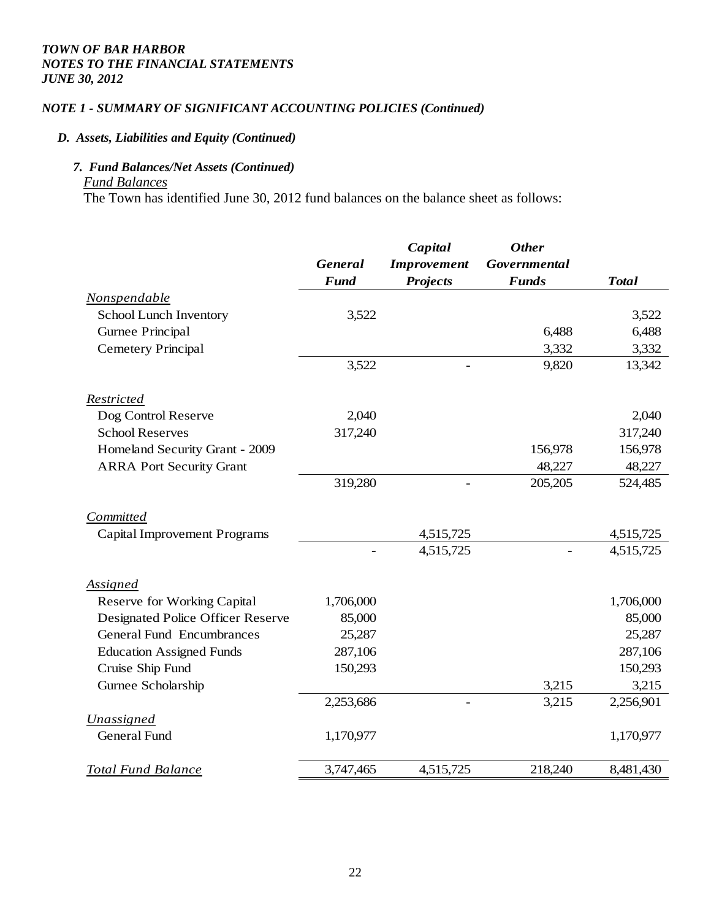*TOWN OF BAR HARBOR*
*NOTES TO THE FINANCIAL STATEMENTS*
*JUNE 30, 2012*

## *NOTE 1 - SUMMARY OF SIGNIFICANT ACCOUNTING POLICIES (Continued)*

### *D. Assets, Liabilities and Equity (Continued)*

#### *7. Fund Balances/Net Assets (Continued)*

*Fund Balances*

The Town has identified June 30, 2012 fund balances on the balance sheet as follows:

| | General Fund | Capital Improvement Projects | Other Governmental Funds | Total |
|---|---|---|---|---|
| *Nonspendable* | | | | |
| School Lunch Inventory | 3,522 | | | 3,522 |
| Gurnee Principal | | | 6,488 | 6,488 |
| Cemetery Principal | | | 3,332 | 3,332 |
| | 3,522 | - | 9,820 | 13,342 |
| *Restricted* | | | | |
| Dog Control Reserve | 2,040 | | | 2,040 |
| School Reserves | 317,240 | | | 317,240 |
| Homeland Security Grant - 2009 | | | 156,978 | 156,978 |
| ARRA Port Security Grant | | | 48,227 | 48,227 |
| | 319,280 | - | 205,205 | 524,485 |
| *Committed* | | | | |
| Capital Improvement Programs | | 4,515,725 | | 4,515,725 |
| | - | 4,515,725 | - | 4,515,725 |
| *Assigned* | | | | |
| Reserve for Working Capital | 1,706,000 | | | 1,706,000 |
| Designated Police Officer Reserve | 85,000 | | | 85,000 |
| General Fund Encumbrances | 25,287 | | | 25,287 |
| Education Assigned Funds | 287,106 | | | 287,106 |
| Cruise Ship Fund | 150,293 | | | 150,293 |
| Gurnee Scholarship | | | 3,215 | 3,215 |
| | 2,253,686 | - | 3,215 | 2,256,901 |
| *Unassigned* | | | | |
| General Fund | 1,170,977 | | | 1,170,977 |
| *Total Fund Balance* | 3,747,465 | 4,515,725 | 218,240 | 8,481,430 |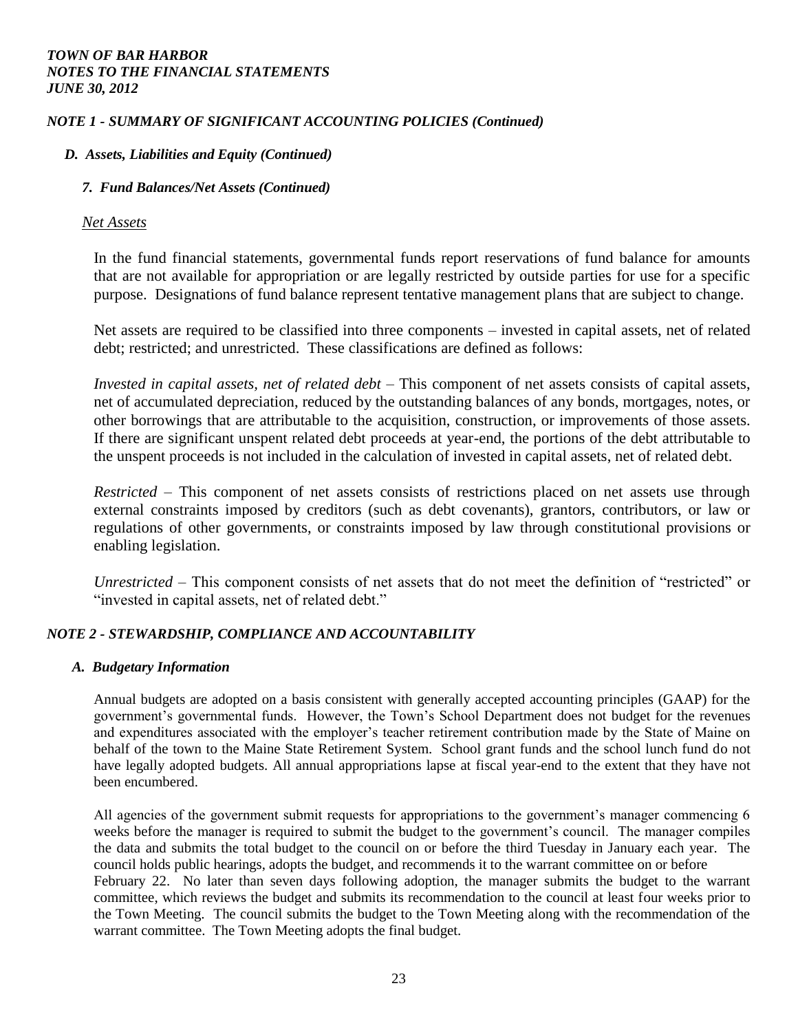### *NOTE 1 - SUMMARY OF SIGNIFICANT ACCOUNTING POLICIES (Continued)*

#### *D. Assets, Liabilities and Equity (Continued)*

##### *7. Fund Balances/Net Assets (Continued)*

*Net Assets*

In the fund financial statements, governmental funds report reservations of fund balance for amounts that are not available for appropriation or are legally restricted by outside parties for use for a specific purpose. Designations of fund balance represent tentative management plans that are subject to change.

Net assets are required to be classified into three components – invested in capital assets, net of related debt; restricted; and unrestricted. These classifications are defined as follows:

*Invested in capital assets, net of related debt* – This component of net assets consists of capital assets, net of accumulated depreciation, reduced by the outstanding balances of any bonds, mortgages, notes, or other borrowings that are attributable to the acquisition, construction, or improvements of those assets. If there are significant unspent related debt proceeds at year-end, the portions of the debt attributable to the unspent proceeds is not included in the calculation of invested in capital assets, net of related debt.

*Restricted* – This component of net assets consists of restrictions placed on net assets use through external constraints imposed by creditors (such as debt covenants), grantors, contributors, or law or regulations of other governments, or constraints imposed by law through constitutional provisions or enabling legislation.

*Unrestricted* – This component consists of net assets that do not meet the definition of "restricted" or "invested in capital assets, net of related debt."

### *NOTE 2 - STEWARDSHIP, COMPLIANCE AND ACCOUNTABILITY*

#### *A. Budgetary Information*

Annual budgets are adopted on a basis consistent with generally accepted accounting principles (GAAP) for the government's governmental funds. However, the Town's School Department does not budget for the revenues and expenditures associated with the employer's teacher retirement contribution made by the State of Maine on behalf of the town to the Maine State Retirement System. School grant funds and the school lunch fund do not have legally adopted budgets. All annual appropriations lapse at fiscal year-end to the extent that they have not been encumbered.

All agencies of the government submit requests for appropriations to the government's manager commencing 6 weeks before the manager is required to submit the budget to the government's council. The manager compiles the data and submits the total budget to the council on or before the third Tuesday in January each year. The council holds public hearings, adopts the budget, and recommends it to the warrant committee on or before February 22. No later than seven days following adoption, the manager submits the budget to the warrant committee, which reviews the budget and submits its recommendation to the council at least four weeks prior to the Town Meeting. The council submits the budget to the Town Meeting along with the recommendation of the warrant committee. The Town Meeting adopts the final budget.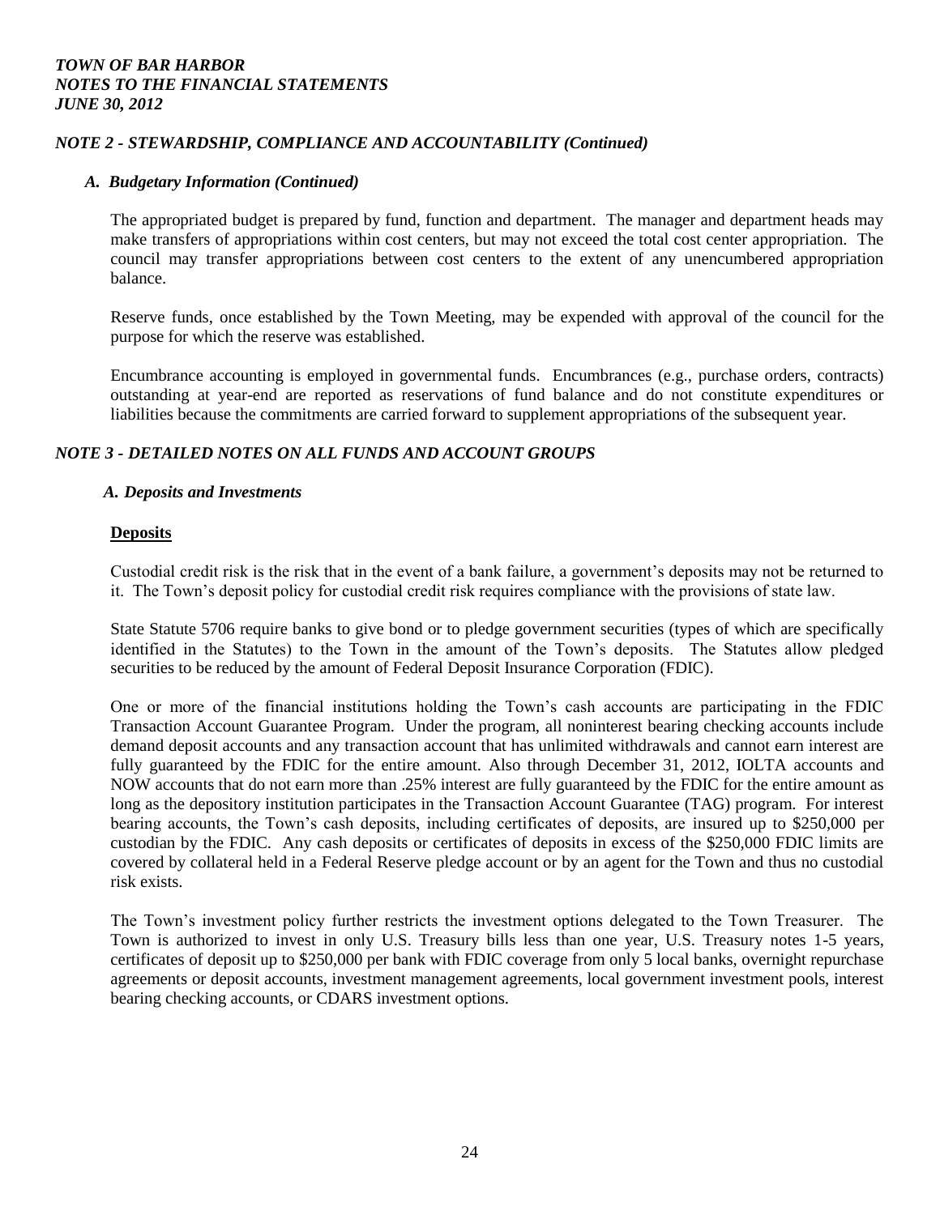*TOWN OF BAR HARBOR*
*NOTES TO THE FINANCIAL STATEMENTS*
*JUNE 30, 2012*

## *NOTE 2 - STEWARDSHIP, COMPLIANCE AND ACCOUNTABILITY (Continued)*

### *A. Budgetary Information (Continued)*

The appropriated budget is prepared by fund, function and department. The manager and department heads may make transfers of appropriations within cost centers, but may not exceed the total cost center appropriation. The council may transfer appropriations between cost centers to the extent of any unencumbered appropriation balance.

Reserve funds, once established by the Town Meeting, may be expended with approval of the council for the purpose for which the reserve was established.

Encumbrance accounting is employed in governmental funds. Encumbrances (e.g., purchase orders, contracts) outstanding at year-end are reported as reservations of fund balance and do not constitute expenditures or liabilities because the commitments are carried forward to supplement appropriations of the subsequent year.

## *NOTE 3 - DETAILED NOTES ON ALL FUNDS AND ACCOUNT GROUPS*

### *A. Deposits and Investments*

**Deposits**

Custodial credit risk is the risk that in the event of a bank failure, a government's deposits may not be returned to it. The Town's deposit policy for custodial credit risk requires compliance with the provisions of state law.

State Statute 5706 require banks to give bond or to pledge government securities (types of which are specifically identified in the Statutes) to the Town in the amount of the Town's deposits. The Statutes allow pledged securities to be reduced by the amount of Federal Deposit Insurance Corporation (FDIC).

One or more of the financial institutions holding the Town's cash accounts are participating in the FDIC Transaction Account Guarantee Program. Under the program, all noninterest bearing checking accounts include demand deposit accounts and any transaction account that has unlimited withdrawals and cannot earn interest are fully guaranteed by the FDIC for the entire amount. Also through December 31, 2012, IOLTA accounts and NOW accounts that do not earn more than .25% interest are fully guaranteed by the FDIC for the entire amount as long as the depository institution participates in the Transaction Account Guarantee (TAG) program. For interest bearing accounts, the Town's cash deposits, including certificates of deposits, are insured up to \$250,000 per custodian by the FDIC. Any cash deposits or certificates of deposits in excess of the \$250,000 FDIC limits are covered by collateral held in a Federal Reserve pledge account or by an agent for the Town and thus no custodial risk exists.

The Town's investment policy further restricts the investment options delegated to the Town Treasurer. The Town is authorized to invest in only U.S. Treasury bills less than one year, U.S. Treasury notes 1-5 years, certificates of deposit up to \$250,000 per bank with FDIC coverage from only 5 local banks, overnight repurchase agreements or deposit accounts, investment management agreements, local government investment pools, interest bearing checking accounts, or CDARS investment options.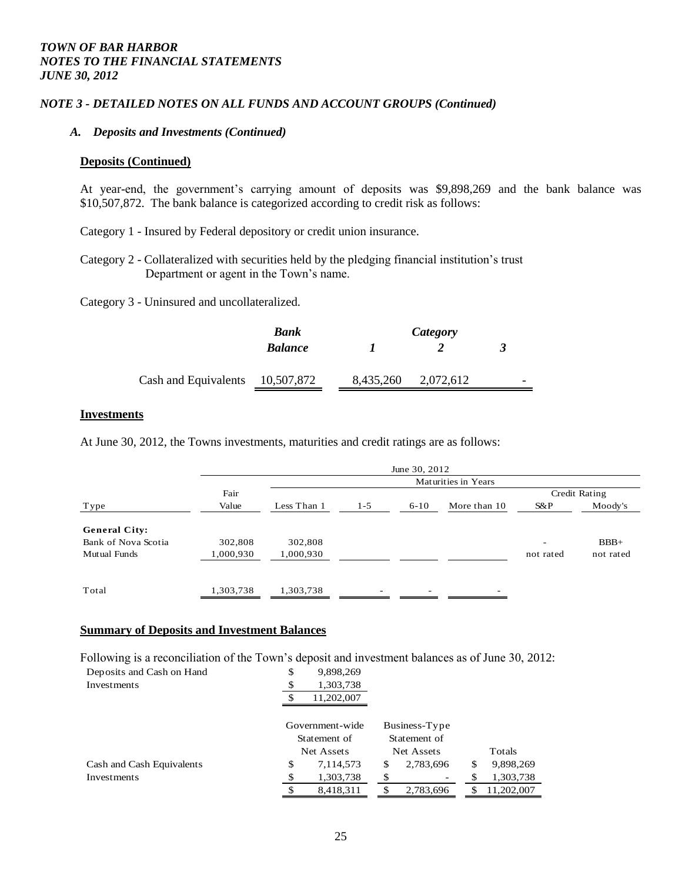*TOWN OF BAR HARBOR*
*NOTES TO THE FINANCIAL STATEMENTS*
*JUNE 30, 2012*

### *NOTE 3 - DETAILED NOTES ON ALL FUNDS AND ACCOUNT GROUPS (Continued)*

#### *A. Deposits and Investments (Continued)*

**Deposits (Continued)**

At year-end, the government's carrying amount of deposits was $9,898,269 and the bank balance was $10,507,872. The bank balance is categorized according to credit risk as follows:

Category 1 - Insured by Federal depository or credit union insurance.

Category 2 - Collateralized with securities held by the pledging financial institution's trust Department or agent in the Town's name.

Category 3 - Uninsured and uncollateralized.

| | Bank Balance | Category 1 | Category 2 | Category 3 |
|---|---|---|---|---|
| Cash and Equivalents | 10,507,872 | 8,435,260 | 2,072,612 | - |

**Investments**

At June 30, 2012, the Towns investments, maturities and credit ratings are as follows:

| | June 30, 2012 | | | | | | |
|---|---|---|---|---|---|---|---|
| | | Maturities in Years | | | | | |
| | Fair | | | | | Credit Rating | |
| Type | Value | Less Than 1 | 1-5 | 6-10 | More than 10 | S&P | Moody's |
| **General City:** | | | | | | | |
| Bank of Nova Scotia | 302,808 | 302,808 | | | | - | BBB+ |
| Mutual Funds | 1,000,930 | 1,000,930 | | | | not rated | not rated |
| Total | 1,303,738 | 1,303,738 | - | - | - | | |

**Summary of Deposits and Investment Balances**

Following is a reconciliation of the Town's deposit and investment balances as of June 30, 2012:

| | |
|---|---|
| Deposits and Cash on Hand | $ 9,898,269 |
| Investments | $ 1,303,738 |
| | $ 11,202,007 |

| | Government-wide Statement of Net Assets | Business-Type Statement of Net Assets | Totals |
|---|---|---|---|
| Cash and Cash Equivalents | $ 7,114,573 | $ 2,783,696 | $ 9,898,269 |
| Investments | $ 1,303,738 | $ - | $ 1,303,738 |
| | $ 8,418,311 | $ 2,783,696 | $ 11,202,007 |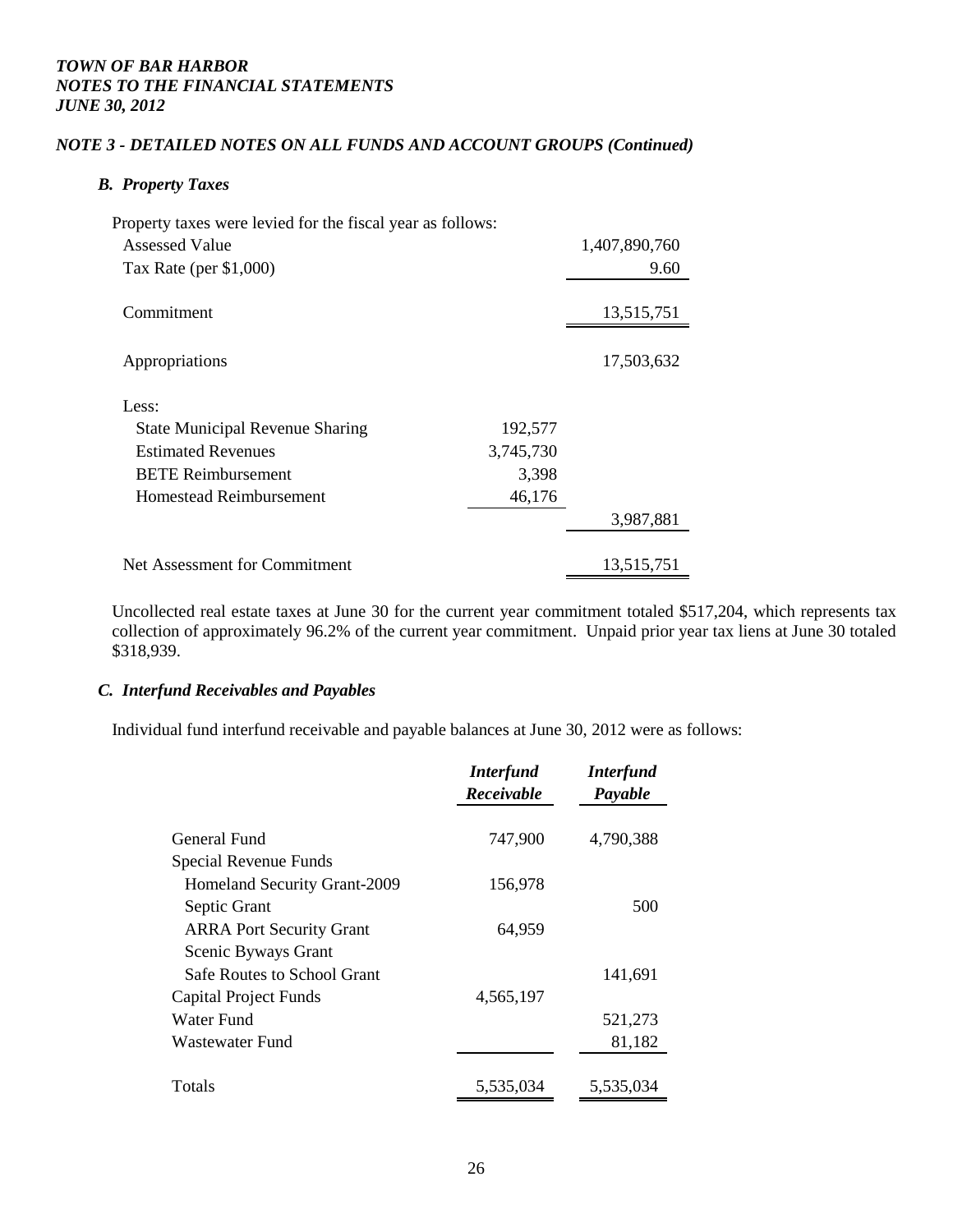*TOWN OF BAR HARBOR*
*NOTES TO THE FINANCIAL STATEMENTS*
*JUNE 30, 2012*

### *NOTE 3 - DETAILED NOTES ON ALL FUNDS AND ACCOUNT GROUPS (Continued)*

#### ***B. Property Taxes***

Property taxes were levied for the fiscal year as follows:

| | | |
|---|---|---|
| Assessed Value | | 1,407,890,760 |
| Tax Rate (per $1,000) | | 9.60 |
| Commitment | | 13,515,751 |
| Appropriations | | 17,503,632 |
| Less: | | |
| State Municipal Revenue Sharing | 192,577 | |
| Estimated Revenues | 3,745,730 | |
| BETE Reimbursement | 3,398 | |
| Homestead Reimbursement | 46,176 | |
| | | 3,987,881 |
| Net Assessment for Commitment | | 13,515,751 |

Uncollected real estate taxes at June 30 for the current year commitment totaled $517,204, which represents tax collection of approximately 96.2% of the current year commitment. Unpaid prior year tax liens at June 30 totaled $318,939.

#### ***C. Interfund Receivables and Payables***

Individual fund interfund receivable and payable balances at June 30, 2012 were as follows:

| | *Interfund Receivable* | *Interfund Payable* |
|---|---|---|
| General Fund | 747,900 | 4,790,388 |
| Special Revenue Funds | | |
| Homeland Security Grant-2009 | 156,978 | |
| Septic Grant | | 500 |
| ARRA Port Security Grant | 64,959 | |
| Scenic Byways Grant | | |
| Safe Routes to School Grant | | 141,691 |
| Capital Project Funds | 4,565,197 | |
| Water Fund | | 521,273 |
| Wastewater Fund | | 81,182 |
| Totals | 5,535,034 | 5,535,034 |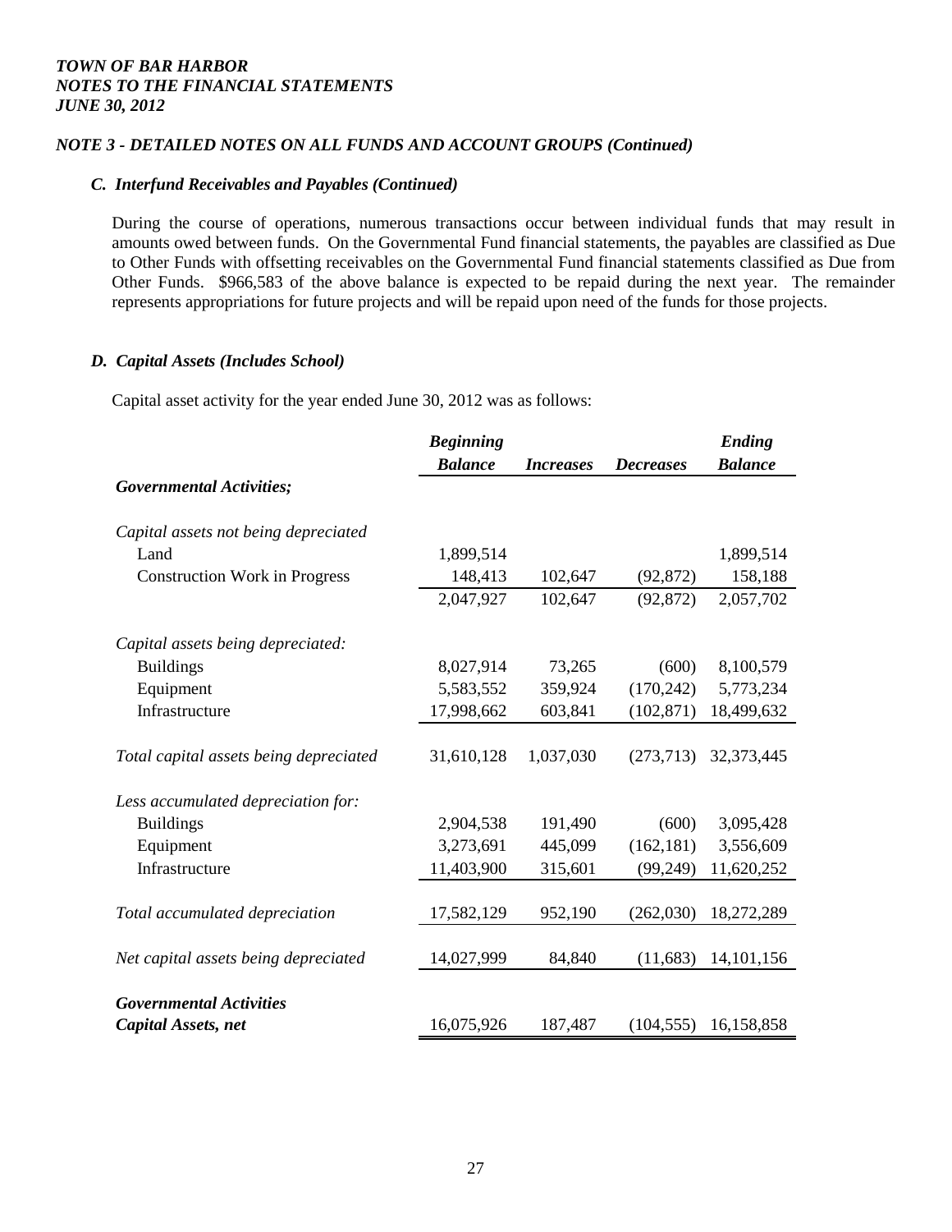*TOWN OF BAR HARBOR*
*NOTES TO THE FINANCIAL STATEMENTS*
*JUNE 30, 2012*

### *NOTE 3 - DETAILED NOTES ON ALL FUNDS AND ACCOUNT GROUPS (Continued)*

#### *C. Interfund Receivables and Payables (Continued)*

During the course of operations, numerous transactions occur between individual funds that may result in amounts owed between funds. On the Governmental Fund financial statements, the payables are classified as Due to Other Funds with offsetting receivables on the Governmental Fund financial statements classified as Due from Other Funds. $966,583 of the above balance is expected to be repaid during the next year. The remainder represents appropriations for future projects and will be repaid upon need of the funds for those projects.

#### *D. Capital Assets (Includes School)*

Capital asset activity for the year ended June 30, 2012 was as follows:

| | *Beginning Balance* | *Increases* | *Decreases* | *Ending Balance* |
|---|---|---|---|---|
| ***Governmental Activities;*** | | | | |
| *Capital assets not being depreciated* | | | | |
| Land | 1,899,514 | | | 1,899,514 |
| Construction Work in Progress | 148,413 | 102,647 | (92,872) | 158,188 |
| | 2,047,927 | 102,647 | (92,872) | 2,057,702 |
| *Capital assets being depreciated:* | | | | |
| Buildings | 8,027,914 | 73,265 | (600) | 8,100,579 |
| Equipment | 5,583,552 | 359,924 | (170,242) | 5,773,234 |
| Infrastructure | 17,998,662 | 603,841 | (102,871) | 18,499,632 |
| *Total capital assets being depreciated* | 31,610,128 | 1,037,030 | (273,713) | 32,373,445 |
| *Less accumulated depreciation for:* | | | | |
| Buildings | 2,904,538 | 191,490 | (600) | 3,095,428 |
| Equipment | 3,273,691 | 445,099 | (162,181) | 3,556,609 |
| Infrastructure | 11,403,900 | 315,601 | (99,249) | 11,620,252 |
| *Total accumulated depreciation* | 17,582,129 | 952,190 | (262,030) | 18,272,289 |
| *Net capital assets being depreciated* | 14,027,999 | 84,840 | (11,683) | 14,101,156 |
| ***Governmental Activities Capital Assets, net*** | 16,075,926 | 187,487 | (104,555) | 16,158,858 |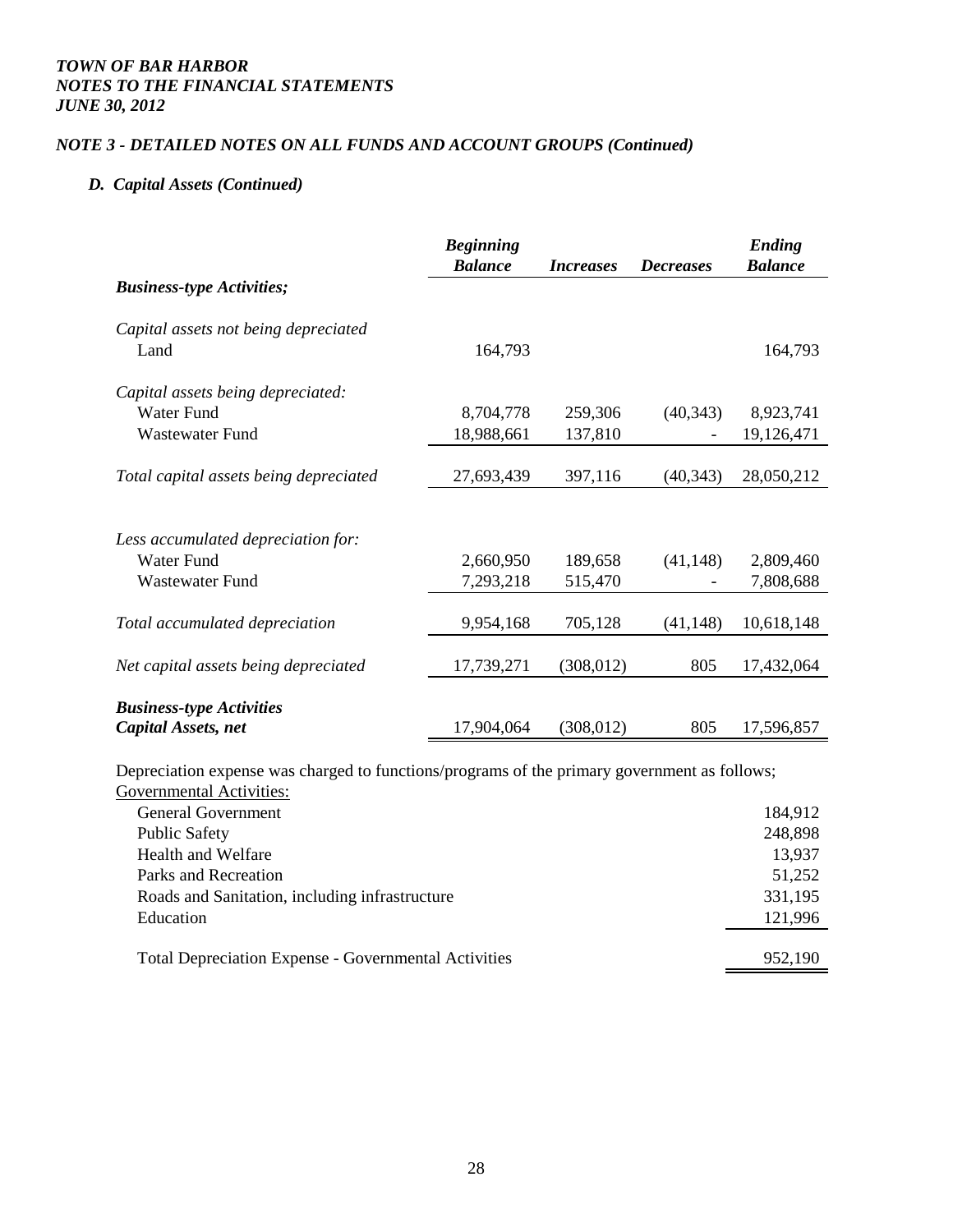*TOWN OF BAR HARBOR*
*NOTES TO THE FINANCIAL STATEMENTS*
*JUNE 30, 2012*

### *NOTE 3 - DETAILED NOTES ON ALL FUNDS AND ACCOUNT GROUPS (Continued)*

#### *D. Capital Assets (Continued)*

| | *Beginning Balance* | *Increases* | *Decreases* | *Ending Balance* |
|---|---|---|---|---|
| ***Business-type Activities;*** | | | | |
| *Capital assets not being depreciated* | | | | |
| Land | 164,793 | | | 164,793 |
| *Capital assets being depreciated:* | | | | |
| Water Fund | 8,704,778 | 259,306 | (40,343) | 8,923,741 |
| Wastewater Fund | 18,988,661 | 137,810 | - | 19,126,471 |
| *Total capital assets being depreciated* | 27,693,439 | 397,116 | (40,343) | 28,050,212 |
| *Less accumulated depreciation for:* | | | | |
| Water Fund | 2,660,950 | 189,658 | (41,148) | 2,809,460 |
| Wastewater Fund | 7,293,218 | 515,470 | - | 7,808,688 |
| *Total accumulated depreciation* | 9,954,168 | 705,128 | (41,148) | 10,618,148 |
| *Net capital assets being depreciated* | 17,739,271 | (308,012) | 805 | 17,432,064 |
| ***Business-type Activities Capital Assets, net*** | 17,904,064 | (308,012) | 805 | 17,596,857 |

Depreciation expense was charged to functions/programs of the primary government as follows;

Governmental Activities:

| | |
|---|---|
| General Government | 184,912 |
| Public Safety | 248,898 |
| Health and Welfare | 13,937 |
| Parks and Recreation | 51,252 |
| Roads and Sanitation, including infrastructure | 331,195 |
| Education | 121,996 |
| Total Depreciation Expense - Governmental Activities | 952,190 |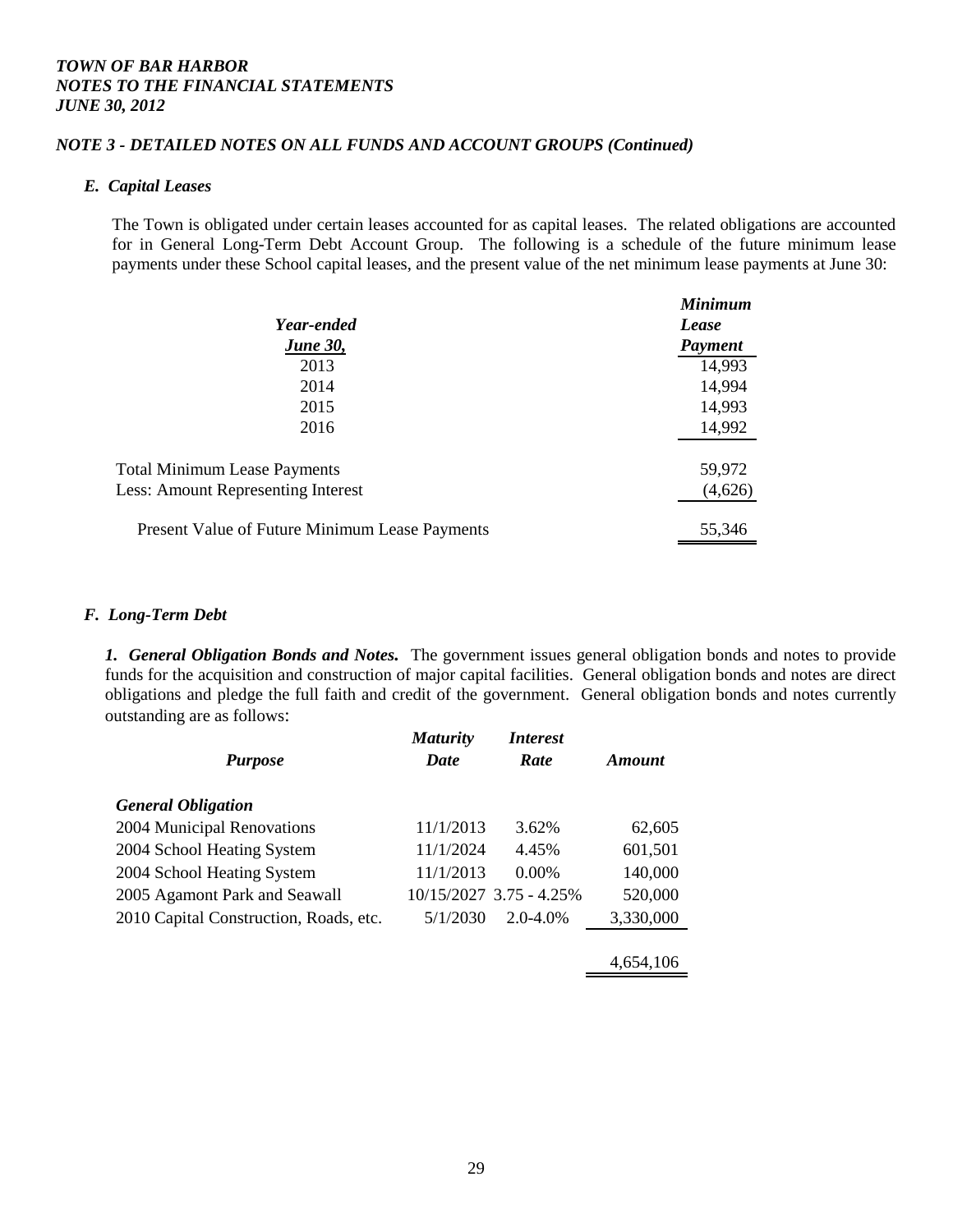*TOWN OF BAR HARBOR*
*NOTES TO THE FINANCIAL STATEMENTS*
*JUNE 30, 2012*

### *NOTE 3 - DETAILED NOTES ON ALL FUNDS AND ACCOUNT GROUPS (Continued)*

#### *E. Capital Leases*

The Town is obligated under certain leases accounted for as capital leases. The related obligations are accounted for in General Long-Term Debt Account Group. The following is a schedule of the future minimum lease payments under these School capital leases, and the present value of the net minimum lease payments at June 30:

| *Year-ended June 30,* | *Minimum Lease Payment* |
|---|---|
| 2013 | 14,993 |
| 2014 | 14,994 |
| 2015 | 14,993 |
| 2016 | 14,992 |
| Total Minimum Lease Payments | 59,972 |
| Less: Amount Representing Interest | (4,626) |
| Present Value of Future Minimum Lease Payments | 55,346 |

#### *F. Long-Term Debt*

***1. General Obligation Bonds and Notes.*** The government issues general obligation bonds and notes to provide funds for the acquisition and construction of major capital facilities. General obligation bonds and notes are direct obligations and pledge the full faith and credit of the government. General obligation bonds and notes currently outstanding are as follows:

| *Purpose* | *Maturity Date* | *Interest Rate* | *Amount* |
|---|---|---|---|
| ***General Obligation*** | | | |
| 2004 Municipal Renovations | 11/1/2013 | 3.62% | 62,605 |
| 2004 School Heating System | 11/1/2024 | 4.45% | 601,501 |
| 2004 School Heating System | 11/1/2013 | 0.00% | 140,000 |
| 2005 Agamont Park and Seawall | 10/15/2027 | 3.75 - 4.25% | 520,000 |
| 2010 Capital Construction, Roads, etc. | 5/1/2030 | 2.0-4.0% | 3,330,000 |
| | | | 4,654,106 |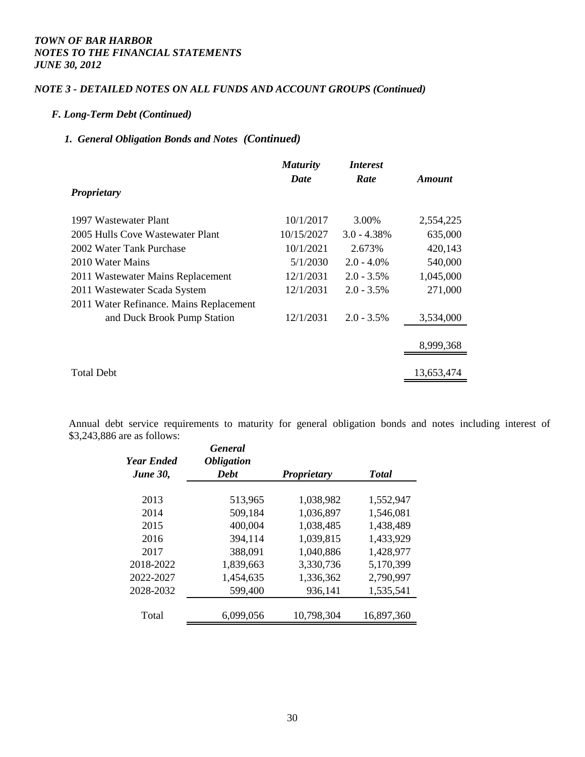*TOWN OF BAR HARBOR*
*NOTES TO THE FINANCIAL STATEMENTS*
*JUNE 30, 2012*

### *NOTE 3 - DETAILED NOTES ON ALL FUNDS AND ACCOUNT GROUPS (Continued)*

#### *F. Long-Term Debt (Continued)*

##### *1. General Obligation Bonds and Notes (Continued)*

| *Proprietary* | *Maturity Date* | *Interest Rate* | *Amount* |
|---|---|---|---|
| 1997 Wastewater Plant | 10/1/2017 | 3.00% | 2,554,225 |
| 2005 Hulls Cove Wastewater Plant | 10/15/2027 | 3.0 - 4.38% | 635,000 |
| 2002 Water Tank Purchase | 10/1/2021 | 2.673% | 420,143 |
| 2010 Water Mains | 5/1/2030 | 2.0 - 4.0% | 540,000 |
| 2011 Wastewater Mains Replacement | 12/1/2031 | 2.0 - 3.5% | 1,045,000 |
| 2011 Wastewater Scada System | 12/1/2031 | 2.0 - 3.5% | 271,000 |
| 2011 Water Refinance. Mains Replacement and Duck Brook Pump Station | 12/1/2031 | 2.0 - 3.5% | 3,534,000 |
| | | | 8,999,368 |
| Total Debt | | | 13,653,474 |

Annual debt service requirements to maturity for general obligation bonds and notes including interest of $3,243,886 are as follows:

| *Year Ended June 30,* | *General Obligation Debt* | *Proprietary* | *Total* |
|---|---|---|---|
| 2013 | 513,965 | 1,038,982 | 1,552,947 |
| 2014 | 509,184 | 1,036,897 | 1,546,081 |
| 2015 | 400,004 | 1,038,485 | 1,438,489 |
| 2016 | 394,114 | 1,039,815 | 1,433,929 |
| 2017 | 388,091 | 1,040,886 | 1,428,977 |
| 2018-2022 | 1,839,663 | 3,330,736 | 5,170,399 |
| 2022-2027 | 1,454,635 | 1,336,362 | 2,790,997 |
| 2028-2032 | 599,400 | 936,141 | 1,535,541 |
| Total | 6,099,056 | 10,798,304 | 16,897,360 |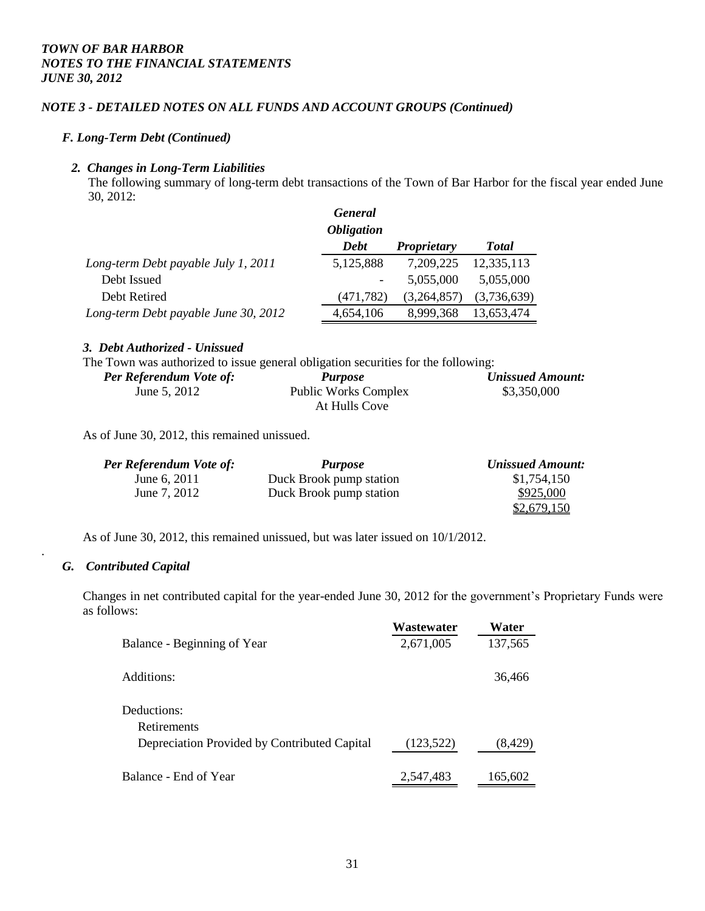*TOWN OF BAR HARBOR*
*NOTES TO THE FINANCIAL STATEMENTS*
*JUNE 30, 2012*

### *NOTE 3 - DETAILED NOTES ON ALL FUNDS AND ACCOUNT GROUPS (Continued)*

#### *F. Long-Term Debt (Continued)*

##### *2. Changes in Long-Term Liabilities*

The following summary of long-term debt transactions of the Town of Bar Harbor for the fiscal year ended June 30, 2012:

| | *General Obligation Debt* | *Proprietary* | *Total* |
|---|---|---|---|
| *Long-term Debt payable July 1, 2011* | 5,125,888 | 7,209,225 | 12,335,113 |
| Debt Issued | - | 5,055,000 | 5,055,000 |
| Debt Retired | (471,782) | (3,264,857) | (3,736,639) |
| *Long-term Debt payable June 30, 2012* | 4,654,106 | 8,999,368 | 13,653,474 |

##### *3. Debt Authorized - Unissued*

The Town was authorized to issue general obligation securities for the following:

| *Per Referendum Vote of:* | *Purpose* | *Unissued Amount:* |
|---|---|---|
| June 5, 2012 | Public Works Complex At Hulls Cove | \$3,350,000 |

As of June 30, 2012, this remained unissued.

| *Per Referendum Vote of:* | *Purpose* | *Unissued Amount:* |
|---|---|---|
| June 6, 2011 | Duck Brook pump station | \$1,754,150 |
| June 7, 2012 | Duck Brook pump station | \$925,000 |
| | | \$2,679,150 |

As of June 30, 2012, this remained unissued, but was later issued on 10/1/2012.

#### *G. Contributed Capital*

Changes in net contributed capital for the year-ended June 30, 2012 for the government's Proprietary Funds were as follows:

| | Wastewater | Water |
|---|---|---|
| Balance - Beginning of Year | 2,671,005 | 137,565 |
| Additions: | | 36,466 |
| Deductions: | | |
| Retirements | | |
| Depreciation Provided by Contributed Capital | (123,522) | (8,429) |
| Balance - End of Year | 2,547,483 | 165,602 |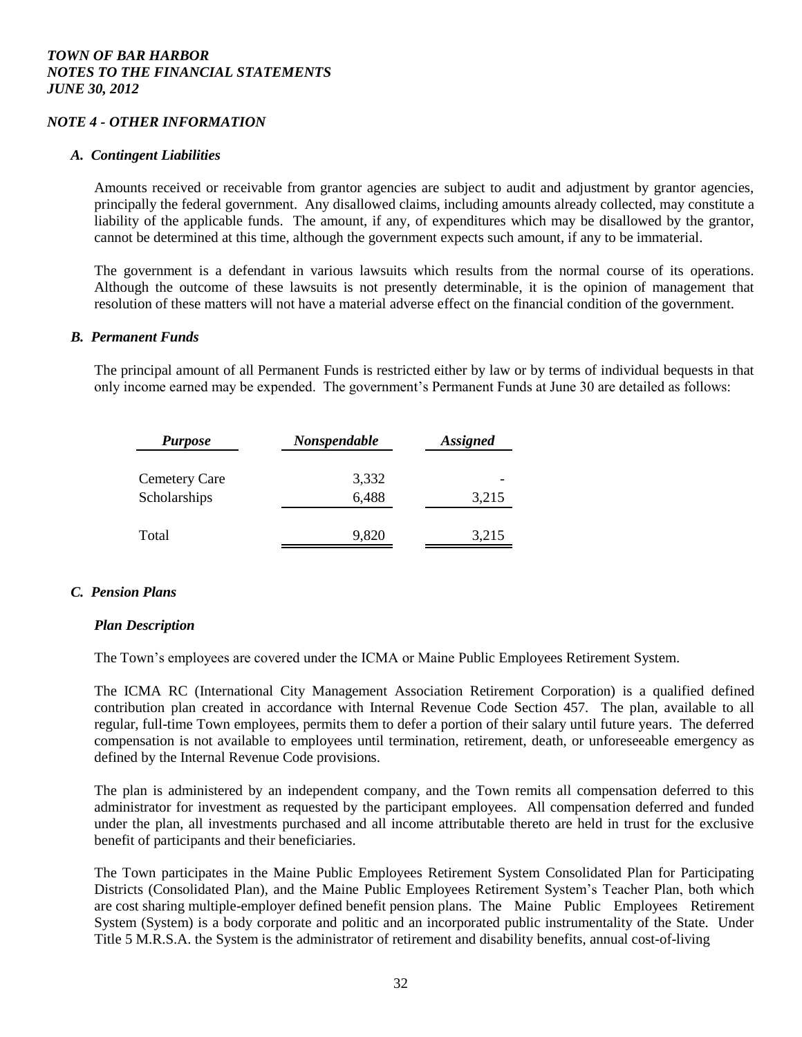### *NOTE 4 - OTHER INFORMATION*

#### *A. Contingent Liabilities*

Amounts received or receivable from grantor agencies are subject to audit and adjustment by grantor agencies, principally the federal government. Any disallowed claims, including amounts already collected, may constitute a liability of the applicable funds. The amount, if any, of expenditures which may be disallowed by the grantor, cannot be determined at this time, although the government expects such amount, if any to be immaterial.

The government is a defendant in various lawsuits which results from the normal course of its operations. Although the outcome of these lawsuits is not presently determinable, it is the opinion of management that resolution of these matters will not have a material adverse effect on the financial condition of the government.

#### *B. Permanent Funds*

The principal amount of all Permanent Funds is restricted either by law or by terms of individual bequests in that only income earned may be expended. The government's Permanent Funds at June 30 are detailed as follows:

| *Purpose* | *Nonspendable* | *Assigned* |
|---|---|---|
| Cemetery Care | 3,332 | - |
| Scholarships | 6,488 | 3,215 |
| Total | 9,820 | 3,215 |

#### *C. Pension Plans*

##### *Plan Description*

The Town's employees are covered under the ICMA or Maine Public Employees Retirement System.

The ICMA RC (International City Management Association Retirement Corporation) is a qualified defined contribution plan created in accordance with Internal Revenue Code Section 457. The plan, available to all regular, full-time Town employees, permits them to defer a portion of their salary until future years. The deferred compensation is not available to employees until termination, retirement, death, or unforeseeable emergency as defined by the Internal Revenue Code provisions.

The plan is administered by an independent company, and the Town remits all compensation deferred to this administrator for investment as requested by the participant employees. All compensation deferred and funded under the plan, all investments purchased and all income attributable thereto are held in trust for the exclusive benefit of participants and their beneficiaries.

The Town participates in the Maine Public Employees Retirement System Consolidated Plan for Participating Districts (Consolidated Plan), and the Maine Public Employees Retirement System's Teacher Plan, both which are cost sharing multiple-employer defined benefit pension plans. The Maine Public Employees Retirement System (System) is a body corporate and politic and an incorporated public instrumentality of the State. Under Title 5 M.R.S.A. the System is the administrator of retirement and disability benefits, annual cost-of-living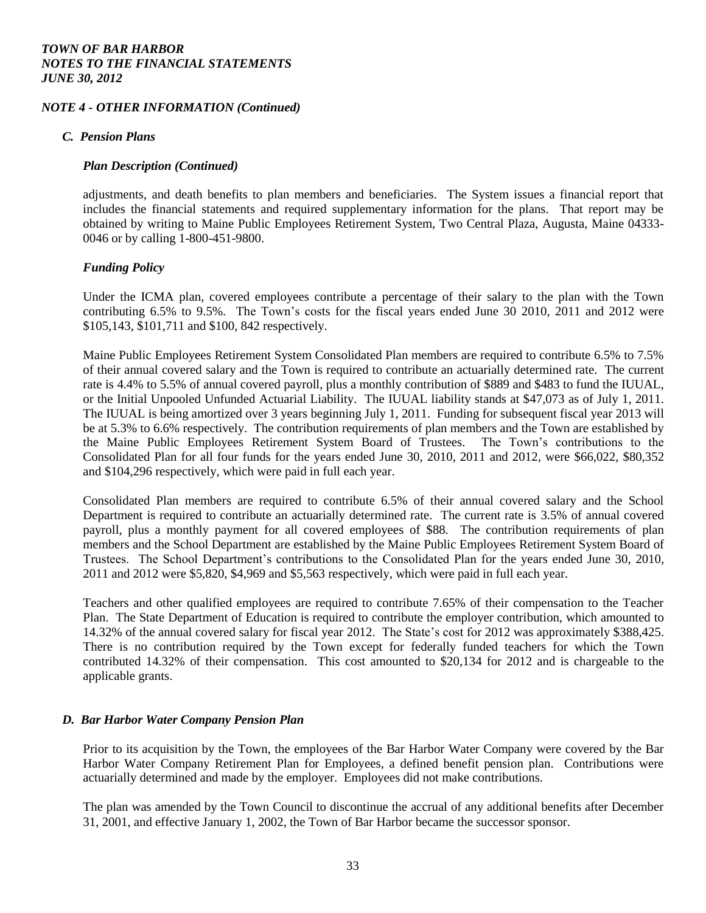# *TOWN OF BAR HARBOR*
# *NOTES TO THE FINANCIAL STATEMENTS*
# *JUNE 30, 2012*

## *NOTE 4 - OTHER INFORMATION (Continued)*

### *C. Pension Plans*

#### *Plan Description (Continued)*

adjustments, and death benefits to plan members and beneficiaries. The System issues a financial report that includes the financial statements and required supplementary information for the plans. That report may be obtained by writing to Maine Public Employees Retirement System, Two Central Plaza, Augusta, Maine 04333-0046 or by calling 1-800-451-9800.

#### *Funding Policy*

Under the ICMA plan, covered employees contribute a percentage of their salary to the plan with the Town contributing 6.5% to 9.5%. The Town's costs for the fiscal years ended June 30 2010, 2011 and 2012 were \$105,143, \$101,711 and \$100, 842 respectively.

Maine Public Employees Retirement System Consolidated Plan members are required to contribute 6.5% to 7.5% of their annual covered salary and the Town is required to contribute an actuarially determined rate. The current rate is 4.4% to 5.5% of annual covered payroll, plus a monthly contribution of \$889 and \$483 to fund the IUUAL, or the Initial Unpooled Unfunded Actuarial Liability. The IUUAL liability stands at \$47,073 as of July 1, 2011. The IUUAL is being amortized over 3 years beginning July 1, 2011. Funding for subsequent fiscal year 2013 will be at 5.3% to 6.6% respectively. The contribution requirements of plan members and the Town are established by the Maine Public Employees Retirement System Board of Trustees. The Town's contributions to the Consolidated Plan for all four funds for the years ended June 30, 2010, 2011 and 2012, were \$66,022, \$80,352 and \$104,296 respectively, which were paid in full each year.

Consolidated Plan members are required to contribute 6.5% of their annual covered salary and the School Department is required to contribute an actuarially determined rate. The current rate is 3.5% of annual covered payroll, plus a monthly payment for all covered employees of \$88. The contribution requirements of plan members and the School Department are established by the Maine Public Employees Retirement System Board of Trustees. The School Department's contributions to the Consolidated Plan for the years ended June 30, 2010, 2011 and 2012 were \$5,820, \$4,969 and \$5,563 respectively, which were paid in full each year.

Teachers and other qualified employees are required to contribute 7.65% of their compensation to the Teacher Plan. The State Department of Education is required to contribute the employer contribution, which amounted to 14.32% of the annual covered salary for fiscal year 2012. The State's cost for 2012 was approximately \$388,425. There is no contribution required by the Town except for federally funded teachers for which the Town contributed 14.32% of their compensation. This cost amounted to \$20,134 for 2012 and is chargeable to the applicable grants.

### *D. Bar Harbor Water Company Pension Plan*

Prior to its acquisition by the Town, the employees of the Bar Harbor Water Company were covered by the Bar Harbor Water Company Retirement Plan for Employees, a defined benefit pension plan. Contributions were actuarially determined and made by the employer. Employees did not make contributions.

The plan was amended by the Town Council to discontinue the accrual of any additional benefits after December 31, 2001, and effective January 1, 2002, the Town of Bar Harbor became the successor sponsor.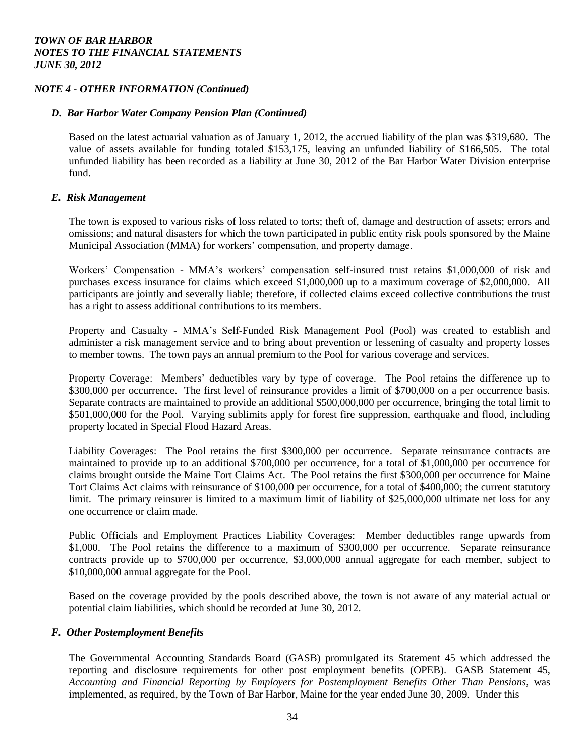## NOTE 4 - OTHER INFORMATION (Continued)

### D. Bar Harbor Water Company Pension Plan (Continued)

Based on the latest actuarial valuation as of January 1, 2012, the accrued liability of the plan was $319,680. The value of assets available for funding totaled $153,175, leaving an unfunded liability of $166,505. The total unfunded liability has been recorded as a liability at June 30, 2012 of the Bar Harbor Water Division enterprise fund.

### E. Risk Management

The town is exposed to various risks of loss related to torts; theft of, damage and destruction of assets; errors and omissions; and natural disasters for which the town participated in public entity risk pools sponsored by the Maine Municipal Association (MMA) for workers' compensation, and property damage.

Workers' Compensation - MMA's workers' compensation self-insured trust retains $1,000,000 of risk and purchases excess insurance for claims which exceed $1,000,000 up to a maximum coverage of $2,000,000. All participants are jointly and severally liable; therefore, if collected claims exceed collective contributions the trust has a right to assess additional contributions to its members.

Property and Casualty - MMA's Self-Funded Risk Management Pool (Pool) was created to establish and administer a risk management service and to bring about prevention or lessening of casualty and property losses to member towns. The town pays an annual premium to the Pool for various coverage and services.

Property Coverage: Members' deductibles vary by type of coverage. The Pool retains the difference up to $300,000 per occurrence. The first level of reinsurance provides a limit of $700,000 on a per occurrence basis. Separate contracts are maintained to provide an additional $500,000,000 per occurrence, bringing the total limit to $501,000,000 for the Pool. Varying sublimits apply for forest fire suppression, earthquake and flood, including property located in Special Flood Hazard Areas.

Liability Coverages: The Pool retains the first $300,000 per occurrence. Separate reinsurance contracts are maintained to provide up to an additional $700,000 per occurrence, for a total of $1,000,000 per occurrence for claims brought outside the Maine Tort Claims Act. The Pool retains the first $300,000 per occurrence for Maine Tort Claims Act claims with reinsurance of $100,000 per occurrence, for a total of $400,000; the current statutory limit. The primary reinsurer is limited to a maximum limit of liability of $25,000,000 ultimate net loss for any one occurrence or claim made.

Public Officials and Employment Practices Liability Coverages: Member deductibles range upwards from $1,000. The Pool retains the difference to a maximum of $300,000 per occurrence. Separate reinsurance contracts provide up to $700,000 per occurrence, $3,000,000 annual aggregate for each member, subject to $10,000,000 annual aggregate for the Pool.

Based on the coverage provided by the pools described above, the town is not aware of any material actual or potential claim liabilities, which should be recorded at June 30, 2012.

### F. Other Postemployment Benefits

The Governmental Accounting Standards Board (GASB) promulgated its Statement 45 which addressed the reporting and disclosure requirements for other post employment benefits (OPEB). GASB Statement 45, *Accounting and Financial Reporting by Employers for Postemployment Benefits Other Than Pensions*, was implemented, as required, by the Town of Bar Harbor, Maine for the year ended June 30, 2009. Under this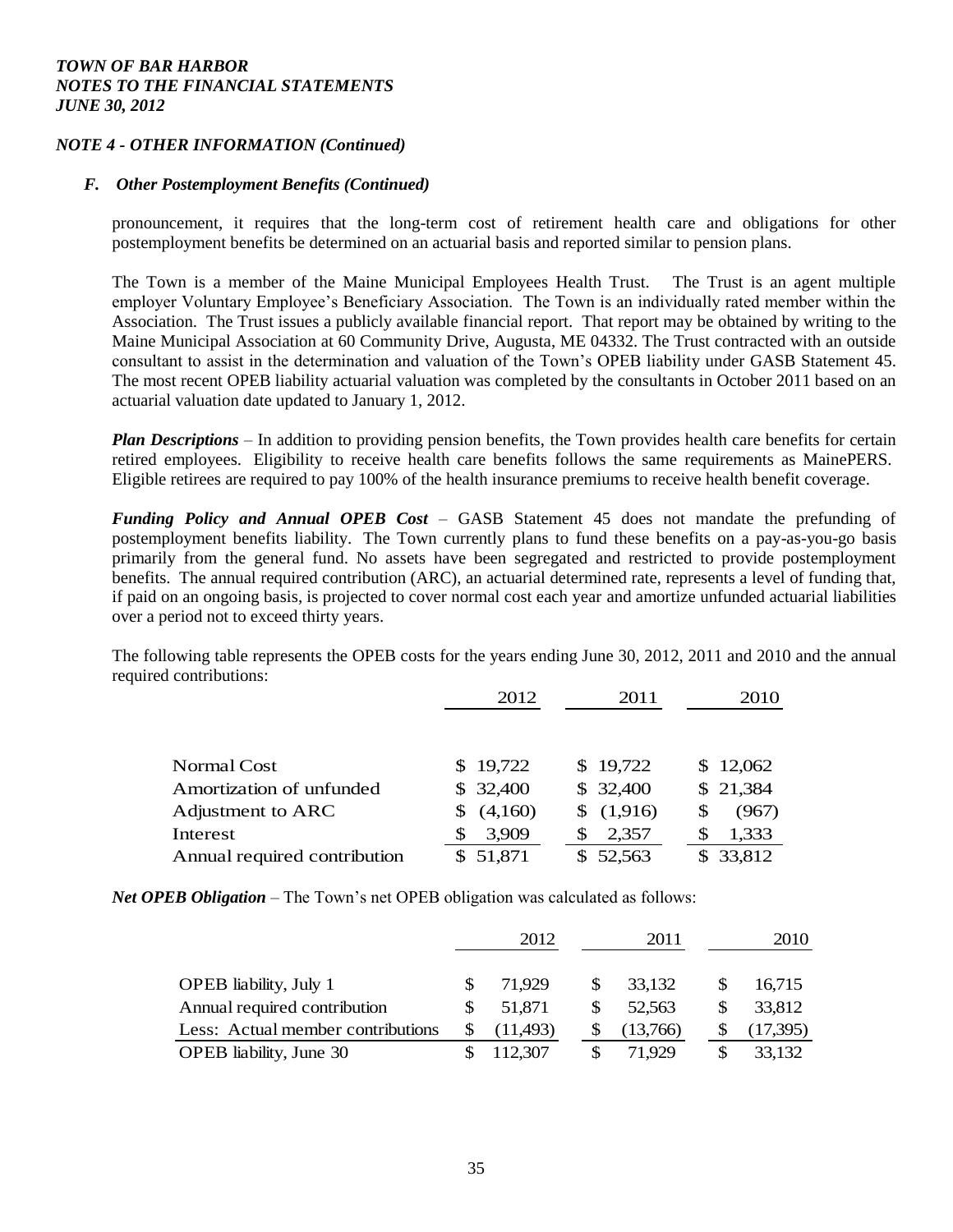## NOTE 4 - OTHER INFORMATION (Continued)

### F. Other Postemployment Benefits (Continued)

pronouncement, it requires that the long-term cost of retirement health care and obligations for other postemployment benefits be determined on an actuarial basis and reported similar to pension plans.

The Town is a member of the Maine Municipal Employees Health Trust. The Trust is an agent multiple employer Voluntary Employee's Beneficiary Association. The Town is an individually rated member within the Association. The Trust issues a publicly available financial report. That report may be obtained by writing to the Maine Municipal Association at 60 Community Drive, Augusta, ME 04332. The Trust contracted with an outside consultant to assist in the determination and valuation of the Town's OPEB liability under GASB Statement 45. The most recent OPEB liability actuarial valuation was completed by the consultants in October 2011 based on an actuarial valuation date updated to January 1, 2012.

***Plan Descriptions*** – In addition to providing pension benefits, the Town provides health care benefits for certain retired employees. Eligibility to receive health care benefits follows the same requirements as MainePERS. Eligible retirees are required to pay 100% of the health insurance premiums to receive health benefit coverage.

***Funding Policy and Annual OPEB Cost*** – GASB Statement 45 does not mandate the prefunding of postemployment benefits liability. The Town currently plans to fund these benefits on a pay-as-you-go basis primarily from the general fund. No assets have been segregated and restricted to provide postemployment benefits. The annual required contribution (ARC), an actuarial determined rate, represents a level of funding that, if paid on an ongoing basis, is projected to cover normal cost each year and amortize unfunded actuarial liabilities over a period not to exceed thirty years.

The following table represents the OPEB costs for the years ending June 30, 2012, 2011 and 2010 and the annual required contributions:

| | 2012 | 2011 | 2010 |
|---|---|---|---|
| Normal Cost | $ 19,722 | $ 19,722 | $ 12,062 |
| Amortization of unfunded | $ 32,400 | $ 32,400 | $ 21,384 |
| Adjustment to ARC | $ (4,160) | $ (1,916) | $ (967) |
| Interest | $ 3,909 | $ 2,357 | $ 1,333 |
| Annual required contribution | $ 51,871 | $ 52,563 | $ 33,812 |

***Net OPEB Obligation*** – The Town's net OPEB obligation was calculated as follows:

| | 2012 | 2011 | 2010 |
|---|---|---|---|
| OPEB liability, July 1 | $ 71,929 | $ 33,132 | $ 16,715 |
| Annual required contribution | $ 51,871 | $ 52,563 | $ 33,812 |
| Less: Actual member contributions | $ (11,493) | $ (13,766) | $ (17,395) |
| OPEB liability, June 30 | $ 112,307 | $ 71,929 | $ 33,132 |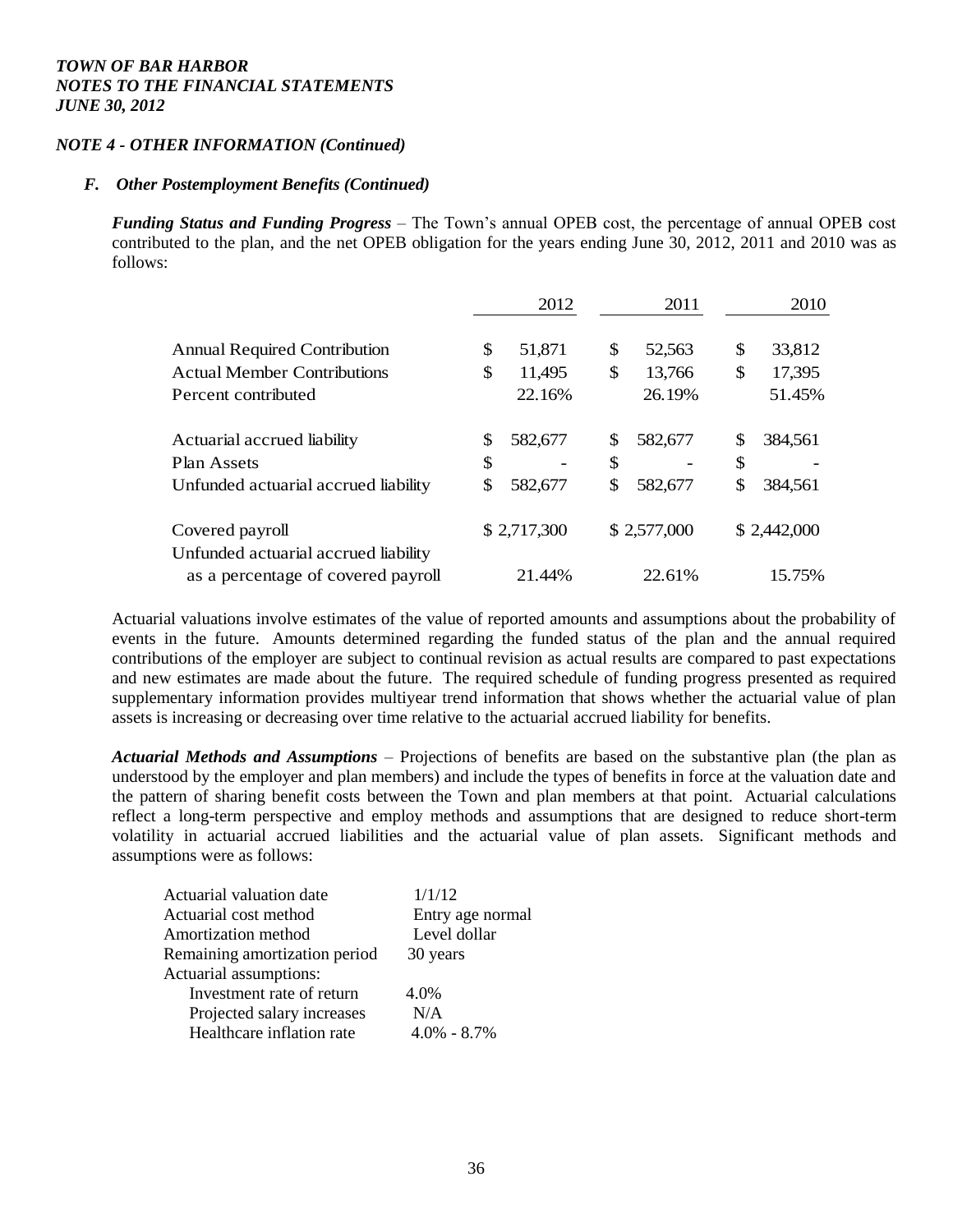*NOTE 4 - OTHER INFORMATION (Continued)*

### *F. Other Postemployment Benefits (Continued)*

***Funding Status and Funding Progress*** – The Town's annual OPEB cost, the percentage of annual OPEB cost contributed to the plan, and the net OPEB obligation for the years ending June 30, 2012, 2011 and 2010 was as follows:

| | 2012 | 2011 | 2010 |
|---|---|---|---|
| Annual Required Contribution | $ 51,871 | $ 52,563 | $ 33,812 |
| Actual Member Contributions | $ 11,495 | $ 13,766 | $ 17,395 |
| Percent contributed | 22.16% | 26.19% | 51.45% |
| Actuarial accrued liability | $ 582,677 | $ 582,677 | $ 384,561 |
| Plan Assets | $ - | $ - | $ - |
| Unfunded actuarial accrued liability | $ 582,677 | $ 582,677 | $ 384,561 |
| Covered payroll | $ 2,717,300 | $ 2,577,000 | $ 2,442,000 |
| Unfunded actuarial accrued liability as a percentage of covered payroll | 21.44% | 22.61% | 15.75% |

Actuarial valuations involve estimates of the value of reported amounts and assumptions about the probability of events in the future. Amounts determined regarding the funded status of the plan and the annual required contributions of the employer are subject to continual revision as actual results are compared to past expectations and new estimates are made about the future. The required schedule of funding progress presented as required supplementary information provides multiyear trend information that shows whether the actuarial value of plan assets is increasing or decreasing over time relative to the actuarial accrued liability for benefits.

***Actuarial Methods and Assumptions*** – Projections of benefits are based on the substantive plan (the plan as understood by the employer and plan members) and include the types of benefits in force at the valuation date and the pattern of sharing benefit costs between the Town and plan members at that point. Actuarial calculations reflect a long-term perspective and employ methods and assumptions that are designed to reduce short-term volatility in actuarial accrued liabilities and the actuarial value of plan assets. Significant methods and assumptions were as follows:

| | |
|---|---|
| Actuarial valuation date | 1/1/12 |
| Actuarial cost method | Entry age normal |
| Amortization method | Level dollar |
| Remaining amortization period | 30 years |
| Actuarial assumptions: | |
| Investment rate of return | 4.0% |
| Projected salary increases | N/A |
| Healthcare inflation rate | 4.0% - 8.7% |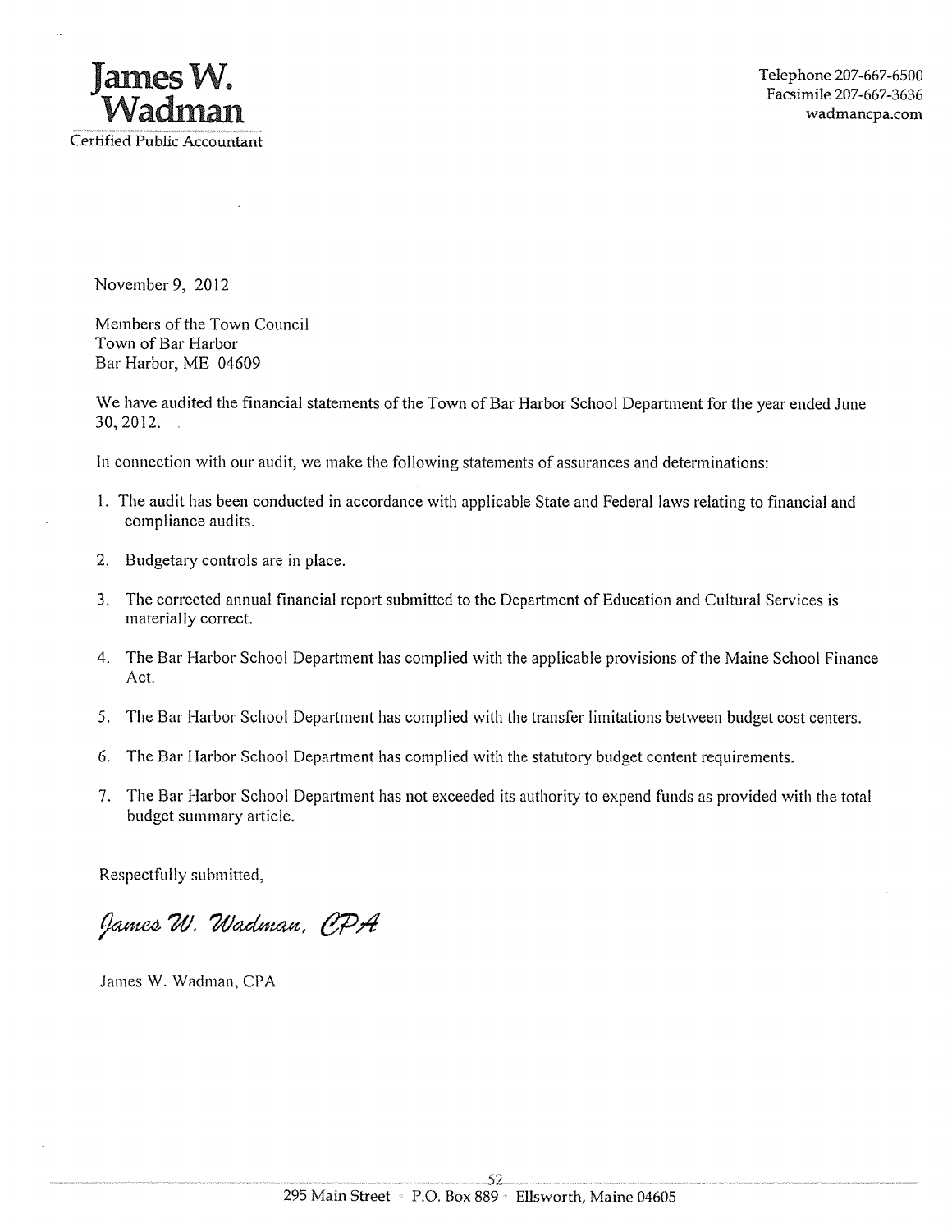**James W. Wadman**
Certified Public Accountant

Telephone 207-667-6500
Facsimile 207-667-3636
wadmancpa.com

November 9, 2012

Members of the Town Council
Town of Bar Harbor
Bar Harbor, ME 04609

We have audited the financial statements of the Town of Bar Harbor School Department for the year ended June 30, 2012.

In connection with our audit, we make the following statements of assurances and determinations:

1. The audit has been conducted in accordance with applicable State and Federal laws relating to financial and compliance audits.
2. Budgetary controls are in place.
3. The corrected annual financial report submitted to the Department of Education and Cultural Services is materially correct.
4. The Bar Harbor School Department has complied with the applicable provisions of the Maine School Finance Act.
5. The Bar Harbor School Department has complied with the transfer limitations between budget cost centers.
6. The Bar Harbor School Department has complied with the statutory budget content requirements.
7. The Bar Harbor School Department has not exceeded its authority to expend funds as provided with the total budget summary article.

Respectfully submitted,

*James W. Wadman, CPA*

James W. Wadman, CPA

295 Main Street • P.O. Box 889 • Ellsworth, Maine 04605